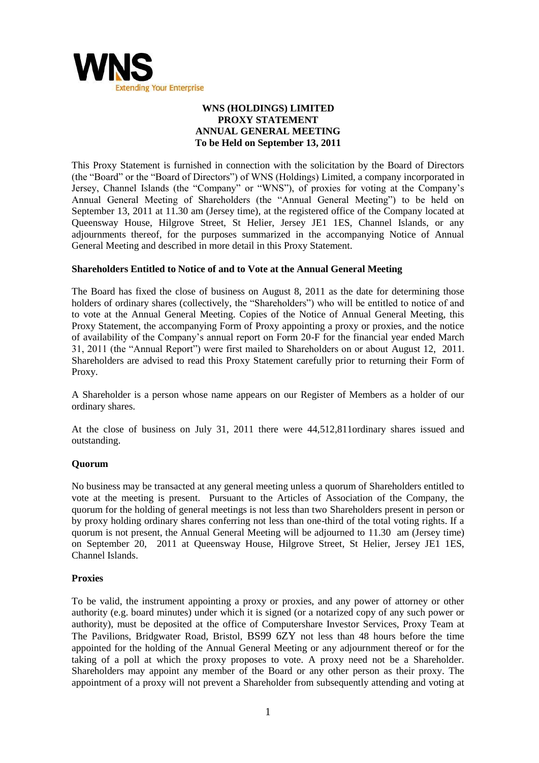# WNS (HOLDINGS) LIMITED
## PROXY STATEMENT
## ANNUAL GENERAL MEETING
## To be Held on September 13, 2011

This Proxy Statement is furnished in connection with the solicitation by the Board of Directors (the "Board" or the "Board of Directors") of WNS (Holdings) Limited, a company incorporated in Jersey, Channel Islands (the "Company" or "WNS"), of proxies for voting at the Company's Annual General Meeting of Shareholders (the "Annual General Meeting") to be held on September 13, 2011 at 11.30 am (Jersey time), at the registered office of the Company located at Queensway House, Hilgrove Street, St Helier, Jersey JE1 1ES, Channel Islands, or any adjournments thereof, for the purposes summarized in the accompanying Notice of Annual General Meeting and described in more detail in this Proxy Statement.

### Shareholders Entitled to Notice of and to Vote at the Annual General Meeting

The Board has fixed the close of business on August 8, 2011 as the date for determining those holders of ordinary shares (collectively, the "Shareholders") who will be entitled to notice of and to vote at the Annual General Meeting. Copies of the Notice of Annual General Meeting, this Proxy Statement, the accompanying Form of Proxy appointing a proxy or proxies, and the notice of availability of the Company's annual report on Form 20-F for the financial year ended March 31, 2011 (the "Annual Report") were first mailed to Shareholders on or about August 12, 2011. Shareholders are advised to read this Proxy Statement carefully prior to returning their Form of Proxy.

A Shareholder is a person whose name appears on our Register of Members as a holder of our ordinary shares.

At the close of business on July 31, 2011 there were 44,512,811ordinary shares issued and outstanding.

### Quorum

No business may be transacted at any general meeting unless a quorum of Shareholders entitled to vote at the meeting is present. Pursuant to the Articles of Association of the Company, the quorum for the holding of general meetings is not less than two Shareholders present in person or by proxy holding ordinary shares conferring not less than one-third of the total voting rights. If a quorum is not present, the Annual General Meeting will be adjourned to 11.30 am (Jersey time) on September 20, 2011 at Queensway House, Hilgrove Street, St Helier, Jersey JE1 1ES, Channel Islands.

### Proxies

To be valid, the instrument appointing a proxy or proxies, and any power of attorney or other authority (e.g. board minutes) under which it is signed (or a notarized copy of any such power or authority), must be deposited at the office of Computershare Investor Services, Proxy Team at The Pavilions, Bridgwater Road, Bristol, BS99 6ZY not less than 48 hours before the time appointed for the holding of the Annual General Meeting or any adjournment thereof or for the taking of a poll at which the proxy proposes to vote. A proxy need not be a Shareholder. Shareholders may appoint any member of the Board or any other person as their proxy. The appointment of a proxy will not prevent a Shareholder from subsequently attending and voting at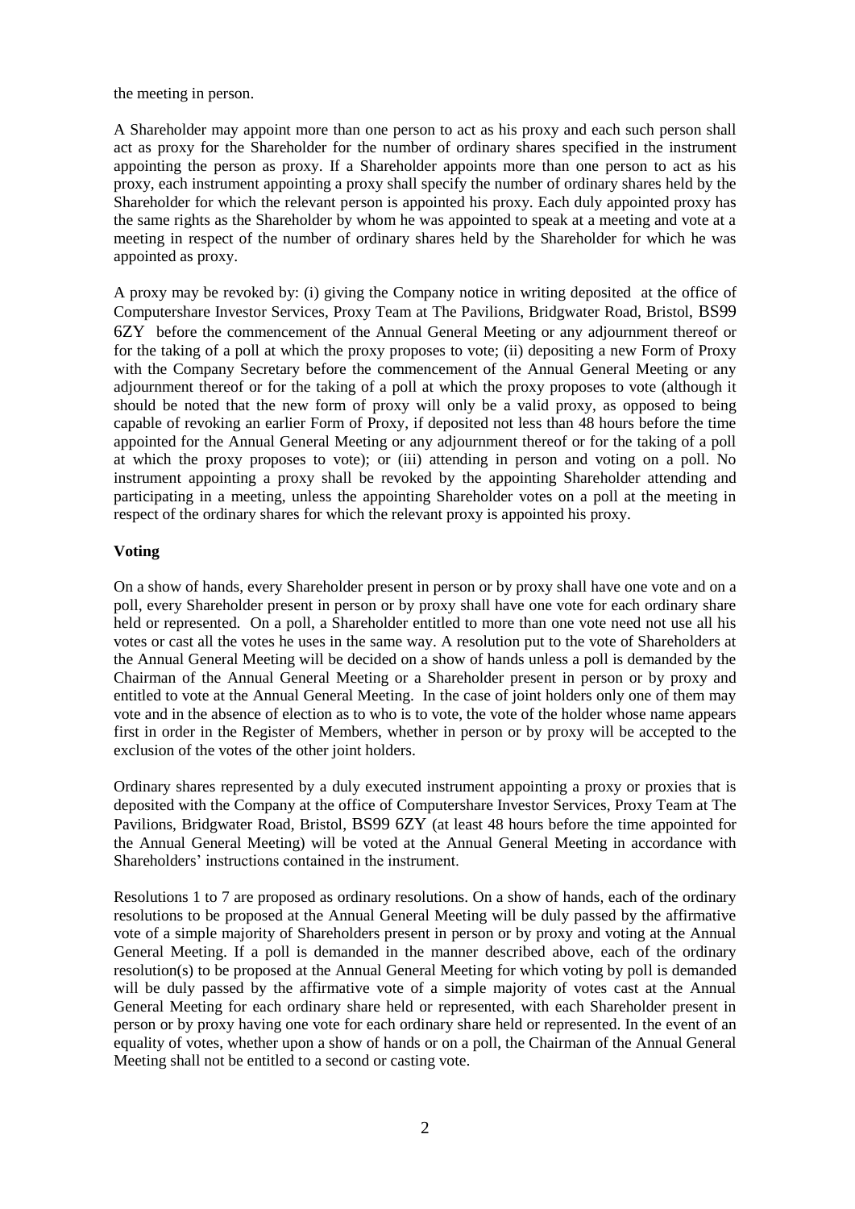the meeting in person.

A Shareholder may appoint more than one person to act as his proxy and each such person shall act as proxy for the Shareholder for the number of ordinary shares specified in the instrument appointing the person as proxy. If a Shareholder appoints more than one person to act as his proxy, each instrument appointing a proxy shall specify the number of ordinary shares held by the Shareholder for which the relevant person is appointed his proxy. Each duly appointed proxy has the same rights as the Shareholder by whom he was appointed to speak at a meeting and vote at a meeting in respect of the number of ordinary shares held by the Shareholder for which he was appointed as proxy.

A proxy may be revoked by: (i) giving the Company notice in writing deposited at the office of Computershare Investor Services, Proxy Team at The Pavilions, Bridgwater Road, Bristol, BS99 6ZY before the commencement of the Annual General Meeting or any adjournment thereof or for the taking of a poll at which the proxy proposes to vote; (ii) depositing a new Form of Proxy with the Company Secretary before the commencement of the Annual General Meeting or any adjournment thereof or for the taking of a poll at which the proxy proposes to vote (although it should be noted that the new form of proxy will only be a valid proxy, as opposed to being capable of revoking an earlier Form of Proxy, if deposited not less than 48 hours before the time appointed for the Annual General Meeting or any adjournment thereof or for the taking of a poll at which the proxy proposes to vote); or (iii) attending in person and voting on a poll. No instrument appointing a proxy shall be revoked by the appointing Shareholder attending and participating in a meeting, unless the appointing Shareholder votes on a poll at the meeting in respect of the ordinary shares for which the relevant proxy is appointed his proxy.

**Voting**

On a show of hands, every Shareholder present in person or by proxy shall have one vote and on a poll, every Shareholder present in person or by proxy shall have one vote for each ordinary share held or represented. On a poll, a Shareholder entitled to more than one vote need not use all his votes or cast all the votes he uses in the same way. A resolution put to the vote of Shareholders at the Annual General Meeting will be decided on a show of hands unless a poll is demanded by the Chairman of the Annual General Meeting or a Shareholder present in person or by proxy and entitled to vote at the Annual General Meeting. In the case of joint holders only one of them may vote and in the absence of election as to who is to vote, the vote of the holder whose name appears first in order in the Register of Members, whether in person or by proxy will be accepted to the exclusion of the votes of the other joint holders.

Ordinary shares represented by a duly executed instrument appointing a proxy or proxies that is deposited with the Company at the office of Computershare Investor Services, Proxy Team at The Pavilions, Bridgwater Road, Bristol, BS99 6ZY (at least 48 hours before the time appointed for the Annual General Meeting) will be voted at the Annual General Meeting in accordance with Shareholders' instructions contained in the instrument.

Resolutions 1 to 7 are proposed as ordinary resolutions. On a show of hands, each of the ordinary resolutions to be proposed at the Annual General Meeting will be duly passed by the affirmative vote of a simple majority of Shareholders present in person or by proxy and voting at the Annual General Meeting. If a poll is demanded in the manner described above, each of the ordinary resolution(s) to be proposed at the Annual General Meeting for which voting by poll is demanded will be duly passed by the affirmative vote of a simple majority of votes cast at the Annual General Meeting for each ordinary share held or represented, with each Shareholder present in person or by proxy having one vote for each ordinary share held or represented. In the event of an equality of votes, whether upon a show of hands or on a poll, the Chairman of the Annual General Meeting shall not be entitled to a second or casting vote.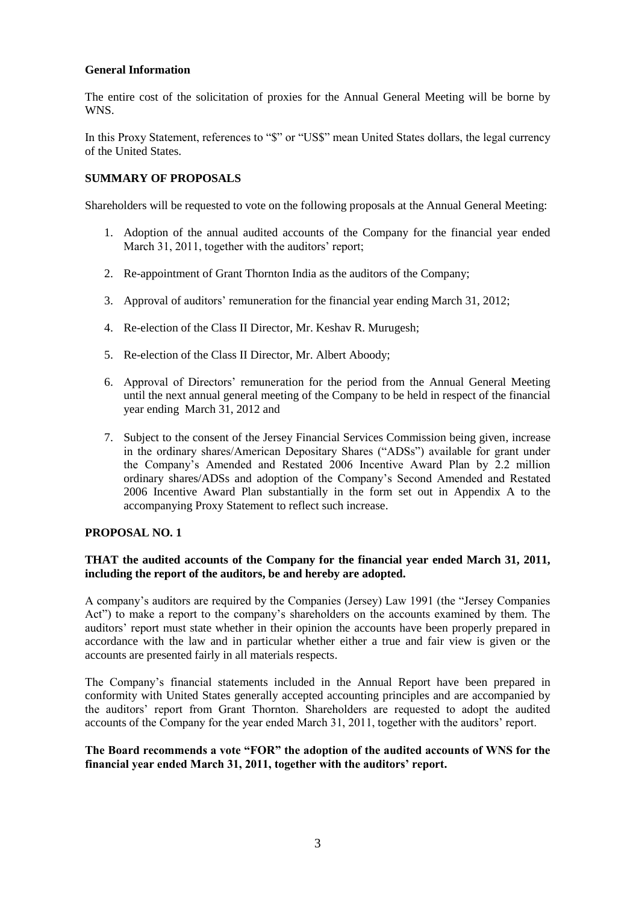**General Information**

The entire cost of the solicitation of proxies for the Annual General Meeting will be borne by WNS.

In this Proxy Statement, references to "$" or "US$" mean United States dollars, the legal currency of the United States.

**SUMMARY OF PROPOSALS**

Shareholders will be requested to vote on the following proposals at the Annual General Meeting:

1. Adoption of the annual audited accounts of the Company for the financial year ended March 31, 2011, together with the auditors' report;
2. Re-appointment of Grant Thornton India as the auditors of the Company;
3. Approval of auditors' remuneration for the financial year ending March 31, 2012;
4. Re-election of the Class II Director, Mr. Keshav R. Murugesh;
5. Re-election of the Class II Director, Mr. Albert Aboody;
6. Approval of Directors' remuneration for the period from the Annual General Meeting until the next annual general meeting of the Company to be held in respect of the financial year ending March 31, 2012 and
7. Subject to the consent of the Jersey Financial Services Commission being given, increase in the ordinary shares/American Depositary Shares ("ADSs") available for grant under the Company's Amended and Restated 2006 Incentive Award Plan by 2.2 million ordinary shares/ADSs and adoption of the Company's Second Amended and Restated 2006 Incentive Award Plan substantially in the form set out in Appendix A to the accompanying Proxy Statement to reflect such increase.

**PROPOSAL NO. 1**

**THAT the audited accounts of the Company for the financial year ended March 31, 2011, including the report of the auditors, be and hereby are adopted.**

A company's auditors are required by the Companies (Jersey) Law 1991 (the "Jersey Companies Act") to make a report to the company's shareholders on the accounts examined by them. The auditors' report must state whether in their opinion the accounts have been properly prepared in accordance with the law and in particular whether either a true and fair view is given or the accounts are presented fairly in all materials respects.

The Company's financial statements included in the Annual Report have been prepared in conformity with United States generally accepted accounting principles and are accompanied by the auditors' report from Grant Thornton. Shareholders are requested to adopt the audited accounts of the Company for the year ended March 31, 2011, together with the auditors' report.

**The Board recommends a vote "FOR" the adoption of the audited accounts of WNS for the financial year ended March 31, 2011, together with the auditors' report.**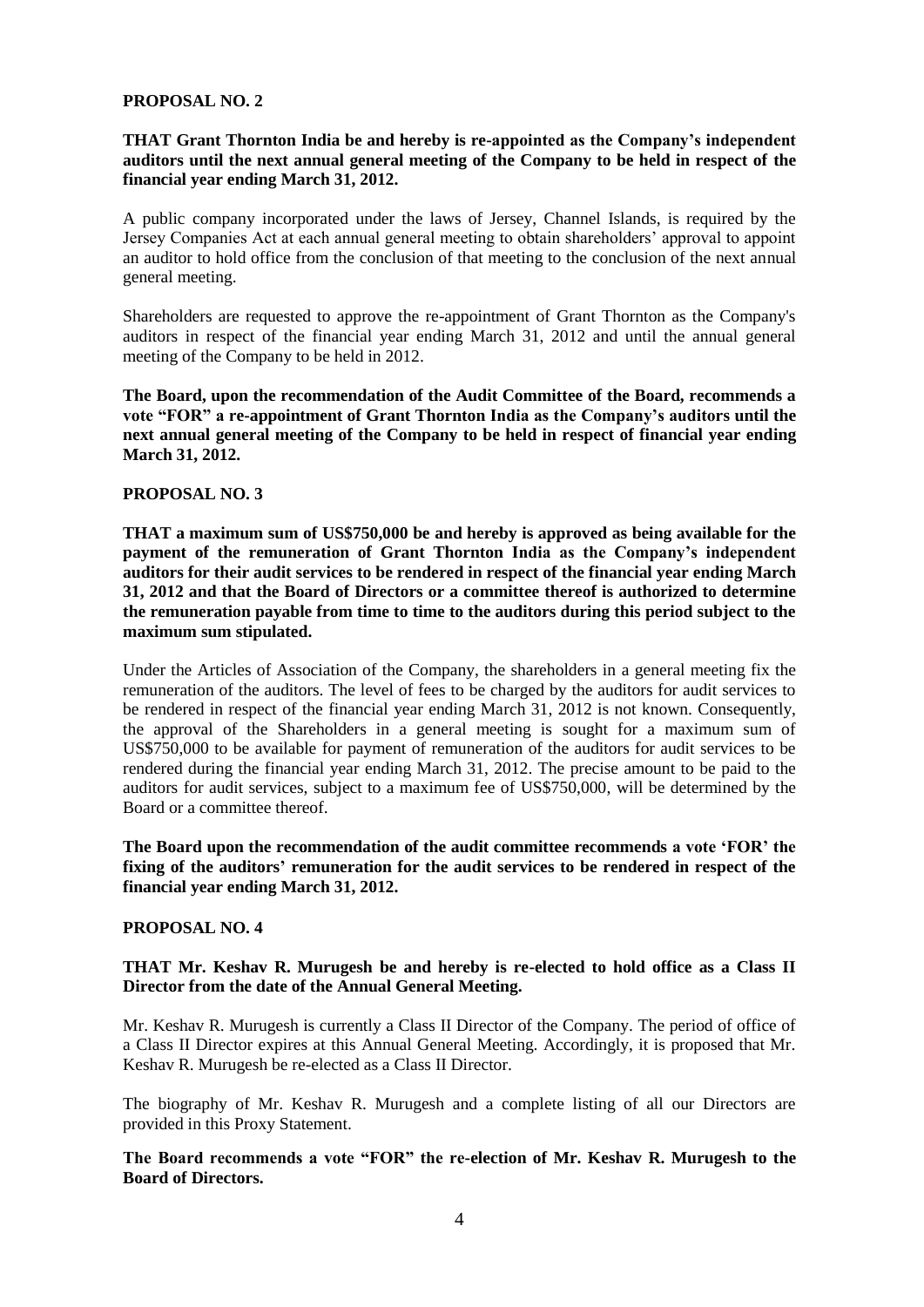**PROPOSAL NO. 2**

**THAT Grant Thornton India be and hereby is re-appointed as the Company's independent auditors until the next annual general meeting of the Company to be held in respect of the financial year ending March 31, 2012.**

A public company incorporated under the laws of Jersey, Channel Islands, is required by the Jersey Companies Act at each annual general meeting to obtain shareholders' approval to appoint an auditor to hold office from the conclusion of that meeting to the conclusion of the next annual general meeting.

Shareholders are requested to approve the re-appointment of Grant Thornton as the Company's auditors in respect of the financial year ending March 31, 2012 and until the annual general meeting of the Company to be held in 2012.

**The Board, upon the recommendation of the Audit Committee of the Board, recommends a vote "FOR" a re-appointment of Grant Thornton India as the Company's auditors until the next annual general meeting of the Company to be held in respect of financial year ending March 31, 2012.**

**PROPOSAL NO. 3**

**THAT a maximum sum of US$750,000 be and hereby is approved as being available for the payment of the remuneration of Grant Thornton India as the Company's independent auditors for their audit services to be rendered in respect of the financial year ending March 31, 2012 and that the Board of Directors or a committee thereof is authorized to determine the remuneration payable from time to time to the auditors during this period subject to the maximum sum stipulated.**

Under the Articles of Association of the Company, the shareholders in a general meeting fix the remuneration of the auditors. The level of fees to be charged by the auditors for audit services to be rendered in respect of the financial year ending March 31, 2012 is not known. Consequently, the approval of the Shareholders in a general meeting is sought for a maximum sum of US$750,000 to be available for payment of remuneration of the auditors for audit services to be rendered during the financial year ending March 31, 2012. The precise amount to be paid to the auditors for audit services, subject to a maximum fee of US$750,000, will be determined by the Board or a committee thereof.

**The Board upon the recommendation of the audit committee recommends a vote 'FOR' the fixing of the auditors' remuneration for the audit services to be rendered in respect of the financial year ending March 31, 2012.**

**PROPOSAL NO. 4**

**THAT Mr. Keshav R. Murugesh be and hereby is re-elected to hold office as a Class II Director from the date of the Annual General Meeting.**

Mr. Keshav R. Murugesh is currently a Class II Director of the Company. The period of office of a Class II Director expires at this Annual General Meeting. Accordingly, it is proposed that Mr. Keshav R. Murugesh be re-elected as a Class II Director.

The biography of Mr. Keshav R. Murugesh and a complete listing of all our Directors are provided in this Proxy Statement.

**The Board recommends a vote "FOR" the re-election of Mr. Keshav R. Murugesh to the Board of Directors.**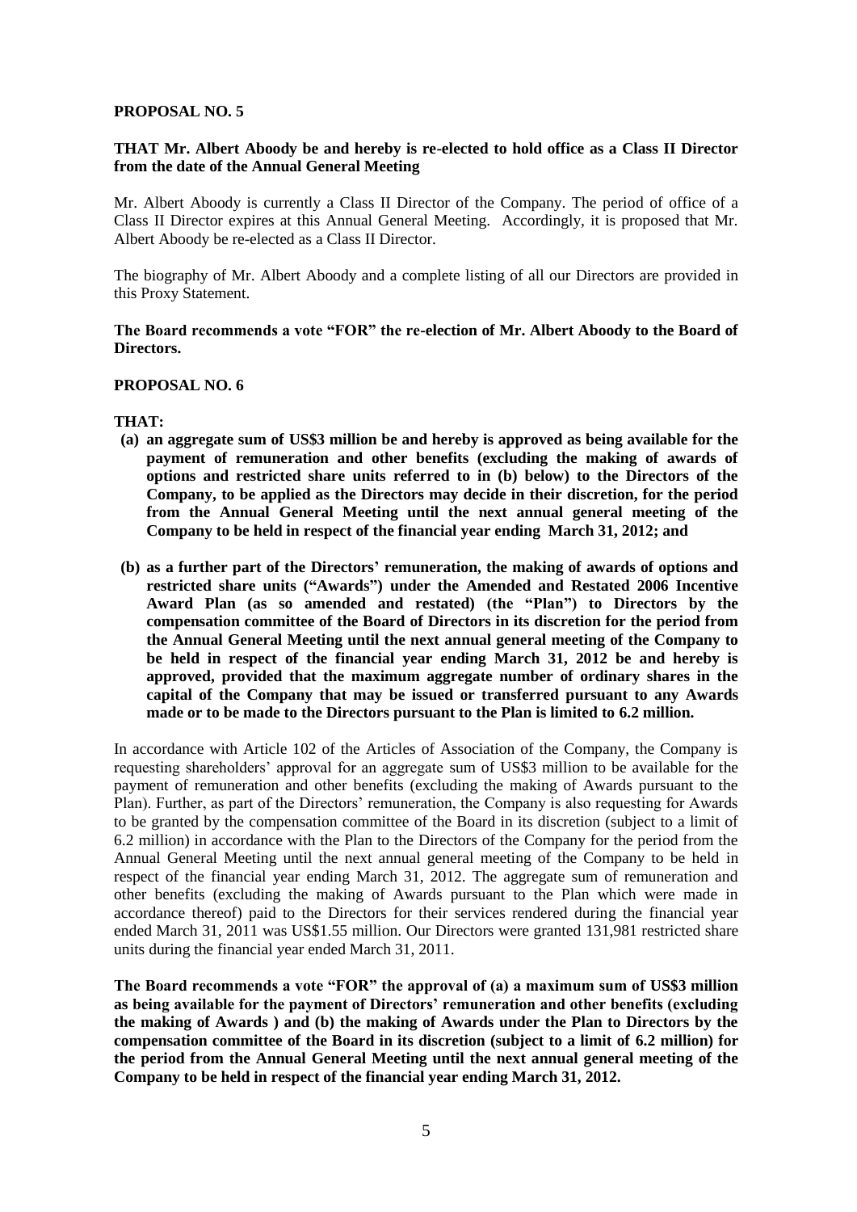**PROPOSAL NO. 5**

**THAT Mr. Albert Aboody be and hereby is re-elected to hold office as a Class II Director from the date of the Annual General Meeting**

Mr. Albert Aboody is currently a Class II Director of the Company. The period of office of a Class II Director expires at this Annual General Meeting. Accordingly, it is proposed that Mr. Albert Aboody be re-elected as a Class II Director.

The biography of Mr. Albert Aboody and a complete listing of all our Directors are provided in this Proxy Statement.

**The Board recommends a vote "FOR" the re-election of Mr. Albert Aboody to the Board of Directors.**

**PROPOSAL NO. 6**

**THAT:**

**(a) an aggregate sum of US$3 million be and hereby is approved as being available for the payment of remuneration and other benefits (excluding the making of awards of options and restricted share units referred to in (b) below) to the Directors of the Company, to be applied as the Directors may decide in their discretion, for the period from the Annual General Meeting until the next annual general meeting of the Company to be held in respect of the financial year ending March 31, 2012; and**

**(b) as a further part of the Directors' remuneration, the making of awards of options and restricted share units ("Awards") under the Amended and Restated 2006 Incentive Award Plan (as so amended and restated) (the "Plan") to Directors by the compensation committee of the Board of Directors in its discretion for the period from the Annual General Meeting until the next annual general meeting of the Company to be held in respect of the financial year ending March 31, 2012 be and hereby is approved, provided that the maximum aggregate number of ordinary shares in the capital of the Company that may be issued or transferred pursuant to any Awards made or to be made to the Directors pursuant to the Plan is limited to 6.2 million.**

In accordance with Article 102 of the Articles of Association of the Company, the Company is requesting shareholders' approval for an aggregate sum of US$3 million to be available for the payment of remuneration and other benefits (excluding the making of Awards pursuant to the Plan). Further, as part of the Directors' remuneration, the Company is also requesting for Awards to be granted by the compensation committee of the Board in its discretion (subject to a limit of 6.2 million) in accordance with the Plan to the Directors of the Company for the period from the Annual General Meeting until the next annual general meeting of the Company to be held in respect of the financial year ending March 31, 2012. The aggregate sum of remuneration and other benefits (excluding the making of Awards pursuant to the Plan which were made in accordance thereof) paid to the Directors for their services rendered during the financial year ended March 31, 2011 was US$1.55 million. Our Directors were granted 131,981 restricted share units during the financial year ended March 31, 2011.

**The Board recommends a vote "FOR" the approval of (a) a maximum sum of US$3 million as being available for the payment of Directors' remuneration and other benefits (excluding the making of Awards ) and (b) the making of Awards under the Plan to Directors by the compensation committee of the Board in its discretion (subject to a limit of 6.2 million) for the period from the Annual General Meeting until the next annual general meeting of the Company to be held in respect of the financial year ending March 31, 2012.**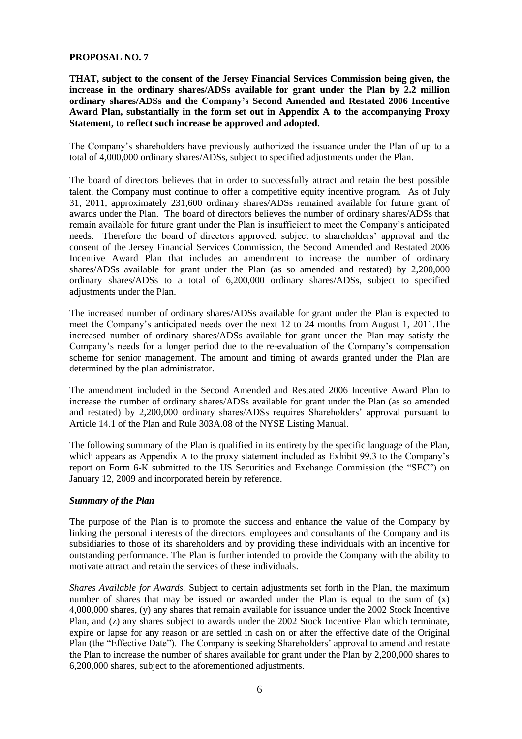**PROPOSAL NO. 7**

**THAT, subject to the consent of the Jersey Financial Services Commission being given, the increase in the ordinary shares/ADSs available for grant under the Plan by 2.2 million ordinary shares/ADSs and the Company's Second Amended and Restated 2006 Incentive Award Plan, substantially in the form set out in Appendix A to the accompanying Proxy Statement, to reflect such increase be approved and adopted.**

The Company's shareholders have previously authorized the issuance under the Plan of up to a total of 4,000,000 ordinary shares/ADSs, subject to specified adjustments under the Plan.

The board of directors believes that in order to successfully attract and retain the best possible talent, the Company must continue to offer a competitive equity incentive program. As of July 31, 2011, approximately 231,600 ordinary shares/ADSs remained available for future grant of awards under the Plan. The board of directors believes the number of ordinary shares/ADSs that remain available for future grant under the Plan is insufficient to meet the Company's anticipated needs. Therefore the board of directors approved, subject to shareholders' approval and the consent of the Jersey Financial Services Commission, the Second Amended and Restated 2006 Incentive Award Plan that includes an amendment to increase the number of ordinary shares/ADSs available for grant under the Plan (as so amended and restated) by 2,200,000 ordinary shares/ADSs to a total of 6,200,000 ordinary shares/ADSs, subject to specified adjustments under the Plan.

The increased number of ordinary shares/ADSs available for grant under the Plan is expected to meet the Company's anticipated needs over the next 12 to 24 months from August 1, 2011.The increased number of ordinary shares/ADSs available for grant under the Plan may satisfy the Company's needs for a longer period due to the re-evaluation of the Company's compensation scheme for senior management. The amount and timing of awards granted under the Plan are determined by the plan administrator.

The amendment included in the Second Amended and Restated 2006 Incentive Award Plan to increase the number of ordinary shares/ADSs available for grant under the Plan (as so amended and restated) by 2,200,000 ordinary shares/ADSs requires Shareholders' approval pursuant to Article 14.1 of the Plan and Rule 303A.08 of the NYSE Listing Manual.

The following summary of the Plan is qualified in its entirety by the specific language of the Plan, which appears as Appendix A to the proxy statement included as Exhibit 99.3 to the Company's report on Form 6-K submitted to the US Securities and Exchange Commission (the "SEC") on January 12, 2009 and incorporated herein by reference.

***Summary of the Plan***

The purpose of the Plan is to promote the success and enhance the value of the Company by linking the personal interests of the directors, employees and consultants of the Company and its subsidiaries to those of its shareholders and by providing these individuals with an incentive for outstanding performance. The Plan is further intended to provide the Company with the ability to motivate attract and retain the services of these individuals.

*Shares Available for Awards.* Subject to certain adjustments set forth in the Plan, the maximum number of shares that may be issued or awarded under the Plan is equal to the sum of (x) 4,000,000 shares, (y) any shares that remain available for issuance under the 2002 Stock Incentive Plan, and (z) any shares subject to awards under the 2002 Stock Incentive Plan which terminate, expire or lapse for any reason or are settled in cash on or after the effective date of the Original Plan (the "Effective Date"). The Company is seeking Shareholders' approval to amend and restate the Plan to increase the number of shares available for grant under the Plan by 2,200,000 shares to 6,200,000 shares, subject to the aforementioned adjustments.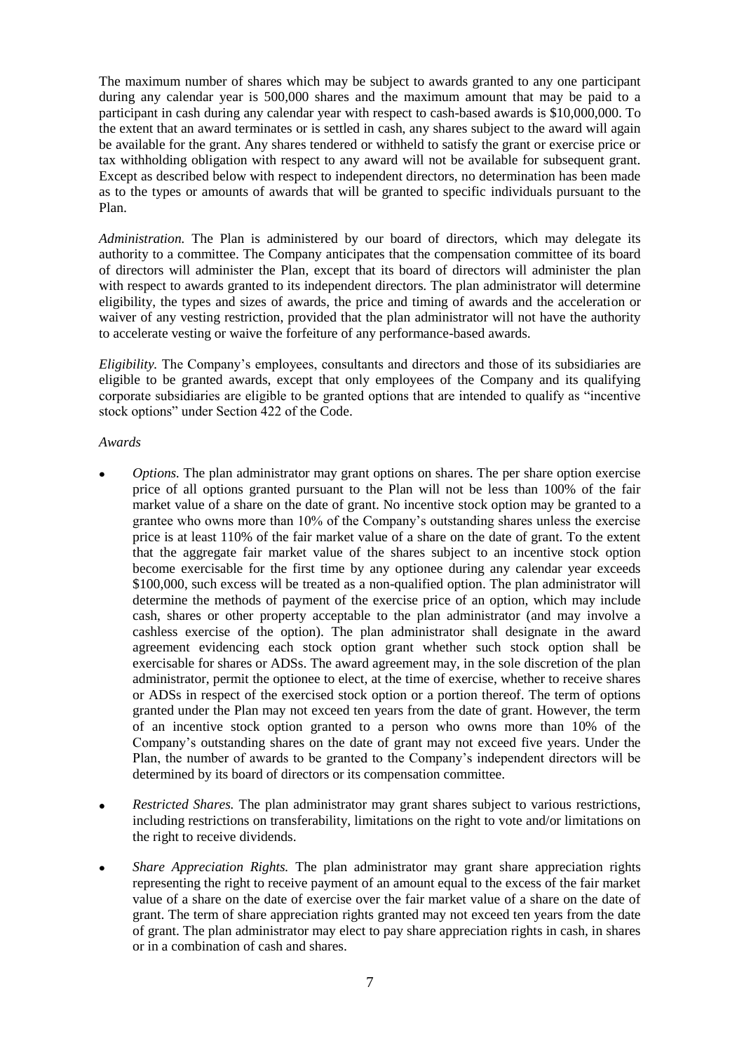The maximum number of shares which may be subject to awards granted to any one participant during any calendar year is 500,000 shares and the maximum amount that may be paid to a participant in cash during any calendar year with respect to cash-based awards is $10,000,000. To the extent that an award terminates or is settled in cash, any shares subject to the award will again be available for the grant. Any shares tendered or withheld to satisfy the grant or exercise price or tax withholding obligation with respect to any award will not be available for subsequent grant. Except as described below with respect to independent directors, no determination has been made as to the types or amounts of awards that will be granted to specific individuals pursuant to the Plan.

*Administration.* The Plan is administered by our board of directors, which may delegate its authority to a committee. The Company anticipates that the compensation committee of its board of directors will administer the Plan, except that its board of directors will administer the plan with respect to awards granted to its independent directors. The plan administrator will determine eligibility, the types and sizes of awards, the price and timing of awards and the acceleration or waiver of any vesting restriction, provided that the plan administrator will not have the authority to accelerate vesting or waive the forfeiture of any performance-based awards.

*Eligibility.* The Company's employees, consultants and directors and those of its subsidiaries are eligible to be granted awards, except that only employees of the Company and its qualifying corporate subsidiaries are eligible to be granted options that are intended to qualify as "incentive stock options" under Section 422 of the Code.

*Awards*

- *Options.* The plan administrator may grant options on shares. The per share option exercise price of all options granted pursuant to the Plan will not be less than 100% of the fair market value of a share on the date of grant. No incentive stock option may be granted to a grantee who owns more than 10% of the Company's outstanding shares unless the exercise price is at least 110% of the fair market value of a share on the date of grant. To the extent that the aggregate fair market value of the shares subject to an incentive stock option become exercisable for the first time by any optionee during any calendar year exceeds $100,000, such excess will be treated as a non-qualified option. The plan administrator will determine the methods of payment of the exercise price of an option, which may include cash, shares or other property acceptable to the plan administrator (and may involve a cashless exercise of the option). The plan administrator shall designate in the award agreement evidencing each stock option grant whether such stock option shall be exercisable for shares or ADSs. The award agreement may, in the sole discretion of the plan administrator, permit the optionee to elect, at the time of exercise, whether to receive shares or ADSs in respect of the exercised stock option or a portion thereof. The term of options granted under the Plan may not exceed ten years from the date of grant. However, the term of an incentive stock option granted to a person who owns more than 10% of the Company's outstanding shares on the date of grant may not exceed five years. Under the Plan, the number of awards to be granted to the Company's independent directors will be determined by its board of directors or its compensation committee.

- *Restricted Shares.* The plan administrator may grant shares subject to various restrictions, including restrictions on transferability, limitations on the right to vote and/or limitations on the right to receive dividends.

- *Share Appreciation Rights.* The plan administrator may grant share appreciation rights representing the right to receive payment of an amount equal to the excess of the fair market value of a share on the date of exercise over the fair market value of a share on the date of grant. The term of share appreciation rights granted may not exceed ten years from the date of grant. The plan administrator may elect to pay share appreciation rights in cash, in shares or in a combination of cash and shares.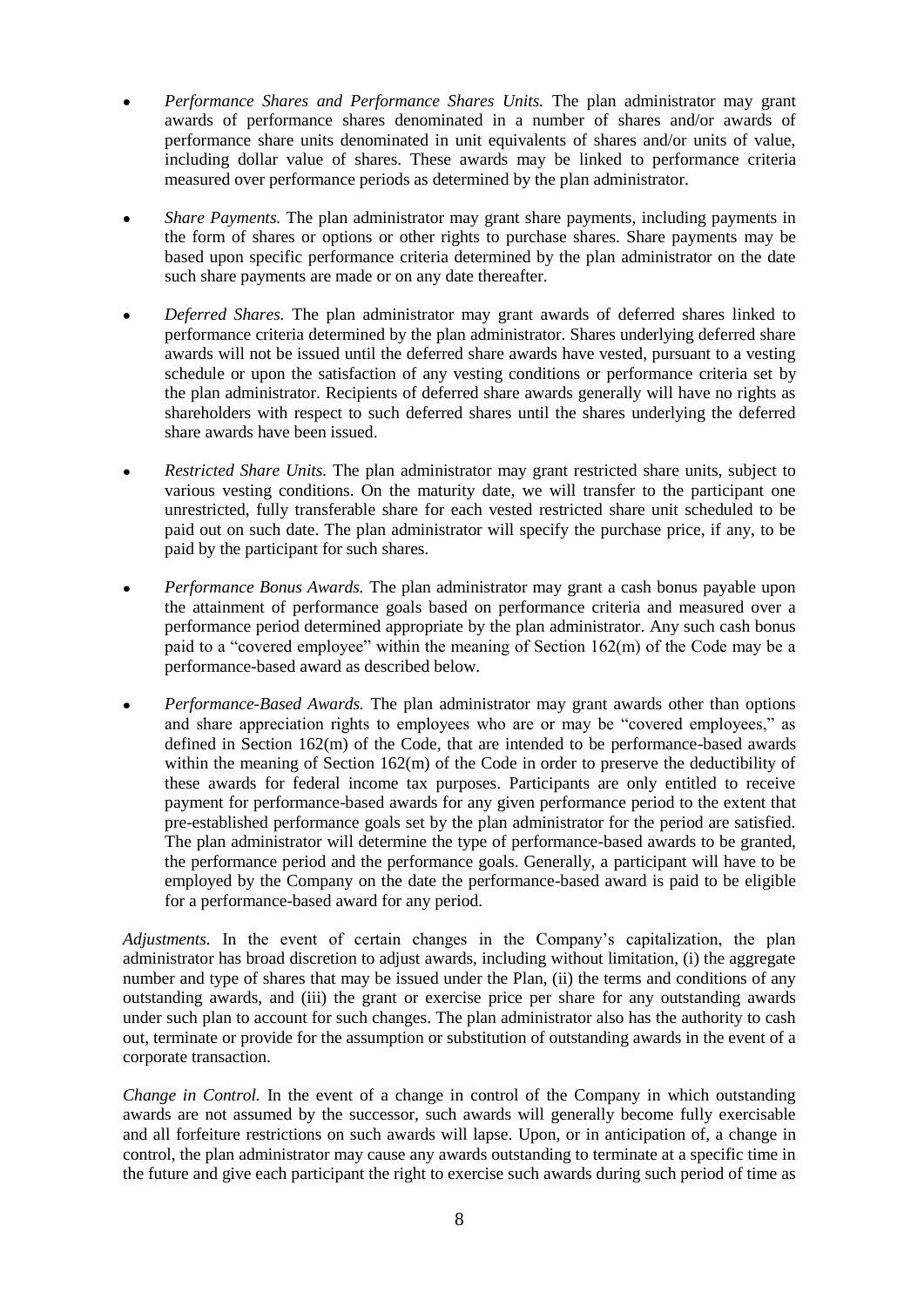- *Performance Shares and Performance Shares Units.* The plan administrator may grant awards of performance shares denominated in a number of shares and/or awards of performance share units denominated in unit equivalents of shares and/or units of value, including dollar value of shares. These awards may be linked to performance criteria measured over performance periods as determined by the plan administrator.

- *Share Payments.* The plan administrator may grant share payments, including payments in the form of shares or options or other rights to purchase shares. Share payments may be based upon specific performance criteria determined by the plan administrator on the date such share payments are made or on any date thereafter.

- *Deferred Shares.* The plan administrator may grant awards of deferred shares linked to performance criteria determined by the plan administrator. Shares underlying deferred share awards will not be issued until the deferred share awards have vested, pursuant to a vesting schedule or upon the satisfaction of any vesting conditions or performance criteria set by the plan administrator. Recipients of deferred share awards generally will have no rights as shareholders with respect to such deferred shares until the shares underlying the deferred share awards have been issued.

- *Restricted Share Units.* The plan administrator may grant restricted share units, subject to various vesting conditions. On the maturity date, we will transfer to the participant one unrestricted, fully transferable share for each vested restricted share unit scheduled to be paid out on such date. The plan administrator will specify the purchase price, if any, to be paid by the participant for such shares.

- *Performance Bonus Awards.* The plan administrator may grant a cash bonus payable upon the attainment of performance goals based on performance criteria and measured over a performance period determined appropriate by the plan administrator. Any such cash bonus paid to a "covered employee" within the meaning of Section 162(m) of the Code may be a performance-based award as described below.

- *Performance-Based Awards.* The plan administrator may grant awards other than options and share appreciation rights to employees who are or may be "covered employees," as defined in Section 162(m) of the Code, that are intended to be performance-based awards within the meaning of Section 162(m) of the Code in order to preserve the deductibility of these awards for federal income tax purposes. Participants are only entitled to receive payment for performance-based awards for any given performance period to the extent that pre-established performance goals set by the plan administrator for the period are satisfied. The plan administrator will determine the type of performance-based awards to be granted, the performance period and the performance goals. Generally, a participant will have to be employed by the Company on the date the performance-based award is paid to be eligible for a performance-based award for any period.

*Adjustments.* In the event of certain changes in the Company's capitalization, the plan administrator has broad discretion to adjust awards, including without limitation, (i) the aggregate number and type of shares that may be issued under the Plan, (ii) the terms and conditions of any outstanding awards, and (iii) the grant or exercise price per share for any outstanding awards under such plan to account for such changes. The plan administrator also has the authority to cash out, terminate or provide for the assumption or substitution of outstanding awards in the event of a corporate transaction.

*Change in Control.* In the event of a change in control of the Company in which outstanding awards are not assumed by the successor, such awards will generally become fully exercisable and all forfeiture restrictions on such awards will lapse. Upon, or in anticipation of, a change in control, the plan administrator may cause any awards outstanding to terminate at a specific time in the future and give each participant the right to exercise such awards during such period of time as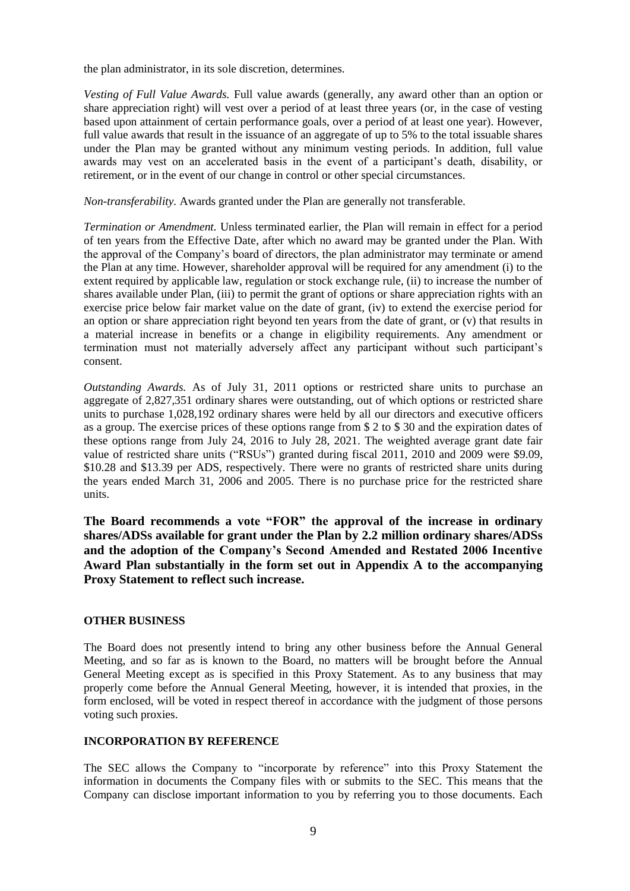the plan administrator, in its sole discretion, determines.

*Vesting of Full Value Awards.* Full value awards (generally, any award other than an option or share appreciation right) will vest over a period of at least three years (or, in the case of vesting based upon attainment of certain performance goals, over a period of at least one year). However, full value awards that result in the issuance of an aggregate of up to 5% to the total issuable shares under the Plan may be granted without any minimum vesting periods. In addition, full value awards may vest on an accelerated basis in the event of a participant's death, disability, or retirement, or in the event of our change in control or other special circumstances.

*Non-transferability.* Awards granted under the Plan are generally not transferable.

*Termination or Amendment.* Unless terminated earlier, the Plan will remain in effect for a period of ten years from the Effective Date, after which no award may be granted under the Plan. With the approval of the Company's board of directors, the plan administrator may terminate or amend the Plan at any time. However, shareholder approval will be required for any amendment (i) to the extent required by applicable law, regulation or stock exchange rule, (ii) to increase the number of shares available under Plan, (iii) to permit the grant of options or share appreciation rights with an exercise price below fair market value on the date of grant, (iv) to extend the exercise period for an option or share appreciation right beyond ten years from the date of grant, or (v) that results in a material increase in benefits or a change in eligibility requirements. Any amendment or termination must not materially adversely affect any participant without such participant's consent.

*Outstanding Awards.* As of July 31, 2011 options or restricted share units to purchase an aggregate of 2,827,351 ordinary shares were outstanding, out of which options or restricted share units to purchase 1,028,192 ordinary shares were held by all our directors and executive officers as a group. The exercise prices of these options range from $ 2 to $ 30 and the expiration dates of these options range from July 24, 2016 to July 28, 2021. The weighted average grant date fair value of restricted share units ("RSUs") granted during fiscal 2011, 2010 and 2009 were $9.09, $10.28 and $13.39 per ADS, respectively. There were no grants of restricted share units during the years ended March 31, 2006 and 2005. There is no purchase price for the restricted share units.

**The Board recommends a vote "FOR" the approval of the increase in ordinary shares/ADSs available for grant under the Plan by 2.2 million ordinary shares/ADSs and the adoption of the Company's Second Amended and Restated 2006 Incentive Award Plan substantially in the form set out in Appendix A to the accompanying Proxy Statement to reflect such increase.**

## OTHER BUSINESS

The Board does not presently intend to bring any other business before the Annual General Meeting, and so far as is known to the Board, no matters will be brought before the Annual General Meeting except as is specified in this Proxy Statement. As to any business that may properly come before the Annual General Meeting, however, it is intended that proxies, in the form enclosed, will be voted in respect thereof in accordance with the judgment of those persons voting such proxies.

## INCORPORATION BY REFERENCE

The SEC allows the Company to "incorporate by reference" into this Proxy Statement the information in documents the Company files with or submits to the SEC. This means that the Company can disclose important information to you by referring you to those documents. Each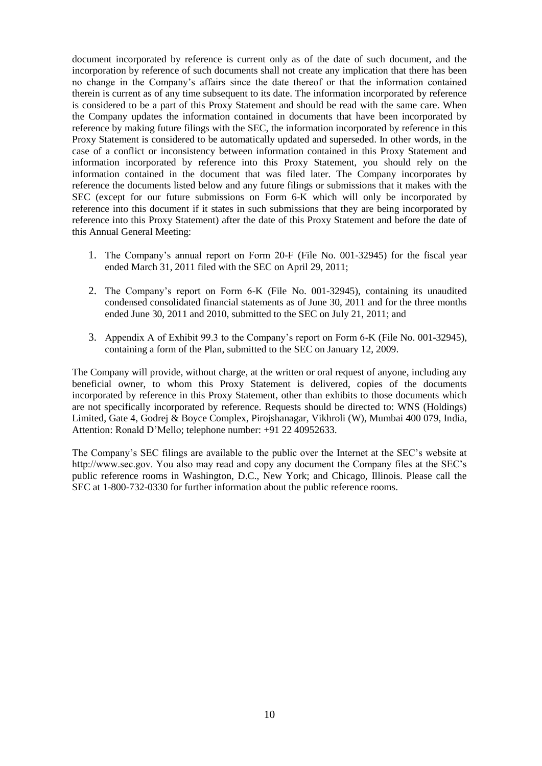document incorporated by reference is current only as of the date of such document, and the incorporation by reference of such documents shall not create any implication that there has been no change in the Company's affairs since the date thereof or that the information contained therein is current as of any time subsequent to its date. The information incorporated by reference is considered to be a part of this Proxy Statement and should be read with the same care. When the Company updates the information contained in documents that have been incorporated by reference by making future filings with the SEC, the information incorporated by reference in this Proxy Statement is considered to be automatically updated and superseded. In other words, in the case of a conflict or inconsistency between information contained in this Proxy Statement and information incorporated by reference into this Proxy Statement, you should rely on the information contained in the document that was filed later. The Company incorporates by reference the documents listed below and any future filings or submissions that it makes with the SEC (except for our future submissions on Form 6-K which will only be incorporated by reference into this document if it states in such submissions that they are being incorporated by reference into this Proxy Statement) after the date of this Proxy Statement and before the date of this Annual General Meeting:

1. The Company's annual report on Form 20-F (File No. 001-32945) for the fiscal year ended March 31, 2011 filed with the SEC on April 29, 2011;

2. The Company's report on Form 6-K (File No. 001-32945), containing its unaudited condensed consolidated financial statements as of June 30, 2011 and for the three months ended June 30, 2011 and 2010, submitted to the SEC on July 21, 2011; and

3. Appendix A of Exhibit 99.3 to the Company's report on Form 6-K (File No. 001-32945), containing a form of the Plan, submitted to the SEC on January 12, 2009.

The Company will provide, without charge, at the written or oral request of anyone, including any beneficial owner, to whom this Proxy Statement is delivered, copies of the documents incorporated by reference in this Proxy Statement, other than exhibits to those documents which are not specifically incorporated by reference. Requests should be directed to: WNS (Holdings) Limited, Gate 4, Godrej & Boyce Complex, Pirojshanagar, Vikhroli (W), Mumbai 400 079, India, Attention: Ronald D'Mello; telephone number: +91 22 40952633.

The Company's SEC filings are available to the public over the Internet at the SEC's website at http://www.sec.gov. You also may read and copy any document the Company files at the SEC's public reference rooms in Washington, D.C., New York; and Chicago, Illinois. Please call the SEC at 1-800-732-0330 for further information about the public reference rooms.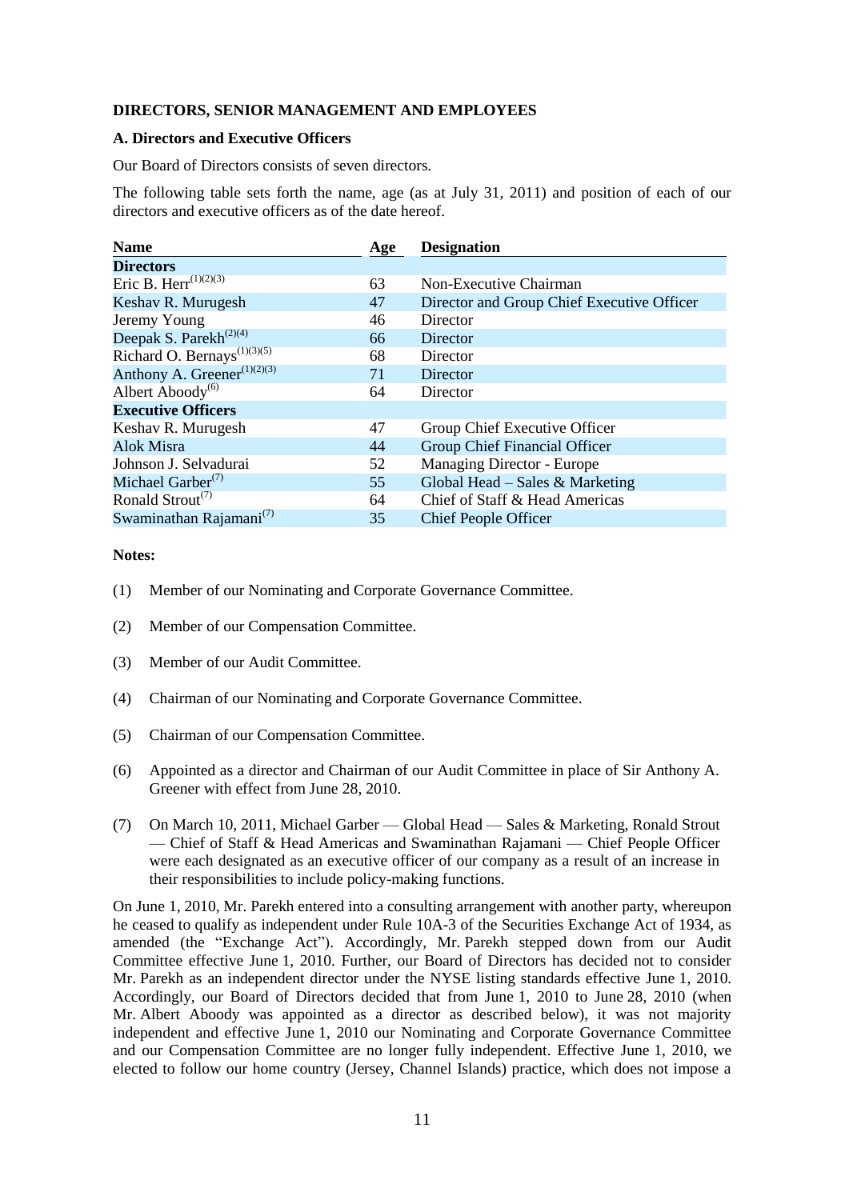**DIRECTORS, SENIOR MANAGEMENT AND EMPLOYEES**

**A. Directors and Executive Officers**

Our Board of Directors consists of seven directors.

The following table sets forth the name, age (as at July 31, 2011) and position of each of our directors and executive officers as of the date hereof.

| Name | Age | Designation |
|---|---|---|
| **Directors** | | |
| Eric B. Herr[(1)(2)(3)] | 63 | Non-Executive Chairman |
| Keshav R. Murugesh | 47 | Director and Group Chief Executive Officer |
| Jeremy Young | 46 | Director |
| Deepak S. Parekh[(2)(4)] | 66 | Director |
| Richard O. Bernays[(1)(3)(5)] | 68 | Director |
| Anthony A. Greener[(1)(2)(3)] | 71 | Director |
| Albert Aboody[(6)] | 64 | Director |
| **Executive Officers** | | |
| Keshav R. Murugesh | 47 | Group Chief Executive Officer |
| Alok Misra | 44 | Group Chief Financial Officer |
| Johnson J. Selvadurai | 52 | Managing Director - Europe |
| Michael Garber[(7)] | 55 | Global Head – Sales & Marketing |
| Ronald Strout[(7)] | 64 | Chief of Staff & Head Americas |
| Swaminathan Rajamani[(7)] | 35 | Chief People Officer |

**Notes:**

(1) Member of our Nominating and Corporate Governance Committee.

(2) Member of our Compensation Committee.

(3) Member of our Audit Committee.

(4) Chairman of our Nominating and Corporate Governance Committee.

(5) Chairman of our Compensation Committee.

(6) Appointed as a director and Chairman of our Audit Committee in place of Sir Anthony A. Greener with effect from June 28, 2010.

(7) On March 10, 2011, Michael Garber — Global Head — Sales & Marketing, Ronald Strout — Chief of Staff & Head Americas and Swaminathan Rajamani — Chief People Officer were each designated as an executive officer of our company as a result of an increase in their responsibilities to include policy-making functions.

On June 1, 2010, Mr. Parekh entered into a consulting arrangement with another party, whereupon he ceased to qualify as independent under Rule 10A-3 of the Securities Exchange Act of 1934, as amended (the "Exchange Act"). Accordingly, Mr. Parekh stepped down from our Audit Committee effective June 1, 2010. Further, our Board of Directors has decided not to consider Mr. Parekh as an independent director under the NYSE listing standards effective June 1, 2010. Accordingly, our Board of Directors decided that from June 1, 2010 to June 28, 2010 (when Mr. Albert Aboody was appointed as a director as described below), it was not majority independent and effective June 1, 2010 our Nominating and Corporate Governance Committee and our Compensation Committee are no longer fully independent. Effective June 1, 2010, we elected to follow our home country (Jersey, Channel Islands) practice, which does not impose a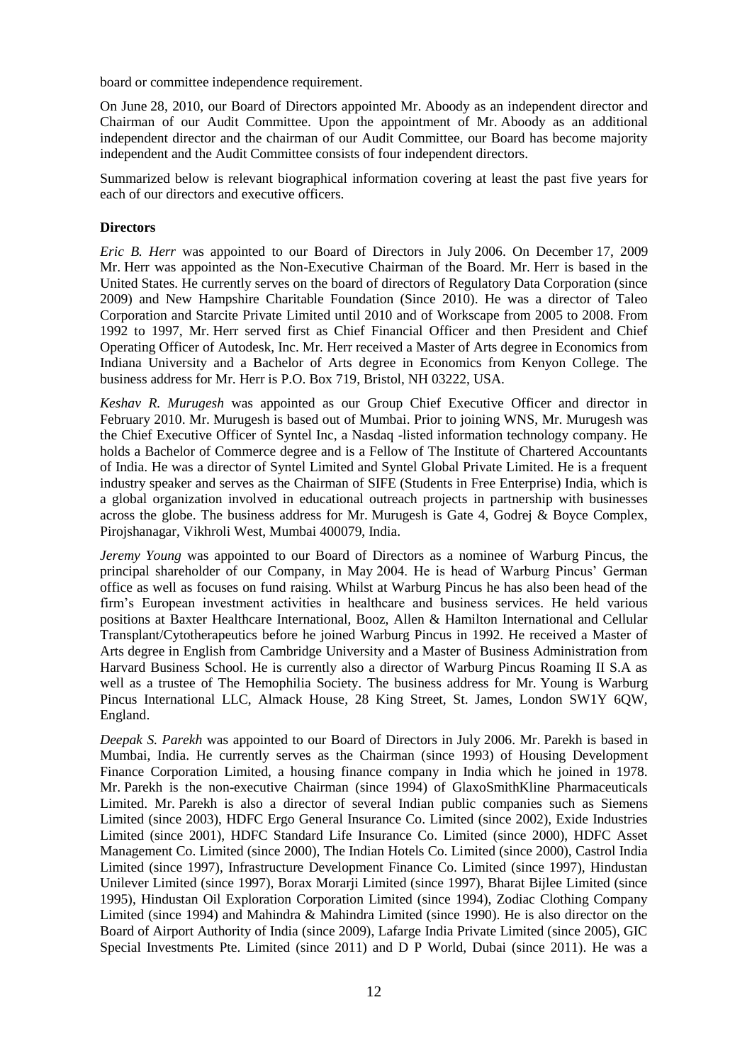board or committee independence requirement.

On June 28, 2010, our Board of Directors appointed Mr. Aboody as an independent director and Chairman of our Audit Committee. Upon the appointment of Mr. Aboody as an additional independent director and the chairman of our Audit Committee, our Board has become majority independent and the Audit Committee consists of four independent directors.

Summarized below is relevant biographical information covering at least the past five years for each of our directors and executive officers.

**Directors**

*Eric B. Herr* was appointed to our Board of Directors in July 2006. On December 17, 2009 Mr. Herr was appointed as the Non-Executive Chairman of the Board. Mr. Herr is based in the United States. He currently serves on the board of directors of Regulatory Data Corporation (since 2009) and New Hampshire Charitable Foundation (Since 2010). He was a director of Taleo Corporation and Starcite Private Limited until 2010 and of Workscape from 2005 to 2008. From 1992 to 1997, Mr. Herr served first as Chief Financial Officer and then President and Chief Operating Officer of Autodesk, Inc. Mr. Herr received a Master of Arts degree in Economics from Indiana University and a Bachelor of Arts degree in Economics from Kenyon College. The business address for Mr. Herr is P.O. Box 719, Bristol, NH 03222, USA.

*Keshav R. Murugesh* was appointed as our Group Chief Executive Officer and director in February 2010. Mr. Murugesh is based out of Mumbai. Prior to joining WNS, Mr. Murugesh was the Chief Executive Officer of Syntel Inc, a Nasdaq -listed information technology company. He holds a Bachelor of Commerce degree and is a Fellow of The Institute of Chartered Accountants of India. He was a director of Syntel Limited and Syntel Global Private Limited. He is a frequent industry speaker and serves as the Chairman of SIFE (Students in Free Enterprise) India, which is a global organization involved in educational outreach projects in partnership with businesses across the globe. The business address for Mr. Murugesh is Gate 4, Godrej & Boyce Complex, Pirojshanagar, Vikhroli West, Mumbai 400079, India.

*Jeremy Young* was appointed to our Board of Directors as a nominee of Warburg Pincus, the principal shareholder of our Company, in May 2004. He is head of Warburg Pincus' German office as well as focuses on fund raising. Whilst at Warburg Pincus he has also been head of the firm's European investment activities in healthcare and business services. He held various positions at Baxter Healthcare International, Booz, Allen & Hamilton International and Cellular Transplant/Cytotherapeutics before he joined Warburg Pincus in 1992. He received a Master of Arts degree in English from Cambridge University and a Master of Business Administration from Harvard Business School. He is currently also a director of Warburg Pincus Roaming II S.A as well as a trustee of The Hemophilia Society. The business address for Mr. Young is Warburg Pincus International LLC, Almack House, 28 King Street, St. James, London SW1Y 6QW, England.

*Deepak S. Parekh* was appointed to our Board of Directors in July 2006. Mr. Parekh is based in Mumbai, India. He currently serves as the Chairman (since 1993) of Housing Development Finance Corporation Limited, a housing finance company in India which he joined in 1978. Mr. Parekh is the non-executive Chairman (since 1994) of GlaxoSmithKline Pharmaceuticals Limited. Mr. Parekh is also a director of several Indian public companies such as Siemens Limited (since 2003), HDFC Ergo General Insurance Co. Limited (since 2002), Exide Industries Limited (since 2001), HDFC Standard Life Insurance Co. Limited (since 2000), HDFC Asset Management Co. Limited (since 2000), The Indian Hotels Co. Limited (since 2000), Castrol India Limited (since 1997), Infrastructure Development Finance Co. Limited (since 1997), Hindustan Unilever Limited (since 1997), Borax Morarji Limited (since 1997), Bharat Bijlee Limited (since 1995), Hindustan Oil Exploration Corporation Limited (since 1994), Zodiac Clothing Company Limited (since 1994) and Mahindra & Mahindra Limited (since 1990). He is also director on the Board of Airport Authority of India (since 2009), Lafarge India Private Limited (since 2005), GIC Special Investments Pte. Limited (since 2011) and D P World, Dubai (since 2011). He was a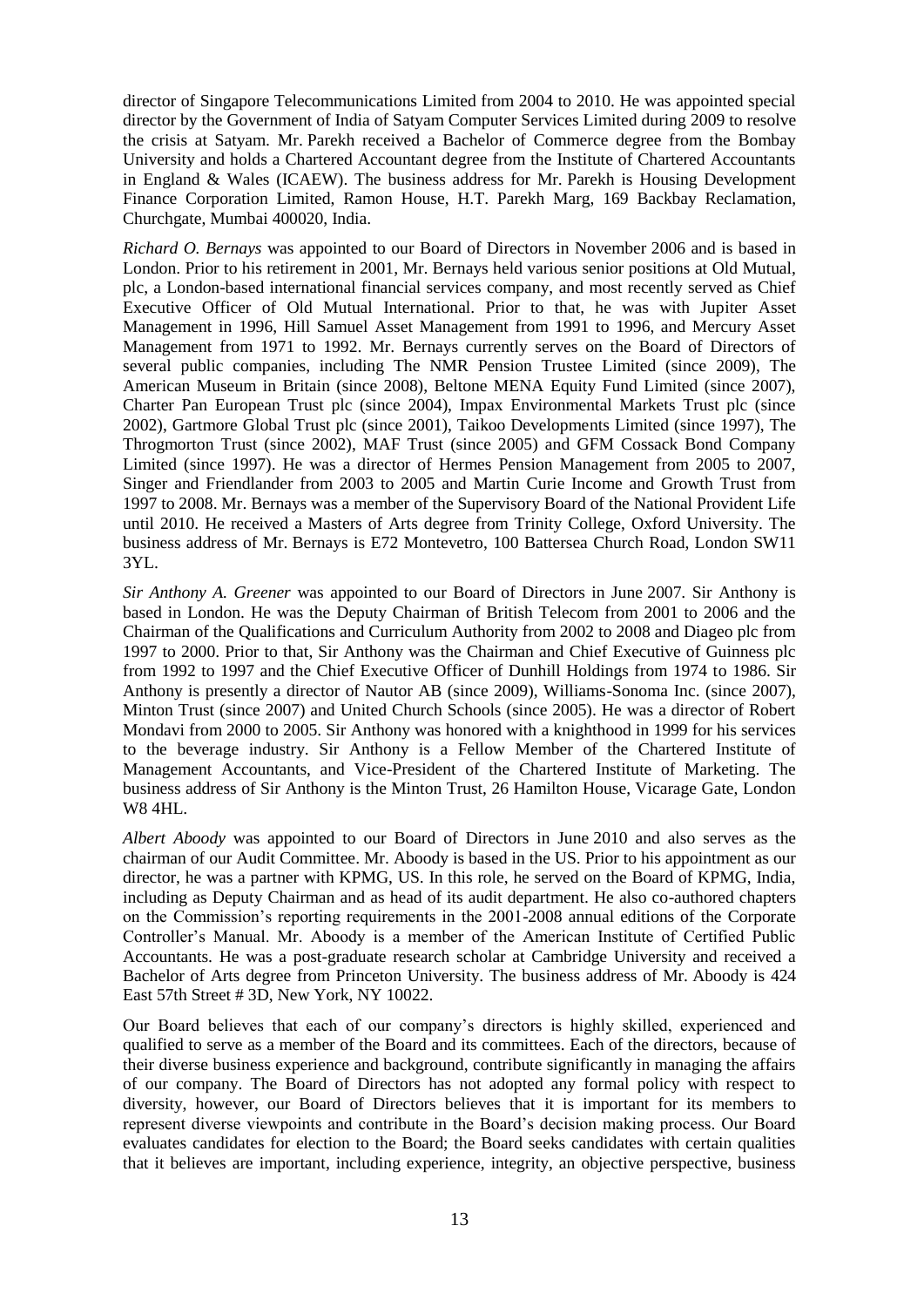director of Singapore Telecommunications Limited from 2004 to 2010. He was appointed special director by the Government of India of Satyam Computer Services Limited during 2009 to resolve the crisis at Satyam. Mr. Parekh received a Bachelor of Commerce degree from the Bombay University and holds a Chartered Accountant degree from the Institute of Chartered Accountants in England & Wales (ICAEW). The business address for Mr. Parekh is Housing Development Finance Corporation Limited, Ramon House, H.T. Parekh Marg, 169 Backbay Reclamation, Churchgate, Mumbai 400020, India.

*Richard O. Bernays* was appointed to our Board of Directors in November 2006 and is based in London. Prior to his retirement in 2001, Mr. Bernays held various senior positions at Old Mutual, plc, a London-based international financial services company, and most recently served as Chief Executive Officer of Old Mutual International. Prior to that, he was with Jupiter Asset Management in 1996, Hill Samuel Asset Management from 1991 to 1996, and Mercury Asset Management from 1971 to 1992. Mr. Bernays currently serves on the Board of Directors of several public companies, including The NMR Pension Trustee Limited (since 2009), The American Museum in Britain (since 2008), Beltone MENA Equity Fund Limited (since 2007), Charter Pan European Trust plc (since 2004), Impax Environmental Markets Trust plc (since 2002), Gartmore Global Trust plc (since 2001), Taikoo Developments Limited (since 1997), The Throgmorton Trust (since 2002), MAF Trust (since 2005) and GFM Cossack Bond Company Limited (since 1997). He was a director of Hermes Pension Management from 2005 to 2007, Singer and Friendlander from 2003 to 2005 and Martin Curie Income and Growth Trust from 1997 to 2008. Mr. Bernays was a member of the Supervisory Board of the National Provident Life until 2010. He received a Masters of Arts degree from Trinity College, Oxford University. The business address of Mr. Bernays is E72 Montevetro, 100 Battersea Church Road, London SW11 3YL.

*Sir Anthony A. Greener* was appointed to our Board of Directors in June 2007. Sir Anthony is based in London. He was the Deputy Chairman of British Telecom from 2001 to 2006 and the Chairman of the Qualifications and Curriculum Authority from 2002 to 2008 and Diageo plc from 1997 to 2000. Prior to that, Sir Anthony was the Chairman and Chief Executive of Guinness plc from 1992 to 1997 and the Chief Executive Officer of Dunhill Holdings from 1974 to 1986. Sir Anthony is presently a director of Nautor AB (since 2009), Williams-Sonoma Inc. (since 2007), Minton Trust (since 2007) and United Church Schools (since 2005). He was a director of Robert Mondavi from 2000 to 2005. Sir Anthony was honored with a knighthood in 1999 for his services to the beverage industry. Sir Anthony is a Fellow Member of the Chartered Institute of Management Accountants, and Vice-President of the Chartered Institute of Marketing. The business address of Sir Anthony is the Minton Trust, 26 Hamilton House, Vicarage Gate, London W8 4HL.

*Albert Aboody* was appointed to our Board of Directors in June 2010 and also serves as the chairman of our Audit Committee. Mr. Aboody is based in the US. Prior to his appointment as our director, he was a partner with KPMG, US. In this role, he served on the Board of KPMG, India, including as Deputy Chairman and as head of its audit department. He also co-authored chapters on the Commission's reporting requirements in the 2001-2008 annual editions of the Corporate Controller's Manual. Mr. Aboody is a member of the American Institute of Certified Public Accountants. He was a post-graduate research scholar at Cambridge University and received a Bachelor of Arts degree from Princeton University. The business address of Mr. Aboody is 424 East 57th Street # 3D, New York, NY 10022.

Our Board believes that each of our company's directors is highly skilled, experienced and qualified to serve as a member of the Board and its committees. Each of the directors, because of their diverse business experience and background, contribute significantly in managing the affairs of our company. The Board of Directors has not adopted any formal policy with respect to diversity, however, our Board of Directors believes that it is important for its members to represent diverse viewpoints and contribute in the Board's decision making process. Our Board evaluates candidates for election to the Board; the Board seeks candidates with certain qualities that it believes are important, including experience, integrity, an objective perspective, business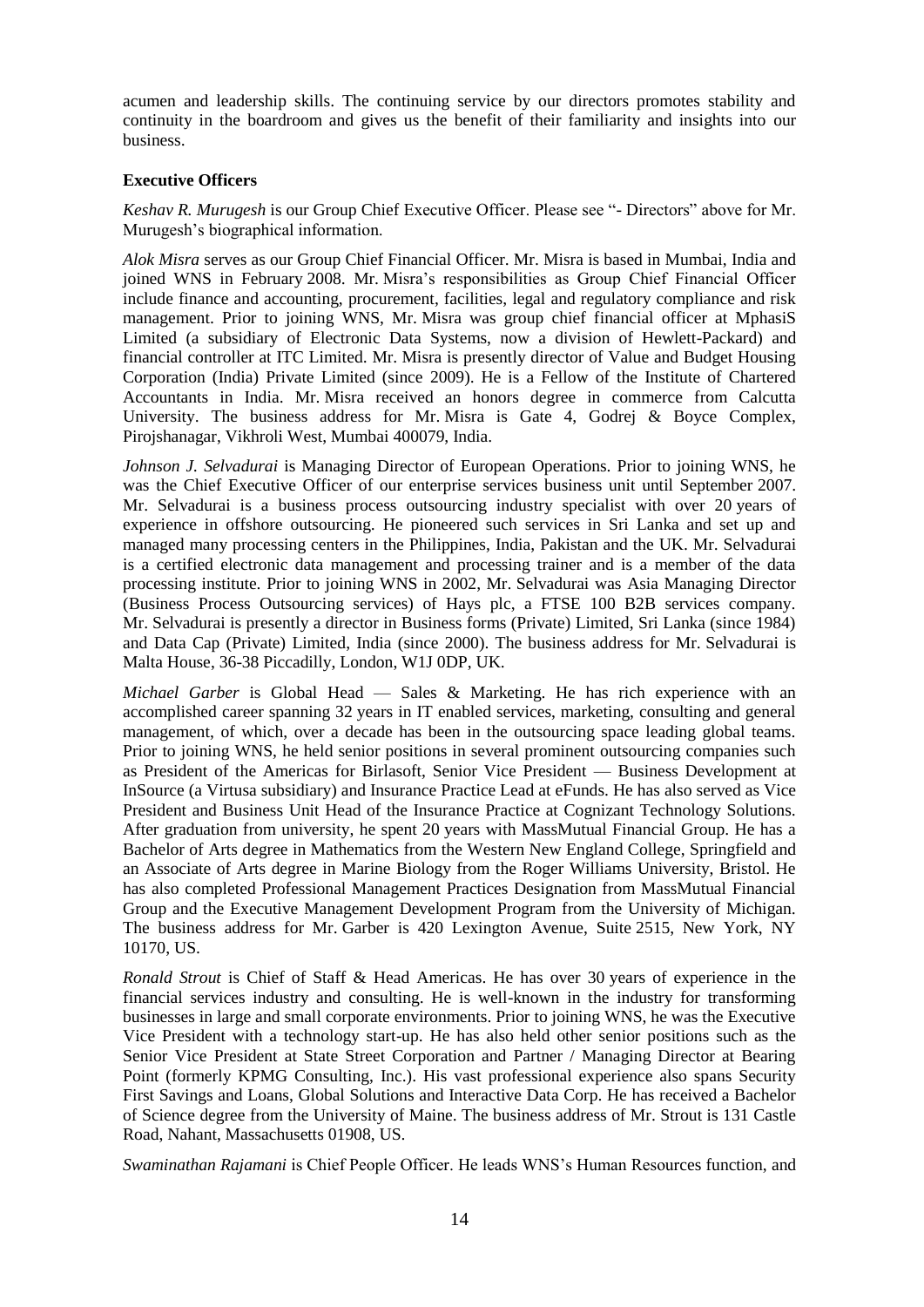acumen and leadership skills. The continuing service by our directors promotes stability and continuity in the boardroom and gives us the benefit of their familiarity and insights into our business.

**Executive Officers**

*Keshav R. Murugesh* is our Group Chief Executive Officer. Please see "- Directors" above for Mr. Murugesh's biographical information.

*Alok Misra* serves as our Group Chief Financial Officer. Mr. Misra is based in Mumbai, India and joined WNS in February 2008. Mr. Misra's responsibilities as Group Chief Financial Officer include finance and accounting, procurement, facilities, legal and regulatory compliance and risk management. Prior to joining WNS, Mr. Misra was group chief financial officer at MphasiS Limited (a subsidiary of Electronic Data Systems, now a division of Hewlett-Packard) and financial controller at ITC Limited. Mr. Misra is presently director of Value and Budget Housing Corporation (India) Private Limited (since 2009). He is a Fellow of the Institute of Chartered Accountants in India. Mr. Misra received an honors degree in commerce from Calcutta University. The business address for Mr. Misra is Gate 4, Godrej & Boyce Complex, Pirojshanagar, Vikhroli West, Mumbai 400079, India.

*Johnson J. Selvadurai* is Managing Director of European Operations. Prior to joining WNS, he was the Chief Executive Officer of our enterprise services business unit until September 2007. Mr. Selvadurai is a business process outsourcing industry specialist with over 20 years of experience in offshore outsourcing. He pioneered such services in Sri Lanka and set up and managed many processing centers in the Philippines, India, Pakistan and the UK. Mr. Selvadurai is a certified electronic data management and processing trainer and is a member of the data processing institute. Prior to joining WNS in 2002, Mr. Selvadurai was Asia Managing Director (Business Process Outsourcing services) of Hays plc, a FTSE 100 B2B services company. Mr. Selvadurai is presently a director in Business forms (Private) Limited, Sri Lanka (since 1984) and Data Cap (Private) Limited, India (since 2000). The business address for Mr. Selvadurai is Malta House, 36-38 Piccadilly, London, W1J 0DP, UK.

*Michael Garber* is Global Head — Sales & Marketing. He has rich experience with an accomplished career spanning 32 years in IT enabled services, marketing, consulting and general management, of which, over a decade has been in the outsourcing space leading global teams. Prior to joining WNS, he held senior positions in several prominent outsourcing companies such as President of the Americas for Birlasoft, Senior Vice President — Business Development at InSource (a Virtusa subsidiary) and Insurance Practice Lead at eFunds. He has also served as Vice President and Business Unit Head of the Insurance Practice at Cognizant Technology Solutions. After graduation from university, he spent 20 years with MassMutual Financial Group. He has a Bachelor of Arts degree in Mathematics from the Western New England College, Springfield and an Associate of Arts degree in Marine Biology from the Roger Williams University, Bristol. He has also completed Professional Management Practices Designation from MassMutual Financial Group and the Executive Management Development Program from the University of Michigan. The business address for Mr. Garber is 420 Lexington Avenue, Suite 2515, New York, NY 10170, US.

*Ronald Strout* is Chief of Staff & Head Americas. He has over 30 years of experience in the financial services industry and consulting. He is well-known in the industry for transforming businesses in large and small corporate environments. Prior to joining WNS, he was the Executive Vice President with a technology start-up. He has also held other senior positions such as the Senior Vice President at State Street Corporation and Partner / Managing Director at Bearing Point (formerly KPMG Consulting, Inc.). His vast professional experience also spans Security First Savings and Loans, Global Solutions and Interactive Data Corp. He has received a Bachelor of Science degree from the University of Maine. The business address of Mr. Strout is 131 Castle Road, Nahant, Massachusetts 01908, US.

*Swaminathan Rajamani* is Chief People Officer. He leads WNS's Human Resources function, and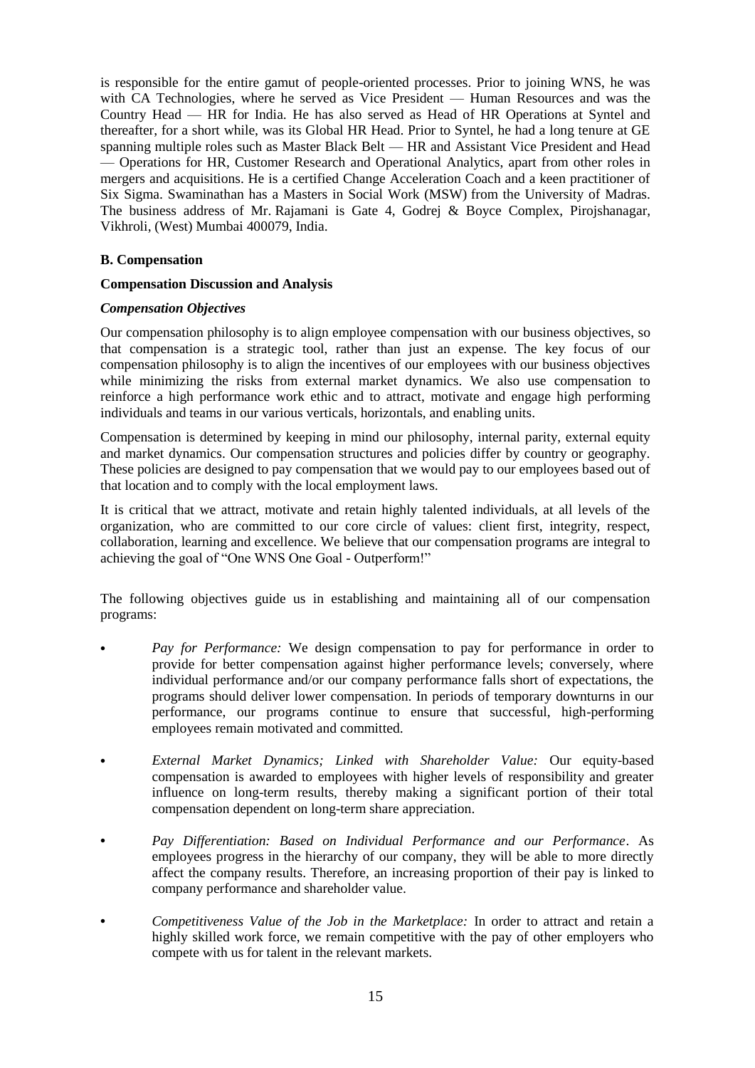is responsible for the entire gamut of people-oriented processes. Prior to joining WNS, he was with CA Technologies, where he served as Vice President — Human Resources and was the Country Head — HR for India. He has also served as Head of HR Operations at Syntel and thereafter, for a short while, was its Global HR Head. Prior to Syntel, he had a long tenure at GE spanning multiple roles such as Master Black Belt — HR and Assistant Vice President and Head — Operations for HR, Customer Research and Operational Analytics, apart from other roles in mergers and acquisitions. He is a certified Change Acceleration Coach and a keen practitioner of Six Sigma. Swaminathan has a Masters in Social Work (MSW) from the University of Madras. The business address of Mr. Rajamani is Gate 4, Godrej & Boyce Complex, Pirojshanagar, Vikhroli, (West) Mumbai 400079, India.

### B. Compensation

#### Compensation Discussion and Analysis

***Compensation Objectives***

Our compensation philosophy is to align employee compensation with our business objectives, so that compensation is a strategic tool, rather than just an expense. The key focus of our compensation philosophy is to align the incentives of our employees with our business objectives while minimizing the risks from external market dynamics. We also use compensation to reinforce a high performance work ethic and to attract, motivate and engage high performing individuals and teams in our various verticals, horizontals, and enabling units.

Compensation is determined by keeping in mind our philosophy, internal parity, external equity and market dynamics. Our compensation structures and policies differ by country or geography. These policies are designed to pay compensation that we would pay to our employees based out of that location and to comply with the local employment laws.

It is critical that we attract, motivate and retain highly talented individuals, at all levels of the organization, who are committed to our core circle of values: client first, integrity, respect, collaboration, learning and excellence. We believe that our compensation programs are integral to achieving the goal of "One WNS One Goal - Outperform!"

The following objectives guide us in establishing and maintaining all of our compensation programs:

- *Pay for Performance:* We design compensation to pay for performance in order to provide for better compensation against higher performance levels; conversely, where individual performance and/or our company performance falls short of expectations, the programs should deliver lower compensation. In periods of temporary downturns in our performance, our programs continue to ensure that successful, high-performing employees remain motivated and committed.
- *External Market Dynamics; Linked with Shareholder Value:* Our equity-based compensation is awarded to employees with higher levels of responsibility and greater influence on long-term results, thereby making a significant portion of their total compensation dependent on long-term share appreciation.
- *Pay Differentiation: Based on Individual Performance and our Performance*. As employees progress in the hierarchy of our company, they will be able to more directly affect the company results. Therefore, an increasing proportion of their pay is linked to company performance and shareholder value.
- *Competitiveness Value of the Job in the Marketplace:* In order to attract and retain a highly skilled work force, we remain competitive with the pay of other employers who compete with us for talent in the relevant markets.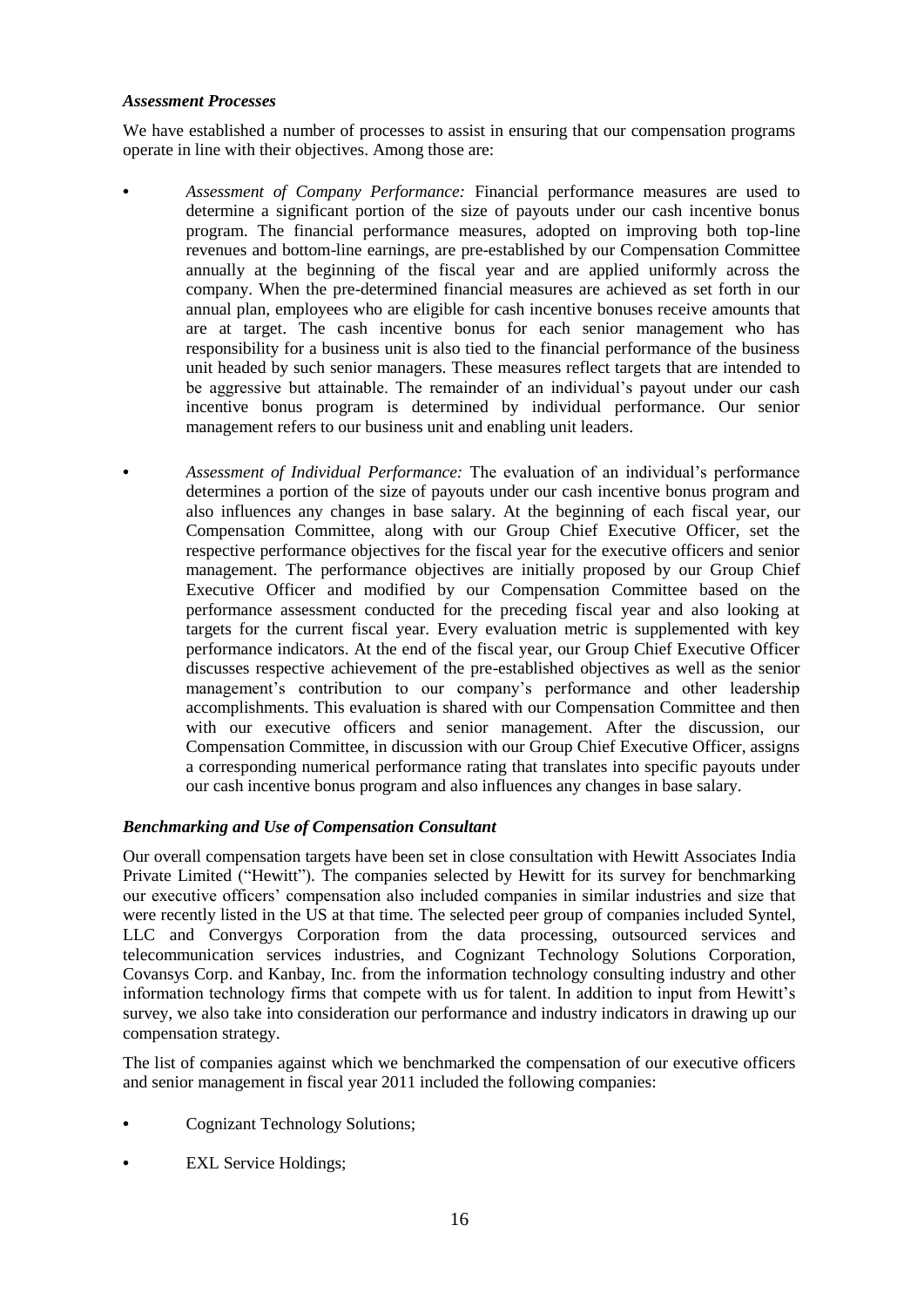### *Assessment Processes*

We have established a number of processes to assist in ensuring that our compensation programs operate in line with their objectives. Among those are:

- *Assessment of Company Performance:* Financial performance measures are used to determine a significant portion of the size of payouts under our cash incentive bonus program. The financial performance measures, adopted on improving both top-line revenues and bottom-line earnings, are pre-established by our Compensation Committee annually at the beginning of the fiscal year and are applied uniformly across the company. When the pre-determined financial measures are achieved as set forth in our annual plan, employees who are eligible for cash incentive bonuses receive amounts that are at target. The cash incentive bonus for each senior management who has responsibility for a business unit is also tied to the financial performance of the business unit headed by such senior managers. These measures reflect targets that are intended to be aggressive but attainable. The remainder of an individual's payout under our cash incentive bonus program is determined by individual performance. Our senior management refers to our business unit and enabling unit leaders.

- *Assessment of Individual Performance:* The evaluation of an individual's performance determines a portion of the size of payouts under our cash incentive bonus program and also influences any changes in base salary. At the beginning of each fiscal year, our Compensation Committee, along with our Group Chief Executive Officer, set the respective performance objectives for the fiscal year for the executive officers and senior management. The performance objectives are initially proposed by our Group Chief Executive Officer and modified by our Compensation Committee based on the performance assessment conducted for the preceding fiscal year and also looking at targets for the current fiscal year. Every evaluation metric is supplemented with key performance indicators. At the end of the fiscal year, our Group Chief Executive Officer discusses respective achievement of the pre-established objectives as well as the senior management's contribution to our company's performance and other leadership accomplishments. This evaluation is shared with our Compensation Committee and then with our executive officers and senior management. After the discussion, our Compensation Committee, in discussion with our Group Chief Executive Officer, assigns a corresponding numerical performance rating that translates into specific payouts under our cash incentive bonus program and also influences any changes in base salary.

### *Benchmarking and Use of Compensation Consultant*

Our overall compensation targets have been set in close consultation with Hewitt Associates India Private Limited ("Hewitt"). The companies selected by Hewitt for its survey for benchmarking our executive officers' compensation also included companies in similar industries and size that were recently listed in the US at that time. The selected peer group of companies included Syntel, LLC and Convergys Corporation from the data processing, outsourced services and telecommunication services industries, and Cognizant Technology Solutions Corporation, Covansys Corp. and Kanbay, Inc. from the information technology consulting industry and other information technology firms that compete with us for talent. In addition to input from Hewitt's survey, we also take into consideration our performance and industry indicators in drawing up our compensation strategy.

The list of companies against which we benchmarked the compensation of our executive officers and senior management in fiscal year 2011 included the following companies:

- Cognizant Technology Solutions;
- EXL Service Holdings;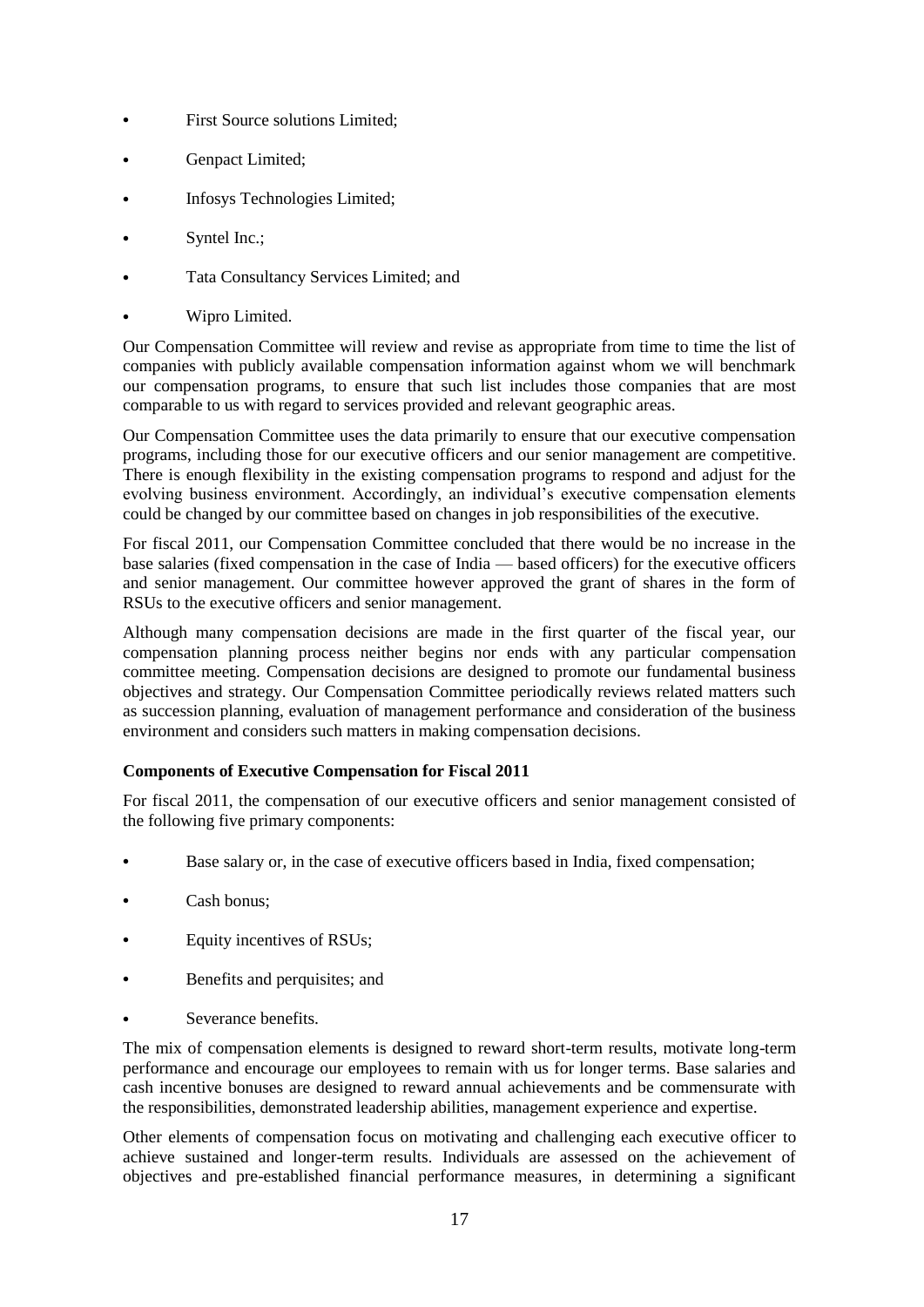- First Source solutions Limited;
- Genpact Limited;
- Infosys Technologies Limited;
- Syntel Inc.;
- Tata Consultancy Services Limited; and
- Wipro Limited.

Our Compensation Committee will review and revise as appropriate from time to time the list of companies with publicly available compensation information against whom we will benchmark our compensation programs, to ensure that such list includes those companies that are most comparable to us with regard to services provided and relevant geographic areas.

Our Compensation Committee uses the data primarily to ensure that our executive compensation programs, including those for our executive officers and our senior management are competitive. There is enough flexibility in the existing compensation programs to respond and adjust for the evolving business environment. Accordingly, an individual's executive compensation elements could be changed by our committee based on changes in job responsibilities of the executive.

For fiscal 2011, our Compensation Committee concluded that there would be no increase in the base salaries (fixed compensation in the case of India — based officers) for the executive officers and senior management. Our committee however approved the grant of shares in the form of RSUs to the executive officers and senior management.

Although many compensation decisions are made in the first quarter of the fiscal year, our compensation planning process neither begins nor ends with any particular compensation committee meeting. Compensation decisions are designed to promote our fundamental business objectives and strategy. Our Compensation Committee periodically reviews related matters such as succession planning, evaluation of management performance and consideration of the business environment and considers such matters in making compensation decisions.

**Components of Executive Compensation for Fiscal 2011**

For fiscal 2011, the compensation of our executive officers and senior management consisted of the following five primary components:

- Base salary or, in the case of executive officers based in India, fixed compensation;
- Cash bonus;
- Equity incentives of RSUs;
- Benefits and perquisites; and
- Severance benefits.

The mix of compensation elements is designed to reward short-term results, motivate long-term performance and encourage our employees to remain with us for longer terms. Base salaries and cash incentive bonuses are designed to reward annual achievements and be commensurate with the responsibilities, demonstrated leadership abilities, management experience and expertise.

Other elements of compensation focus on motivating and challenging each executive officer to achieve sustained and longer-term results. Individuals are assessed on the achievement of objectives and pre-established financial performance measures, in determining a significant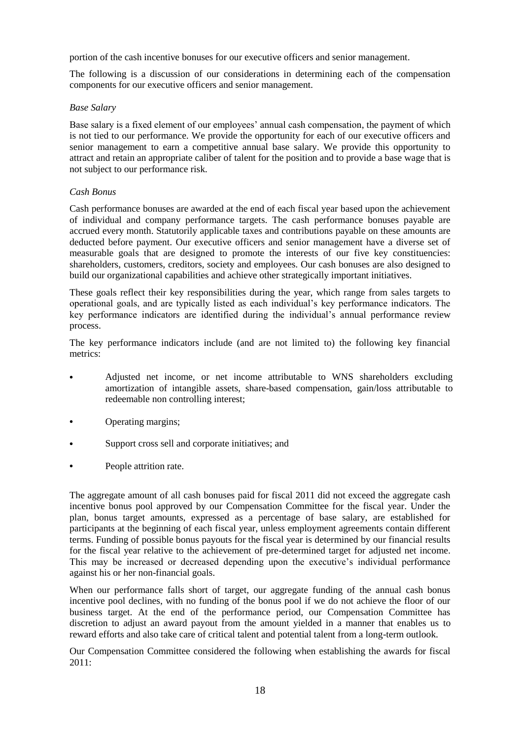portion of the cash incentive bonuses for our executive officers and senior management.

The following is a discussion of our considerations in determining each of the compensation components for our executive officers and senior management.

*Base Salary*

Base salary is a fixed element of our employees' annual cash compensation, the payment of which is not tied to our performance. We provide the opportunity for each of our executive officers and senior management to earn a competitive annual base salary. We provide this opportunity to attract and retain an appropriate caliber of talent for the position and to provide a base wage that is not subject to our performance risk.

*Cash Bonus*

Cash performance bonuses are awarded at the end of each fiscal year based upon the achievement of individual and company performance targets. The cash performance bonuses payable are accrued every month. Statutorily applicable taxes and contributions payable on these amounts are deducted before payment. Our executive officers and senior management have a diverse set of measurable goals that are designed to promote the interests of our five key constituencies: shareholders, customers, creditors, society and employees. Our cash bonuses are also designed to build our organizational capabilities and achieve other strategically important initiatives.

These goals reflect their key responsibilities during the year, which range from sales targets to operational goals, and are typically listed as each individual's key performance indicators. The key performance indicators are identified during the individual's annual performance review process.

The key performance indicators include (and are not limited to) the following key financial metrics:

- Adjusted net income, or net income attributable to WNS shareholders excluding amortization of intangible assets, share-based compensation, gain/loss attributable to redeemable non controlling interest;
- Operating margins;
- Support cross sell and corporate initiatives; and
- People attrition rate.

The aggregate amount of all cash bonuses paid for fiscal 2011 did not exceed the aggregate cash incentive bonus pool approved by our Compensation Committee for the fiscal year. Under the plan, bonus target amounts, expressed as a percentage of base salary, are established for participants at the beginning of each fiscal year, unless employment agreements contain different terms. Funding of possible bonus payouts for the fiscal year is determined by our financial results for the fiscal year relative to the achievement of pre-determined target for adjusted net income. This may be increased or decreased depending upon the executive's individual performance against his or her non-financial goals.

When our performance falls short of target, our aggregate funding of the annual cash bonus incentive pool declines, with no funding of the bonus pool if we do not achieve the floor of our business target. At the end of the performance period, our Compensation Committee has discretion to adjust an award payout from the amount yielded in a manner that enables us to reward efforts and also take care of critical talent and potential talent from a long-term outlook.

Our Compensation Committee considered the following when establishing the awards for fiscal 2011: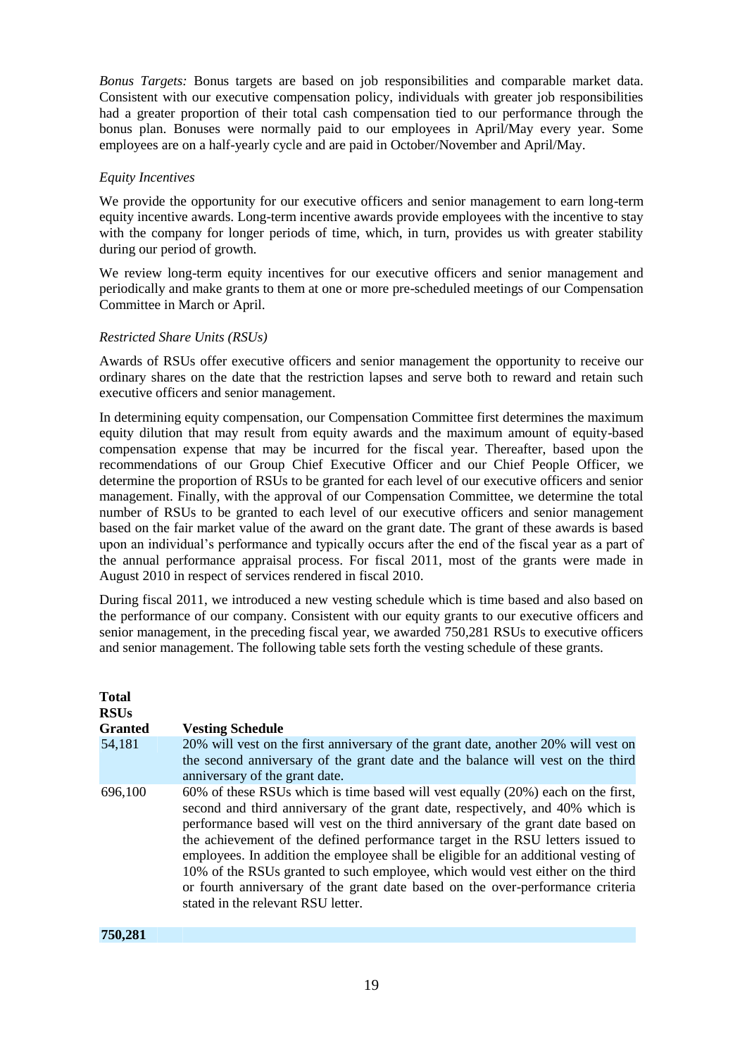*Bonus Targets:* Bonus targets are based on job responsibilities and comparable market data. Consistent with our executive compensation policy, individuals with greater job responsibilities had a greater proportion of their total cash compensation tied to our performance through the bonus plan. Bonuses were normally paid to our employees in April/May every year. Some employees are on a half-yearly cycle and are paid in October/November and April/May.

*Equity Incentives*

We provide the opportunity for our executive officers and senior management to earn long-term equity incentive awards. Long-term incentive awards provide employees with the incentive to stay with the company for longer periods of time, which, in turn, provides us with greater stability during our period of growth.

We review long-term equity incentives for our executive officers and senior management and periodically and make grants to them at one or more pre-scheduled meetings of our Compensation Committee in March or April.

*Restricted Share Units (RSUs)*

Awards of RSUs offer executive officers and senior management the opportunity to receive our ordinary shares on the date that the restriction lapses and serve both to reward and retain such executive officers and senior management.

In determining equity compensation, our Compensation Committee first determines the maximum equity dilution that may result from equity awards and the maximum amount of equity-based compensation expense that may be incurred for the fiscal year. Thereafter, based upon the recommendations of our Group Chief Executive Officer and our Chief People Officer, we determine the proportion of RSUs to be granted for each level of our executive officers and senior management. Finally, with the approval of our Compensation Committee, we determine the total number of RSUs to be granted to each level of our executive officers and senior management based on the fair market value of the award on the grant date. The grant of these awards is based upon an individual's performance and typically occurs after the end of the fiscal year as a part of the annual performance appraisal process. For fiscal 2011, most of the grants were made in August 2010 in respect of services rendered in fiscal 2010.

During fiscal 2011, we introduced a new vesting schedule which is time based and also based on the performance of our company. Consistent with our equity grants to our executive officers and senior management, in the preceding fiscal year, we awarded 750,281 RSUs to executive officers and senior management. The following table sets forth the vesting schedule of these grants.

| Total RSUs Granted | Vesting Schedule |
|---|---|
| 54,181 | 20% will vest on the first anniversary of the grant date, another 20% will vest on the second anniversary of the grant date and the balance will vest on the third anniversary of the grant date. |
| 696,100 | 60% of these RSUs which is time based will vest equally (20%) each on the first, second and third anniversary of the grant date, respectively, and 40% which is performance based will vest on the third anniversary of the grant date based on the achievement of the defined performance target in the RSU letters issued to employees. In addition the employee shall be eligible for an additional vesting of 10% of the RSUs granted to such employee, which would vest either on the third or fourth anniversary of the grant date based on the over-performance criteria stated in the relevant RSU letter. |
| **750,281** | |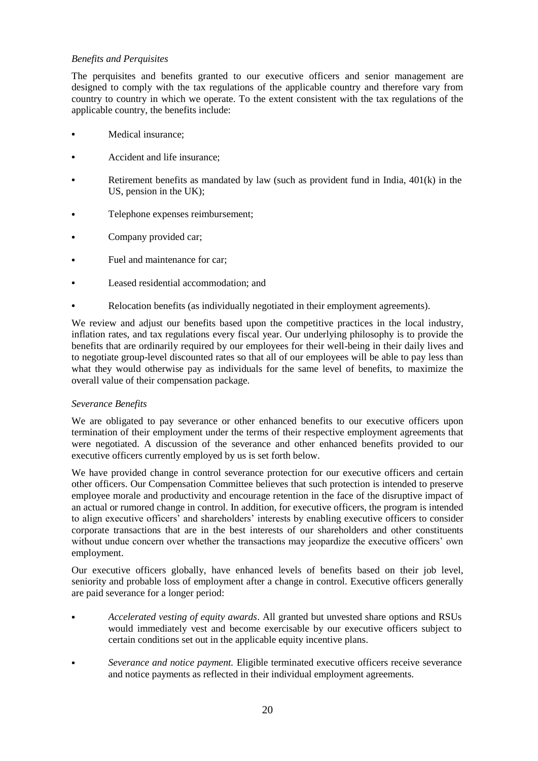*Benefits and Perquisites*

The perquisites and benefits granted to our executive officers and senior management are designed to comply with the tax regulations of the applicable country and therefore vary from country to country in which we operate. To the extent consistent with the tax regulations of the applicable country, the benefits include:

- Medical insurance;
- Accident and life insurance;
- Retirement benefits as mandated by law (such as provident fund in India, 401(k) in the US, pension in the UK);
- Telephone expenses reimbursement;
- Company provided car;
- Fuel and maintenance for car;
- Leased residential accommodation; and
- Relocation benefits (as individually negotiated in their employment agreements).

We review and adjust our benefits based upon the competitive practices in the local industry, inflation rates, and tax regulations every fiscal year. Our underlying philosophy is to provide the benefits that are ordinarily required by our employees for their well-being in their daily lives and to negotiate group-level discounted rates so that all of our employees will be able to pay less than what they would otherwise pay as individuals for the same level of benefits, to maximize the overall value of their compensation package.

*Severance Benefits*

We are obligated to pay severance or other enhanced benefits to our executive officers upon termination of their employment under the terms of their respective employment agreements that were negotiated. A discussion of the severance and other enhanced benefits provided to our executive officers currently employed by us is set forth below.

We have provided change in control severance protection for our executive officers and certain other officers. Our Compensation Committee believes that such protection is intended to preserve employee morale and productivity and encourage retention in the face of the disruptive impact of an actual or rumored change in control. In addition, for executive officers, the program is intended to align executive officers' and shareholders' interests by enabling executive officers to consider corporate transactions that are in the best interests of our shareholders and other constituents without undue concern over whether the transactions may jeopardize the executive officers' own employment.

Our executive officers globally, have enhanced levels of benefits based on their job level, seniority and probable loss of employment after a change in control. Executive officers generally are paid severance for a longer period:

- *Accelerated vesting of equity awards*. All granted but unvested share options and RSUs would immediately vest and become exercisable by our executive officers subject to certain conditions set out in the applicable equity incentive plans.
- *Severance and notice payment.* Eligible terminated executive officers receive severance and notice payments as reflected in their individual employment agreements.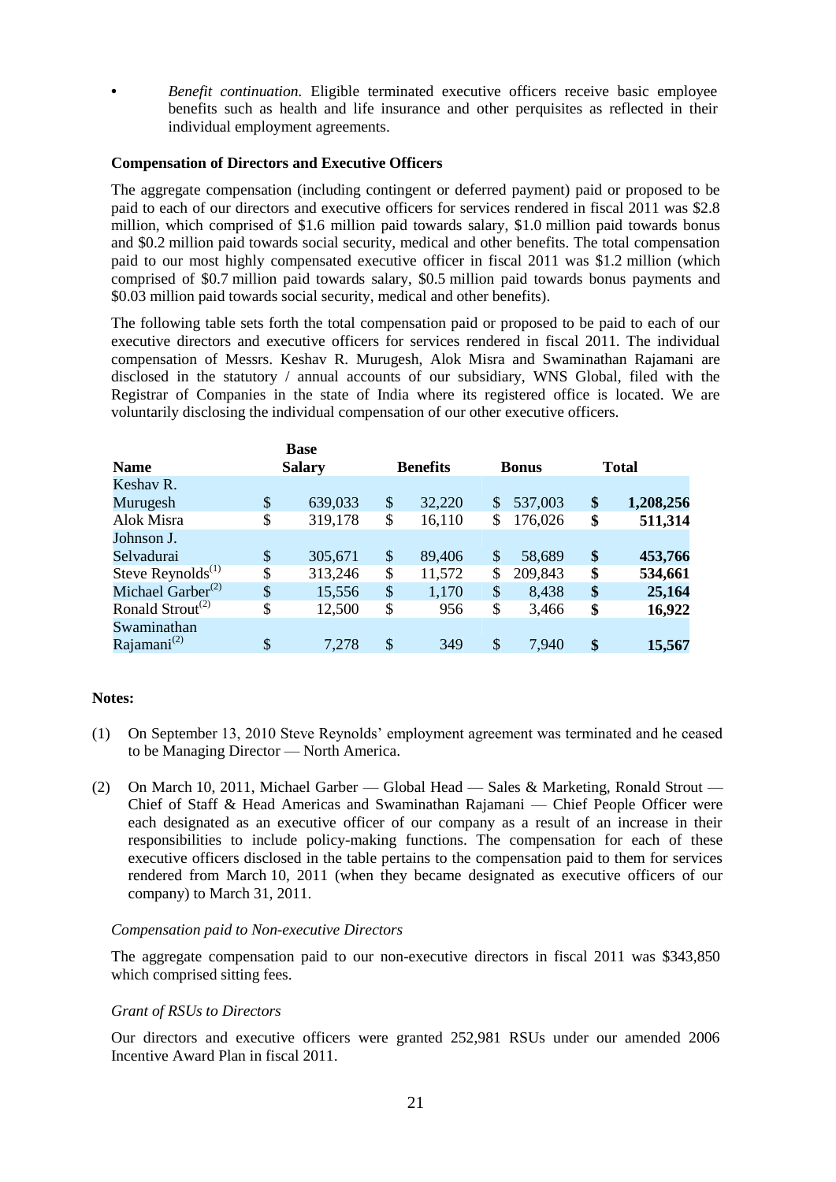- *Benefit continuation.* Eligible terminated executive officers receive basic employee benefits such as health and life insurance and other perquisites as reflected in their individual employment agreements.

**Compensation of Directors and Executive Officers**

The aggregate compensation (including contingent or deferred payment) paid or proposed to be paid to each of our directors and executive officers for services rendered in fiscal 2011 was \$2.8 million, which comprised of \$1.6 million paid towards salary, \$1.0 million paid towards bonus and \$0.2 million paid towards social security, medical and other benefits. The total compensation paid to our most highly compensated executive officer in fiscal 2011 was \$1.2 million (which comprised of \$0.7 million paid towards salary, \$0.5 million paid towards bonus payments and \$0.03 million paid towards social security, medical and other benefits).

The following table sets forth the total compensation paid or proposed to be paid to each of our executive directors and executive officers for services rendered in fiscal 2011. The individual compensation of Messrs. Keshav R. Murugesh, Alok Misra and Swaminathan Rajamani are disclosed in the statutory / annual accounts of our subsidiary, WNS Global, filed with the Registrar of Companies in the state of India where its registered office is located. We are voluntarily disclosing the individual compensation of our other executive officers.

| Name | Base Salary | Benefits | Bonus | Total |
|---|---|---|---|---|
| Keshav R. Murugesh | \$ 639,033 | \$ 32,220 | \$ 537,003 | **\$ 1,208,256** |
| Alok Misra | \$ 319,178 | \$ 16,110 | \$ 176,026 | **\$ 511,314** |
| Johnson J. Selvadurai | \$ 305,671 | \$ 89,406 | \$ 58,689 | **\$ 453,766** |
| Steve Reynolds[(1)] | \$ 313,246 | \$ 11,572 | \$ 209,843 | **\$ 534,661** |
| Michael Garber[(2)] | \$ 15,556 | \$ 1,170 | \$ 8,438 | **\$ 25,164** |
| Ronald Strout[(2)] | \$ 12,500 | \$ 956 | \$ 3,466 | **\$ 16,922** |
| Swaminathan Rajamani[(2)] | \$ 7,278 | \$ 349 | \$ 7,940 | **\$ 15,567** |

**Notes:**

(1) On September 13, 2010 Steve Reynolds' employment agreement was terminated and he ceased to be Managing Director — North America.

(2) On March 10, 2011, Michael Garber — Global Head — Sales & Marketing, Ronald Strout — Chief of Staff & Head Americas and Swaminathan Rajamani — Chief People Officer were each designated as an executive officer of our company as a result of an increase in their responsibilities to include policy-making functions. The compensation for each of these executive officers disclosed in the table pertains to the compensation paid to them for services rendered from March 10, 2011 (when they became designated as executive officers of our company) to March 31, 2011.

*Compensation paid to Non-executive Directors*

The aggregate compensation paid to our non-executive directors in fiscal 2011 was \$343,850 which comprised sitting fees.

*Grant of RSUs to Directors*

Our directors and executive officers were granted 252,981 RSUs under our amended 2006 Incentive Award Plan in fiscal 2011.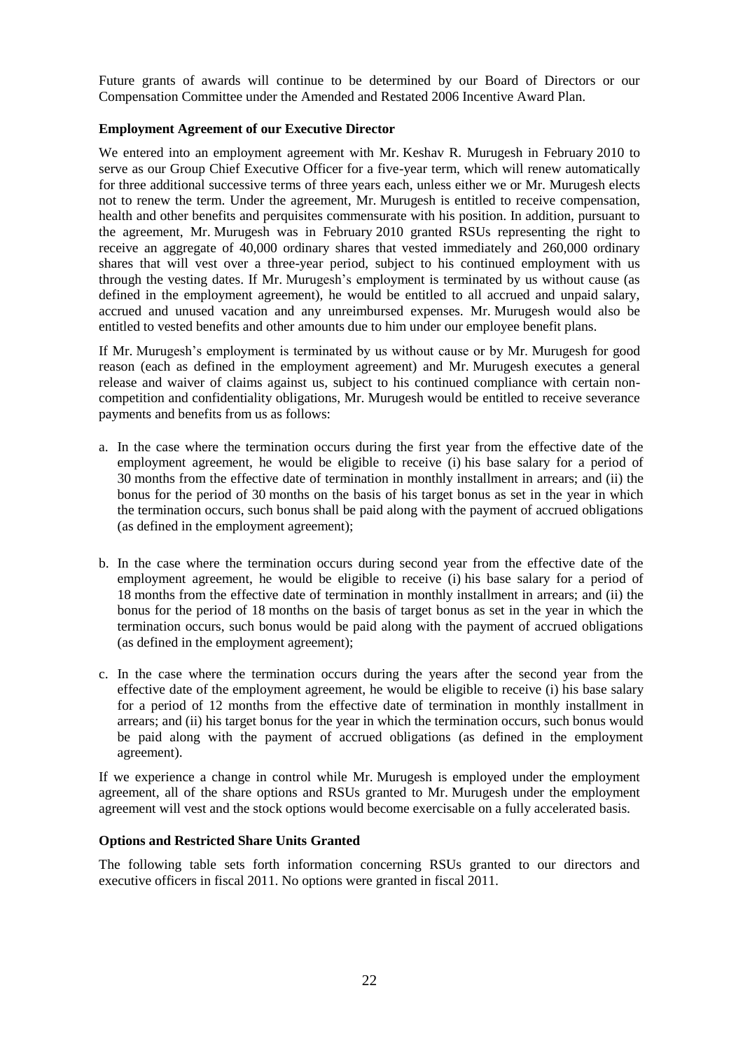Future grants of awards will continue to be determined by our Board of Directors or our Compensation Committee under the Amended and Restated 2006 Incentive Award Plan.

**Employment Agreement of our Executive Director**

We entered into an employment agreement with Mr. Keshav R. Murugesh in February 2010 to serve as our Group Chief Executive Officer for a five-year term, which will renew automatically for three additional successive terms of three years each, unless either we or Mr. Murugesh elects not to renew the term. Under the agreement, Mr. Murugesh is entitled to receive compensation, health and other benefits and perquisites commensurate with his position. In addition, pursuant to the agreement, Mr. Murugesh was in February 2010 granted RSUs representing the right to receive an aggregate of 40,000 ordinary shares that vested immediately and 260,000 ordinary shares that will vest over a three-year period, subject to his continued employment with us through the vesting dates. If Mr. Murugesh's employment is terminated by us without cause (as defined in the employment agreement), he would be entitled to all accrued and unpaid salary, accrued and unused vacation and any unreimbursed expenses. Mr. Murugesh would also be entitled to vested benefits and other amounts due to him under our employee benefit plans.

If Mr. Murugesh's employment is terminated by us without cause or by Mr. Murugesh for good reason (each as defined in the employment agreement) and Mr. Murugesh executes a general release and waiver of claims against us, subject to his continued compliance with certain non-competition and confidentiality obligations, Mr. Murugesh would be entitled to receive severance payments and benefits from us as follows:

a. In the case where the termination occurs during the first year from the effective date of the employment agreement, he would be eligible to receive (i) his base salary for a period of 30 months from the effective date of termination in monthly installment in arrears; and (ii) the bonus for the period of 30 months on the basis of his target bonus as set in the year in which the termination occurs, such bonus shall be paid along with the payment of accrued obligations (as defined in the employment agreement);

b. In the case where the termination occurs during second year from the effective date of the employment agreement, he would be eligible to receive (i) his base salary for a period of 18 months from the effective date of termination in monthly installment in arrears; and (ii) the bonus for the period of 18 months on the basis of target bonus as set in the year in which the termination occurs, such bonus would be paid along with the payment of accrued obligations (as defined in the employment agreement);

c. In the case where the termination occurs during the years after the second year from the effective date of the employment agreement, he would be eligible to receive (i) his base salary for a period of 12 months from the effective date of termination in monthly installment in arrears; and (ii) his target bonus for the year in which the termination occurs, such bonus would be paid along with the payment of accrued obligations (as defined in the employment agreement).

If we experience a change in control while Mr. Murugesh is employed under the employment agreement, all of the share options and RSUs granted to Mr. Murugesh under the employment agreement will vest and the stock options would become exercisable on a fully accelerated basis.

**Options and Restricted Share Units Granted**

The following table sets forth information concerning RSUs granted to our directors and executive officers in fiscal 2011. No options were granted in fiscal 2011.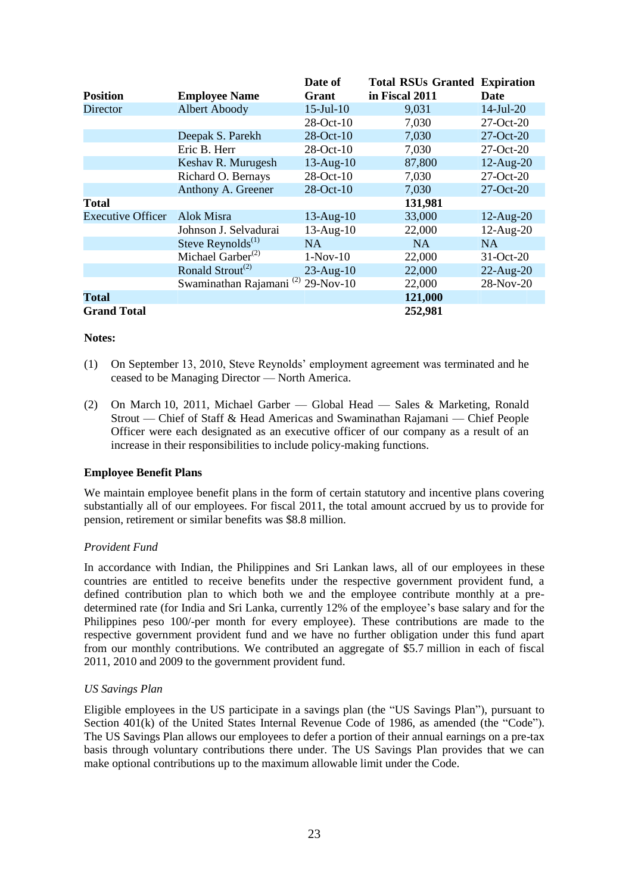| Position | Employee Name | Date of Grant | Total RSUs Granted in Fiscal 2011 | Expiration Date |
| --- | --- | --- | --- | --- |
| Director | Albert Aboody | 15-Jul-10 | 9,031 | 14-Jul-20 |
| | | 28-Oct-10 | 7,030 | 27-Oct-20 |
| | Deepak S. Parekh | 28-Oct-10 | 7,030 | 27-Oct-20 |
| | Eric B. Herr | 28-Oct-10 | 7,030 | 27-Oct-20 |
| | Keshav R. Murugesh | 13-Aug-10 | 87,800 | 12-Aug-20 |
| | Richard O. Bernays | 28-Oct-10 | 7,030 | 27-Oct-20 |
| | Anthony A. Greener | 28-Oct-10 | 7,030 | 27-Oct-20 |
| **Total** | | | **131,981** | |
| Executive Officer | Alok Misra | 13-Aug-10 | 33,000 | 12-Aug-20 |
| | Johnson J. Selvadurai | 13-Aug-10 | 22,000 | 12-Aug-20 |
| | Steve Reynolds[(1)] | NA | NA | NA |
| | Michael Garber[(2)] | 1-Nov-10 | 22,000 | 31-Oct-20 |
| | Ronald Strout[(2)] | 23-Aug-10 | 22,000 | 22-Aug-20 |
| | Swaminathan Rajamani [(2)] | 29-Nov-10 | 22,000 | 28-Nov-20 |
| **Total** | | | **121,000** | |
| **Grand Total** | | | **252,981** | |

**Notes:**

(1) On September 13, 2010, Steve Reynolds' employment agreement was terminated and he ceased to be Managing Director — North America.

(2) On March 10, 2011, Michael Garber — Global Head — Sales & Marketing, Ronald Strout — Chief of Staff & Head Americas and Swaminathan Rajamani — Chief People Officer were each designated as an executive officer of our company as a result of an increase in their responsibilities to include policy-making functions.

**Employee Benefit Plans**

We maintain employee benefit plans in the form of certain statutory and incentive plans covering substantially all of our employees. For fiscal 2011, the total amount accrued by us to provide for pension, retirement or similar benefits was $8.8 million.

*Provident Fund*

In accordance with Indian, the Philippines and Sri Lankan laws, all of our employees in these countries are entitled to receive benefits under the respective government provident fund, a defined contribution plan to which both we and the employee contribute monthly at a pre-determined rate (for India and Sri Lanka, currently 12% of the employee's base salary and for the Philippines peso 100/-per month for every employee). These contributions are made to the respective government provident fund and we have no further obligation under this fund apart from our monthly contributions. We contributed an aggregate of $5.7 million in each of fiscal 2011, 2010 and 2009 to the government provident fund.

*US Savings Plan*

Eligible employees in the US participate in a savings plan (the "US Savings Plan"), pursuant to Section 401(k) of the United States Internal Revenue Code of 1986, as amended (the "Code"). The US Savings Plan allows our employees to defer a portion of their annual earnings on a pre-tax basis through voluntary contributions there under. The US Savings Plan provides that we can make optional contributions up to the maximum allowable limit under the Code.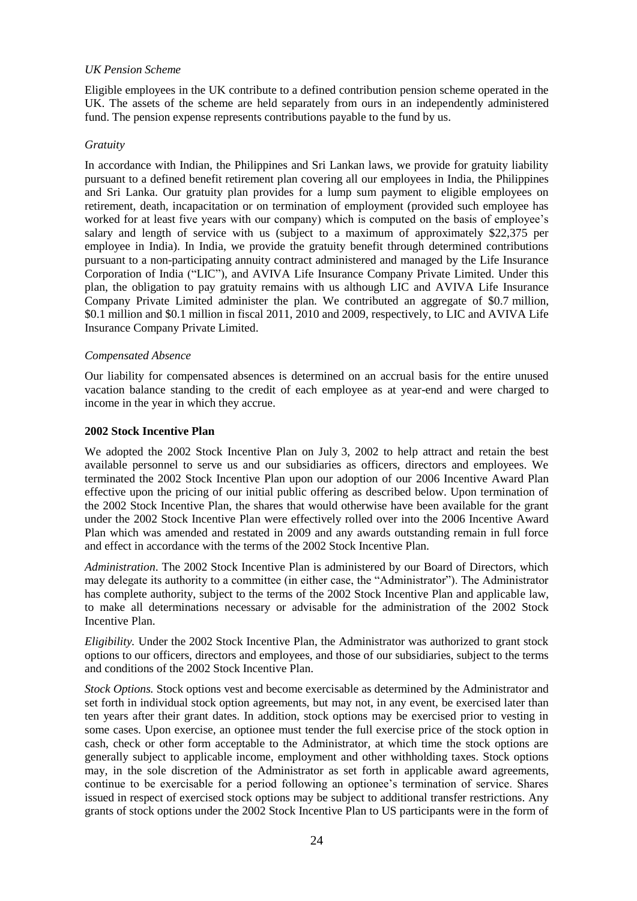*UK Pension Scheme*

Eligible employees in the UK contribute to a defined contribution pension scheme operated in the UK. The assets of the scheme are held separately from ours in an independently administered fund. The pension expense represents contributions payable to the fund by us.

*Gratuity*

In accordance with Indian, the Philippines and Sri Lankan laws, we provide for gratuity liability pursuant to a defined benefit retirement plan covering all our employees in India, the Philippines and Sri Lanka. Our gratuity plan provides for a lump sum payment to eligible employees on retirement, death, incapacitation or on termination of employment (provided such employee has worked for at least five years with our company) which is computed on the basis of employee's salary and length of service with us (subject to a maximum of approximately $22,375 per employee in India). In India, we provide the gratuity benefit through determined contributions pursuant to a non-participating annuity contract administered and managed by the Life Insurance Corporation of India ("LIC"), and AVIVA Life Insurance Company Private Limited. Under this plan, the obligation to pay gratuity remains with us although LIC and AVIVA Life Insurance Company Private Limited administer the plan. We contributed an aggregate of $0.7 million, $0.1 million and $0.1 million in fiscal 2011, 2010 and 2009, respectively, to LIC and AVIVA Life Insurance Company Private Limited.

*Compensated Absence*

Our liability for compensated absences is determined on an accrual basis for the entire unused vacation balance standing to the credit of each employee as at year-end and were charged to income in the year in which they accrue.

**2002 Stock Incentive Plan**

We adopted the 2002 Stock Incentive Plan on July 3, 2002 to help attract and retain the best available personnel to serve us and our subsidiaries as officers, directors and employees. We terminated the 2002 Stock Incentive Plan upon our adoption of our 2006 Incentive Award Plan effective upon the pricing of our initial public offering as described below. Upon termination of the 2002 Stock Incentive Plan, the shares that would otherwise have been available for the grant under the 2002 Stock Incentive Plan were effectively rolled over into the 2006 Incentive Award Plan which was amended and restated in 2009 and any awards outstanding remain in full force and effect in accordance with the terms of the 2002 Stock Incentive Plan.

*Administration*. The 2002 Stock Incentive Plan is administered by our Board of Directors, which may delegate its authority to a committee (in either case, the "Administrator"). The Administrator has complete authority, subject to the terms of the 2002 Stock Incentive Plan and applicable law, to make all determinations necessary or advisable for the administration of the 2002 Stock Incentive Plan.

*Eligibility.* Under the 2002 Stock Incentive Plan, the Administrator was authorized to grant stock options to our officers, directors and employees, and those of our subsidiaries, subject to the terms and conditions of the 2002 Stock Incentive Plan.

*Stock Options.* Stock options vest and become exercisable as determined by the Administrator and set forth in individual stock option agreements, but may not, in any event, be exercised later than ten years after their grant dates. In addition, stock options may be exercised prior to vesting in some cases. Upon exercise, an optionee must tender the full exercise price of the stock option in cash, check or other form acceptable to the Administrator, at which time the stock options are generally subject to applicable income, employment and other withholding taxes. Stock options may, in the sole discretion of the Administrator as set forth in applicable award agreements, continue to be exercisable for a period following an optionee's termination of service. Shares issued in respect of exercised stock options may be subject to additional transfer restrictions. Any grants of stock options under the 2002 Stock Incentive Plan to US participants were in the form of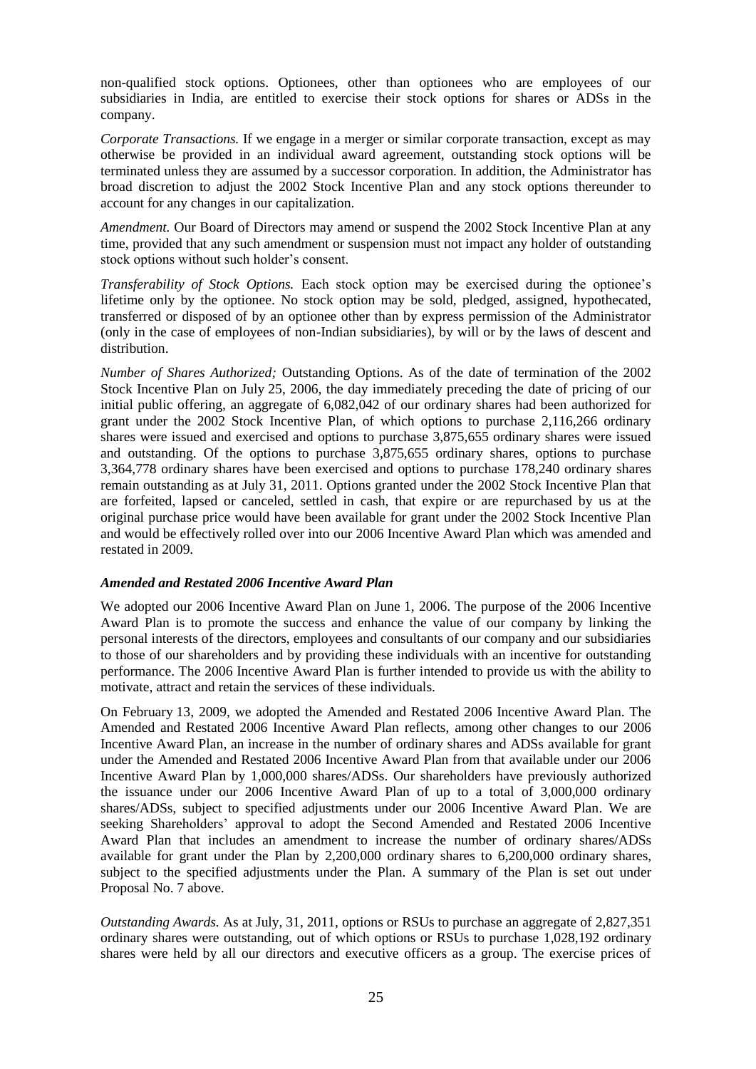non-qualified stock options. Optionees, other than optionees who are employees of our subsidiaries in India, are entitled to exercise their stock options for shares or ADSs in the company.

*Corporate Transactions.* If we engage in a merger or similar corporate transaction, except as may otherwise be provided in an individual award agreement, outstanding stock options will be terminated unless they are assumed by a successor corporation. In addition, the Administrator has broad discretion to adjust the 2002 Stock Incentive Plan and any stock options thereunder to account for any changes in our capitalization.

*Amendment.* Our Board of Directors may amend or suspend the 2002 Stock Incentive Plan at any time, provided that any such amendment or suspension must not impact any holder of outstanding stock options without such holder's consent.

*Transferability of Stock Options.* Each stock option may be exercised during the optionee's lifetime only by the optionee. No stock option may be sold, pledged, assigned, hypothecated, transferred or disposed of by an optionee other than by express permission of the Administrator (only in the case of employees of non-Indian subsidiaries), by will or by the laws of descent and distribution.

*Number of Shares Authorized;* Outstanding Options. As of the date of termination of the 2002 Stock Incentive Plan on July 25, 2006, the day immediately preceding the date of pricing of our initial public offering, an aggregate of 6,082,042 of our ordinary shares had been authorized for grant under the 2002 Stock Incentive Plan, of which options to purchase 2,116,266 ordinary shares were issued and exercised and options to purchase 3,875,655 ordinary shares were issued and outstanding. Of the options to purchase 3,875,655 ordinary shares, options to purchase 3,364,778 ordinary shares have been exercised and options to purchase 178,240 ordinary shares remain outstanding as at July 31, 2011. Options granted under the 2002 Stock Incentive Plan that are forfeited, lapsed or canceled, settled in cash, that expire or are repurchased by us at the original purchase price would have been available for grant under the 2002 Stock Incentive Plan and would be effectively rolled over into our 2006 Incentive Award Plan which was amended and restated in 2009.

### *Amended and Restated 2006 Incentive Award Plan*

We adopted our 2006 Incentive Award Plan on June 1, 2006. The purpose of the 2006 Incentive Award Plan is to promote the success and enhance the value of our company by linking the personal interests of the directors, employees and consultants of our company and our subsidiaries to those of our shareholders and by providing these individuals with an incentive for outstanding performance. The 2006 Incentive Award Plan is further intended to provide us with the ability to motivate, attract and retain the services of these individuals.

On February 13, 2009, we adopted the Amended and Restated 2006 Incentive Award Plan. The Amended and Restated 2006 Incentive Award Plan reflects, among other changes to our 2006 Incentive Award Plan, an increase in the number of ordinary shares and ADSs available for grant under the Amended and Restated 2006 Incentive Award Plan from that available under our 2006 Incentive Award Plan by 1,000,000 shares/ADSs. Our shareholders have previously authorized the issuance under our 2006 Incentive Award Plan of up to a total of 3,000,000 ordinary shares/ADSs, subject to specified adjustments under our 2006 Incentive Award Plan. We are seeking Shareholders' approval to adopt the Second Amended and Restated 2006 Incentive Award Plan that includes an amendment to increase the number of ordinary shares/ADSs available for grant under the Plan by 2,200,000 ordinary shares to 6,200,000 ordinary shares, subject to the specified adjustments under the Plan. A summary of the Plan is set out under Proposal No. 7 above.

*Outstanding Awards.* As at July, 31, 2011, options or RSUs to purchase an aggregate of 2,827,351 ordinary shares were outstanding, out of which options or RSUs to purchase 1,028,192 ordinary shares were held by all our directors and executive officers as a group. The exercise prices of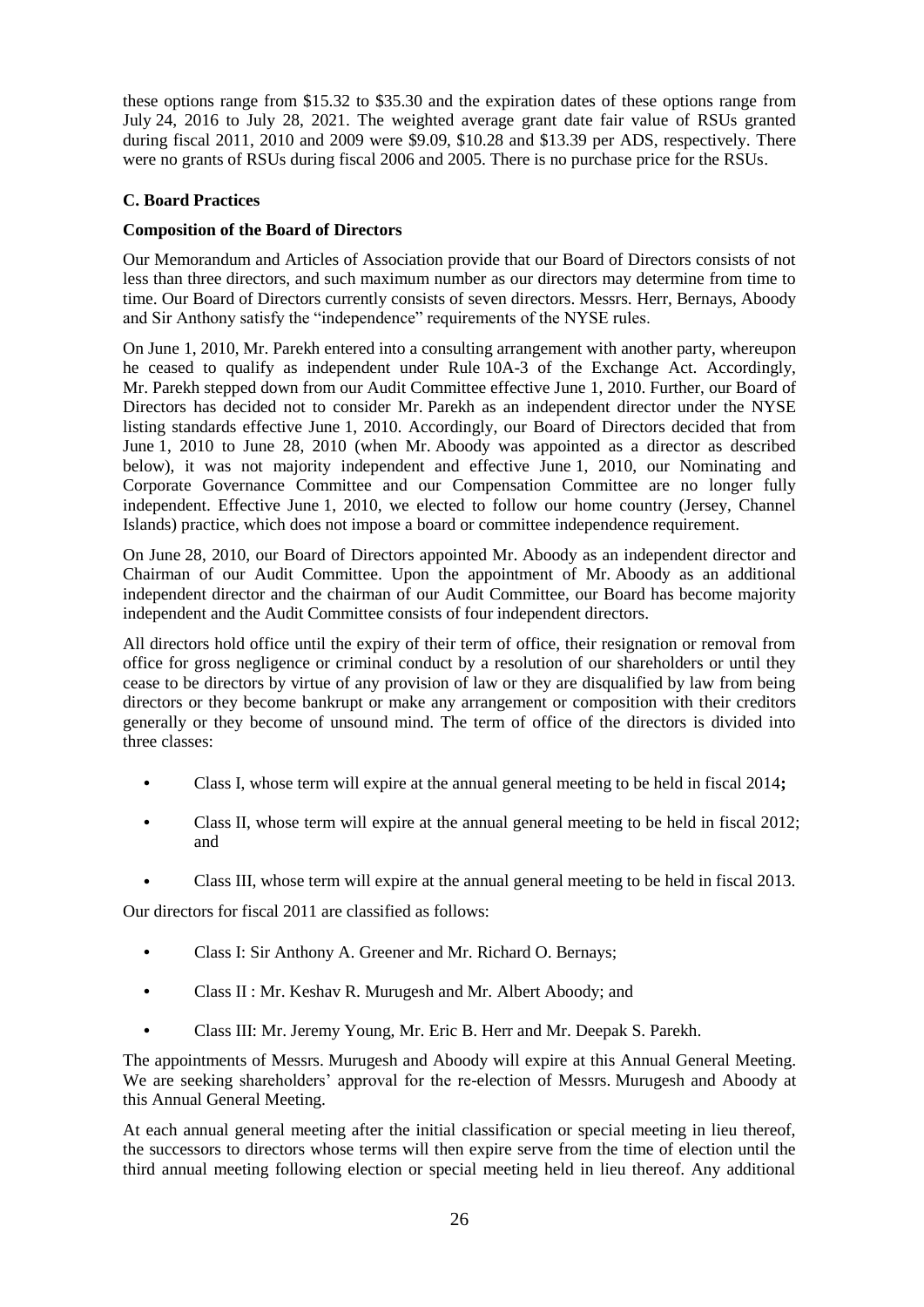these options range from $15.32 to $35.30 and the expiration dates of these options range from July 24, 2016 to July 28, 2021. The weighted average grant date fair value of RSUs granted during fiscal 2011, 2010 and 2009 were $9.09, $10.28 and $13.39 per ADS, respectively. There were no grants of RSUs during fiscal 2006 and 2005. There is no purchase price for the RSUs.

### C. Board Practices

#### Composition of the Board of Directors

Our Memorandum and Articles of Association provide that our Board of Directors consists of not less than three directors, and such maximum number as our directors may determine from time to time. Our Board of Directors currently consists of seven directors. Messrs. Herr, Bernays, Aboody and Sir Anthony satisfy the "independence" requirements of the NYSE rules.

On June 1, 2010, Mr. Parekh entered into a consulting arrangement with another party, whereupon he ceased to qualify as independent under Rule 10A-3 of the Exchange Act. Accordingly, Mr. Parekh stepped down from our Audit Committee effective June 1, 2010. Further, our Board of Directors has decided not to consider Mr. Parekh as an independent director under the NYSE listing standards effective June 1, 2010. Accordingly, our Board of Directors decided that from June 1, 2010 to June 28, 2010 (when Mr. Aboody was appointed as a director as described below), it was not majority independent and effective June 1, 2010, our Nominating and Corporate Governance Committee and our Compensation Committee are no longer fully independent. Effective June 1, 2010, we elected to follow our home country (Jersey, Channel Islands) practice, which does not impose a board or committee independence requirement.

On June 28, 2010, our Board of Directors appointed Mr. Aboody as an independent director and Chairman of our Audit Committee. Upon the appointment of Mr. Aboody as an additional independent director and the chairman of our Audit Committee, our Board has become majority independent and the Audit Committee consists of four independent directors.

All directors hold office until the expiry of their term of office, their resignation or removal from office for gross negligence or criminal conduct by a resolution of our shareholders or until they cease to be directors by virtue of any provision of law or they are disqualified by law from being directors or they become bankrupt or make any arrangement or composition with their creditors generally or they become of unsound mind. The term of office of the directors is divided into three classes:

- Class I, whose term will expire at the annual general meeting to be held in fiscal 2014**;**
- Class II, whose term will expire at the annual general meeting to be held in fiscal 2012; and
- Class III, whose term will expire at the annual general meeting to be held in fiscal 2013.

Our directors for fiscal 2011 are classified as follows:

- Class I: Sir Anthony A. Greener and Mr. Richard O. Bernays;
- Class II : Mr. Keshav R. Murugesh and Mr. Albert Aboody; and
- Class III: Mr. Jeremy Young, Mr. Eric B. Herr and Mr. Deepak S. Parekh.

The appointments of Messrs. Murugesh and Aboody will expire at this Annual General Meeting. We are seeking shareholders' approval for the re-election of Messrs. Murugesh and Aboody at this Annual General Meeting.

At each annual general meeting after the initial classification or special meeting in lieu thereof, the successors to directors whose terms will then expire serve from the time of election until the third annual meeting following election or special meeting held in lieu thereof. Any additional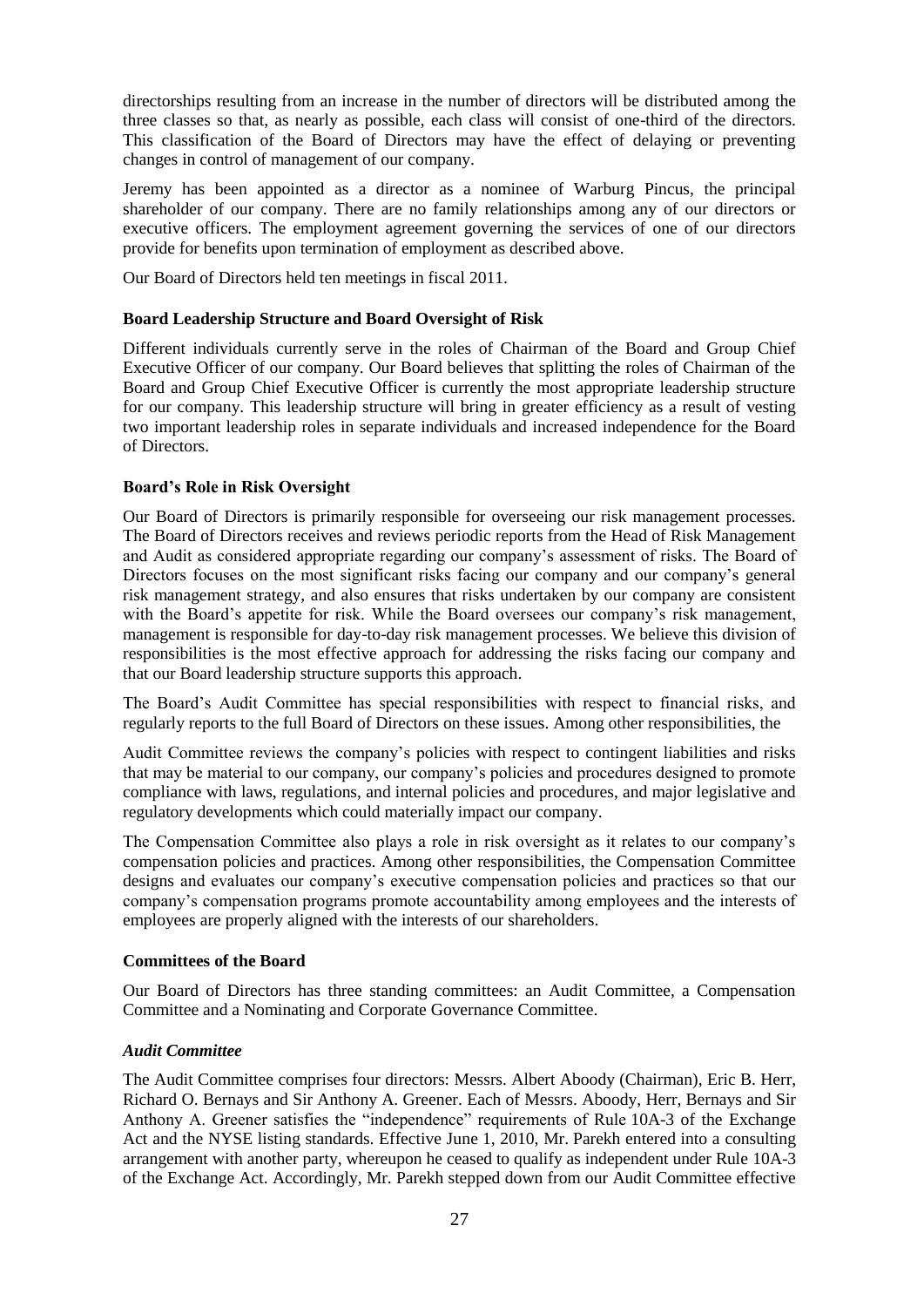directorships resulting from an increase in the number of directors will be distributed among the three classes so that, as nearly as possible, each class will consist of one-third of the directors. This classification of the Board of Directors may have the effect of delaying or preventing changes in control of management of our company.

Jeremy has been appointed as a director as a nominee of Warburg Pincus, the principal shareholder of our company. There are no family relationships among any of our directors or executive officers. The employment agreement governing the services of one of our directors provide for benefits upon termination of employment as described above.

Our Board of Directors held ten meetings in fiscal 2011.

**Board Leadership Structure and Board Oversight of Risk**

Different individuals currently serve in the roles of Chairman of the Board and Group Chief Executive Officer of our company. Our Board believes that splitting the roles of Chairman of the Board and Group Chief Executive Officer is currently the most appropriate leadership structure for our company. This leadership structure will bring in greater efficiency as a result of vesting two important leadership roles in separate individuals and increased independence for the Board of Directors.

**Board's Role in Risk Oversight**

Our Board of Directors is primarily responsible for overseeing our risk management processes. The Board of Directors receives and reviews periodic reports from the Head of Risk Management and Audit as considered appropriate regarding our company's assessment of risks. The Board of Directors focuses on the most significant risks facing our company and our company's general risk management strategy, and also ensures that risks undertaken by our company are consistent with the Board's appetite for risk. While the Board oversees our company's risk management, management is responsible for day-to-day risk management processes. We believe this division of responsibilities is the most effective approach for addressing the risks facing our company and that our Board leadership structure supports this approach.

The Board's Audit Committee has special responsibilities with respect to financial risks, and regularly reports to the full Board of Directors on these issues. Among other responsibilities, the

Audit Committee reviews the company's policies with respect to contingent liabilities and risks that may be material to our company, our company's policies and procedures designed to promote compliance with laws, regulations, and internal policies and procedures, and major legislative and regulatory developments which could materially impact our company.

The Compensation Committee also plays a role in risk oversight as it relates to our company's compensation policies and practices. Among other responsibilities, the Compensation Committee designs and evaluates our company's executive compensation policies and practices so that our company's compensation programs promote accountability among employees and the interests of employees are properly aligned with the interests of our shareholders.

**Committees of the Board**

Our Board of Directors has three standing committees: an Audit Committee, a Compensation Committee and a Nominating and Corporate Governance Committee.

***Audit Committee***

The Audit Committee comprises four directors: Messrs. Albert Aboody (Chairman), Eric B. Herr, Richard O. Bernays and Sir Anthony A. Greener. Each of Messrs. Aboody, Herr, Bernays and Sir Anthony A. Greener satisfies the "independence" requirements of Rule 10A-3 of the Exchange Act and the NYSE listing standards. Effective June 1, 2010, Mr. Parekh entered into a consulting arrangement with another party, whereupon he ceased to qualify as independent under Rule 10A-3 of the Exchange Act. Accordingly, Mr. Parekh stepped down from our Audit Committee effective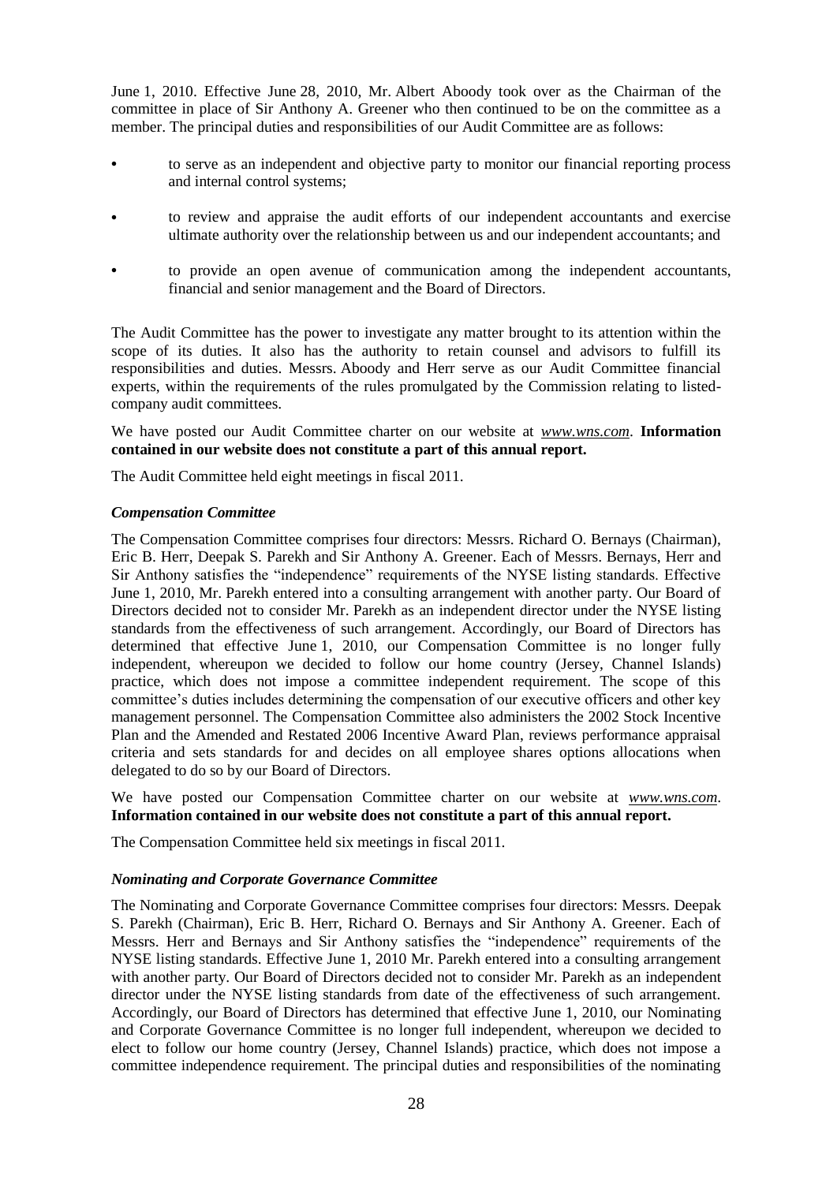June 1, 2010. Effective June 28, 2010, Mr. Albert Aboody took over as the Chairman of the committee in place of Sir Anthony A. Greener who then continued to be on the committee as a member. The principal duties and responsibilities of our Audit Committee are as follows:

- to serve as an independent and objective party to monitor our financial reporting process and internal control systems;
- to review and appraise the audit efforts of our independent accountants and exercise ultimate authority over the relationship between us and our independent accountants; and
- to provide an open avenue of communication among the independent accountants, financial and senior management and the Board of Directors.

The Audit Committee has the power to investigate any matter brought to its attention within the scope of its duties. It also has the authority to retain counsel and advisors to fulfill its responsibilities and duties. Messrs. Aboody and Herr serve as our Audit Committee financial experts, within the requirements of the rules promulgated by the Commission relating to listed-company audit committees.

We have posted our Audit Committee charter on our website at *www.wns.com*. **Information contained in our website does not constitute a part of this annual report.**

The Audit Committee held eight meetings in fiscal 2011.

***Compensation Committee***

The Compensation Committee comprises four directors: Messrs. Richard O. Bernays (Chairman), Eric B. Herr, Deepak S. Parekh and Sir Anthony A. Greener. Each of Messrs. Bernays, Herr and Sir Anthony satisfies the "independence" requirements of the NYSE listing standards. Effective June 1, 2010, Mr. Parekh entered into a consulting arrangement with another party. Our Board of Directors decided not to consider Mr. Parekh as an independent director under the NYSE listing standards from the effectiveness of such arrangement. Accordingly, our Board of Directors has determined that effective June 1, 2010, our Compensation Committee is no longer fully independent, whereupon we decided to follow our home country (Jersey, Channel Islands) practice, which does not impose a committee independent requirement. The scope of this committee's duties includes determining the compensation of our executive officers and other key management personnel. The Compensation Committee also administers the 2002 Stock Incentive Plan and the Amended and Restated 2006 Incentive Award Plan, reviews performance appraisal criteria and sets standards for and decides on all employee shares options allocations when delegated to do so by our Board of Directors.

We have posted our Compensation Committee charter on our website at *www.wns.com*. **Information contained in our website does not constitute a part of this annual report.**

The Compensation Committee held six meetings in fiscal 2011.

***Nominating and Corporate Governance Committee***

The Nominating and Corporate Governance Committee comprises four directors: Messrs. Deepak S. Parekh (Chairman), Eric B. Herr, Richard O. Bernays and Sir Anthony A. Greener. Each of Messrs. Herr and Bernays and Sir Anthony satisfies the "independence" requirements of the NYSE listing standards. Effective June 1, 2010 Mr. Parekh entered into a consulting arrangement with another party. Our Board of Directors decided not to consider Mr. Parekh as an independent director under the NYSE listing standards from date of the effectiveness of such arrangement. Accordingly, our Board of Directors has determined that effective June 1, 2010, our Nominating and Corporate Governance Committee is no longer full independent, whereupon we decided to elect to follow our home country (Jersey, Channel Islands) practice, which does not impose a committee independence requirement. The principal duties and responsibilities of the nominating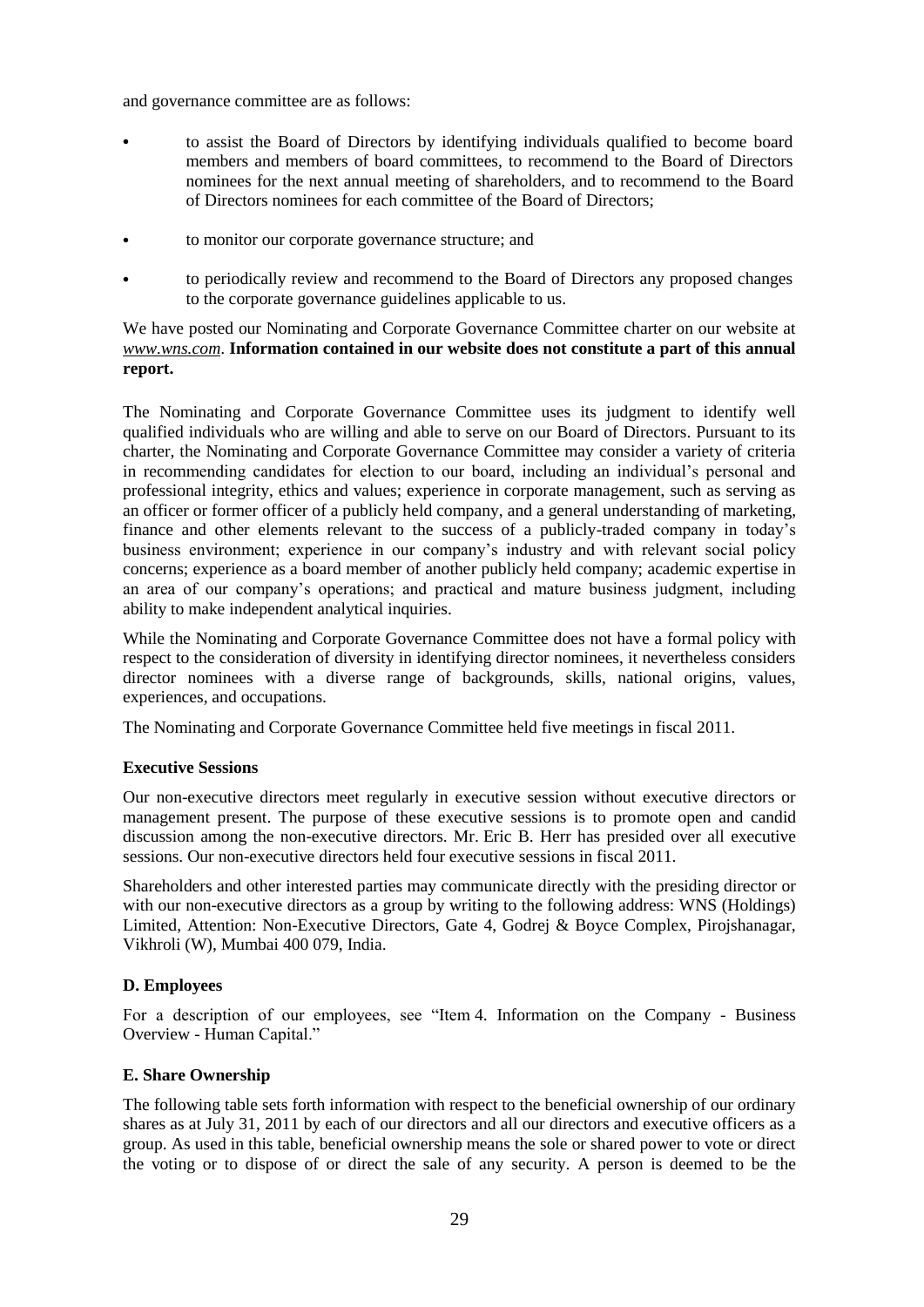and governance committee are as follows:

- to assist the Board of Directors by identifying individuals qualified to become board members and members of board committees, to recommend to the Board of Directors nominees for the next annual meeting of shareholders, and to recommend to the Board of Directors nominees for each committee of the Board of Directors;
- to monitor our corporate governance structure; and
- to periodically review and recommend to the Board of Directors any proposed changes to the corporate governance guidelines applicable to us.

We have posted our Nominating and Corporate Governance Committee charter on our website at *www.wns.com*. **Information contained in our website does not constitute a part of this annual report.**

The Nominating and Corporate Governance Committee uses its judgment to identify well qualified individuals who are willing and able to serve on our Board of Directors. Pursuant to its charter, the Nominating and Corporate Governance Committee may consider a variety of criteria in recommending candidates for election to our board, including an individual's personal and professional integrity, ethics and values; experience in corporate management, such as serving as an officer or former officer of a publicly held company, and a general understanding of marketing, finance and other elements relevant to the success of a publicly-traded company in today's business environment; experience in our company's industry and with relevant social policy concerns; experience as a board member of another publicly held company; academic expertise in an area of our company's operations; and practical and mature business judgment, including ability to make independent analytical inquiries.

While the Nominating and Corporate Governance Committee does not have a formal policy with respect to the consideration of diversity in identifying director nominees, it nevertheless considers director nominees with a diverse range of backgrounds, skills, national origins, values, experiences, and occupations.

The Nominating and Corporate Governance Committee held five meetings in fiscal 2011.

### Executive Sessions

Our non-executive directors meet regularly in executive session without executive directors or management present. The purpose of these executive sessions is to promote open and candid discussion among the non-executive directors. Mr. Eric B. Herr has presided over all executive sessions. Our non-executive directors held four executive sessions in fiscal 2011.

Shareholders and other interested parties may communicate directly with the presiding director or with our non-executive directors as a group by writing to the following address: WNS (Holdings) Limited, Attention: Non-Executive Directors, Gate 4, Godrej & Boyce Complex, Pirojshanagar, Vikhroli (W), Mumbai 400 079, India.

## D. Employees

For a description of our employees, see "Item 4. Information on the Company - Business Overview - Human Capital."

## E. Share Ownership

The following table sets forth information with respect to the beneficial ownership of our ordinary shares as at July 31, 2011 by each of our directors and all our directors and executive officers as a group. As used in this table, beneficial ownership means the sole or shared power to vote or direct the voting or to dispose of or direct the sale of any security. A person is deemed to be the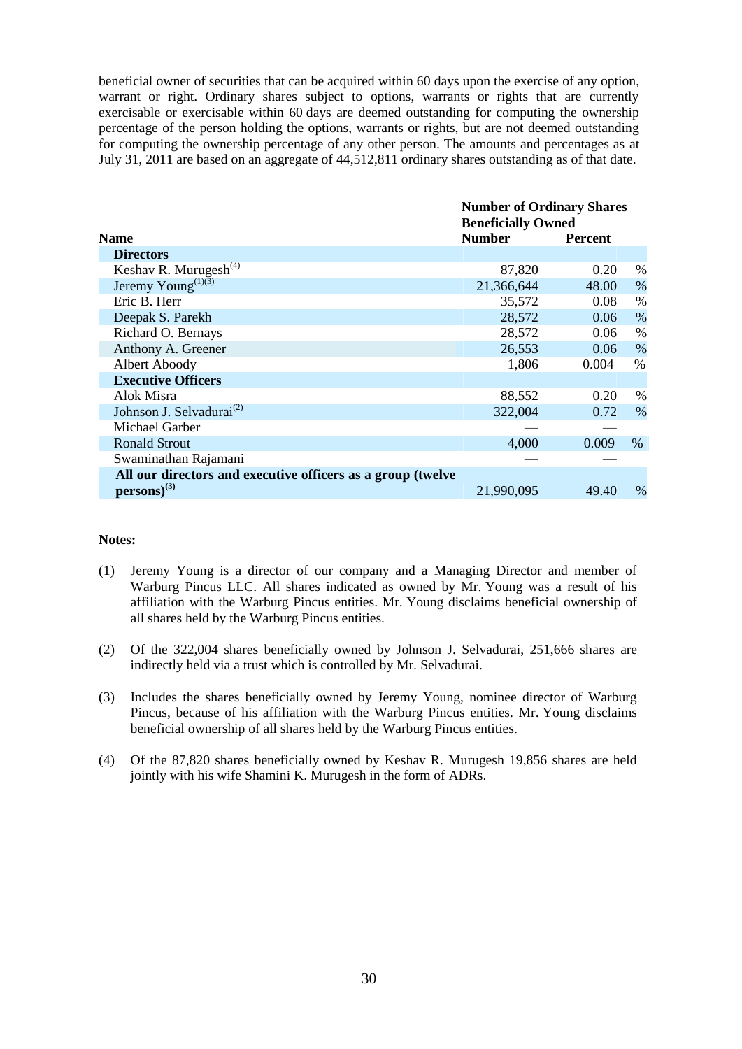beneficial owner of securities that can be acquired within 60 days upon the exercise of any option, warrant or right. Ordinary shares subject to options, warrants or rights that are currently exercisable or exercisable within 60 days are deemed outstanding for computing the ownership percentage of the person holding the options, warrants or rights, but are not deemed outstanding for computing the ownership percentage of any other person. The amounts and percentages as at July 31, 2011 are based on an aggregate of 44,512,811 ordinary shares outstanding as of that date.

| Name | Number of Ordinary Shares Beneficially Owned | |
|---|---|---|
| | Number | Percent |
| **Directors** | | |
| Keshav R. Murugesh[(4)] | 87,820 | 0.20 % |
| Jeremy Young[(1)(3)] | 21,366,644 | 48.00 % |
| Eric B. Herr | 35,572 | 0.08 % |
| Deepak S. Parekh | 28,572 | 0.06 % |
| Richard O. Bernays | 28,572 | 0.06 % |
| Anthony A. Greener | 26,553 | 0.06 % |
| Albert Aboody | 1,806 | 0.004 % |
| **Executive Officers** | | |
| Alok Misra | 88,552 | 0.20 % |
| Johnson J. Selvadurai[(2)] | 322,004 | 0.72 % |
| Michael Garber | — | — |
| Ronald Strout | 4,000 | 0.009 % |
| Swaminathan Rajamani | — | — |
| **All our directors and executive officers as a group (twelve persons)[(3)]** | 21,990,095 | 49.40 % |

**Notes:**

(1) Jeremy Young is a director of our company and a Managing Director and member of Warburg Pincus LLC. All shares indicated as owned by Mr. Young was a result of his affiliation with the Warburg Pincus entities. Mr. Young disclaims beneficial ownership of all shares held by the Warburg Pincus entities.

(2) Of the 322,004 shares beneficially owned by Johnson J. Selvadurai, 251,666 shares are indirectly held via a trust which is controlled by Mr. Selvadurai.

(3) Includes the shares beneficially owned by Jeremy Young, nominee director of Warburg Pincus, because of his affiliation with the Warburg Pincus entities. Mr. Young disclaims beneficial ownership of all shares held by the Warburg Pincus entities.

(4) Of the 87,820 shares beneficially owned by Keshav R. Murugesh 19,856 shares are held jointly with his wife Shamini K. Murugesh in the form of ADRs.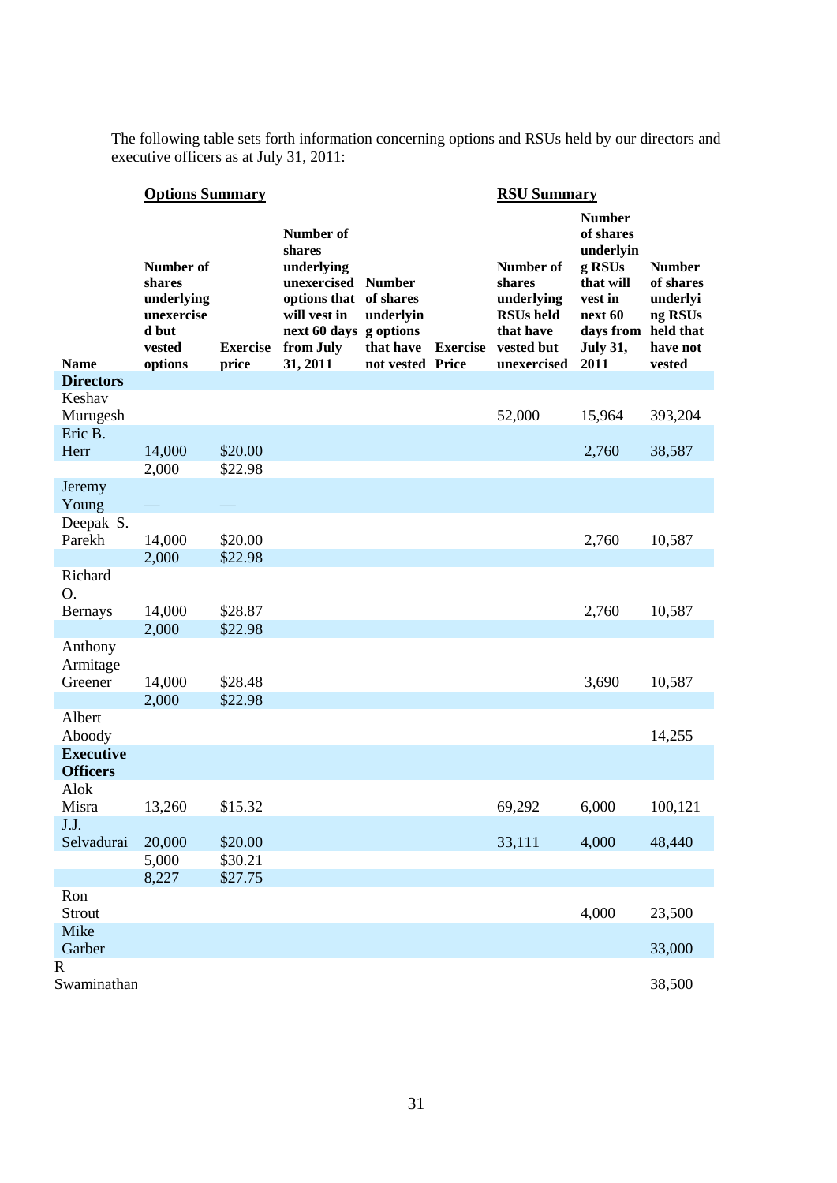The following table sets forth information concerning options and RSUs held by our directors and executive officers as at July 31, 2011:

| | **Options Summary** | | | | | **RSU Summary** | | |
|---|---|---|---|---|---|---|---|---|
| **Name** | **Number of shares underlying unexercised but vested options** | **Exercise price** | **Number of shares underlying unexercised options that will vest in next 60 days from July 31, 2011** | **Number of shares underlying options that have not vested** | **Exercise Price** | **Number of shares underlying RSUs held that have vested but unexercised** | **Number of shares underlying RSUs that will vest in next 60 days from July 31, 2011** | **Number of shares underlying RSUs held that have not vested** |
| **Directors** | | | | | | | | |
| Keshav Murugesh | | | | | | 52,000 | 15,964 | 393,204 |
| Eric B. Herr | 14,000 | $20.00 | | | | | 2,760 | 38,587 |
| | 2,000 | $22.98 | | | | | | |
| Jeremy Young | — | — | | | | | | |
| Deepak S. Parekh | 14,000 | $20.00 | | | | | 2,760 | 10,587 |
| | 2,000 | $22.98 | | | | | | |
| Richard O. Bernays | 14,000 | $28.87 | | | | | 2,760 | 10,587 |
| | 2,000 | $22.98 | | | | | | |
| Anthony Armitage Greener | 14,000 | $28.48 | | | | | 3,690 | 10,587 |
| | 2,000 | $22.98 | | | | | | |
| Albert Aboody | | | | | | | | 14,255 |
| **Executive Officers** | | | | | | | | |
| Alok Misra | 13,260 | $15.32 | | | | 69,292 | 6,000 | 100,121 |
| J.J. Selvadurai | 20,000 | $20.00 | | | | 33,111 | 4,000 | 48,440 |
| | 5,000 | $30.21 | | | | | | |
| | 8,227 | $27.75 | | | | | | |
| Ron Strout | | | | | | | 4,000 | 23,500 |
| Mike Garber | | | | | | | | 33,000 |
| R Swaminathan | | | | | | | | 38,500 |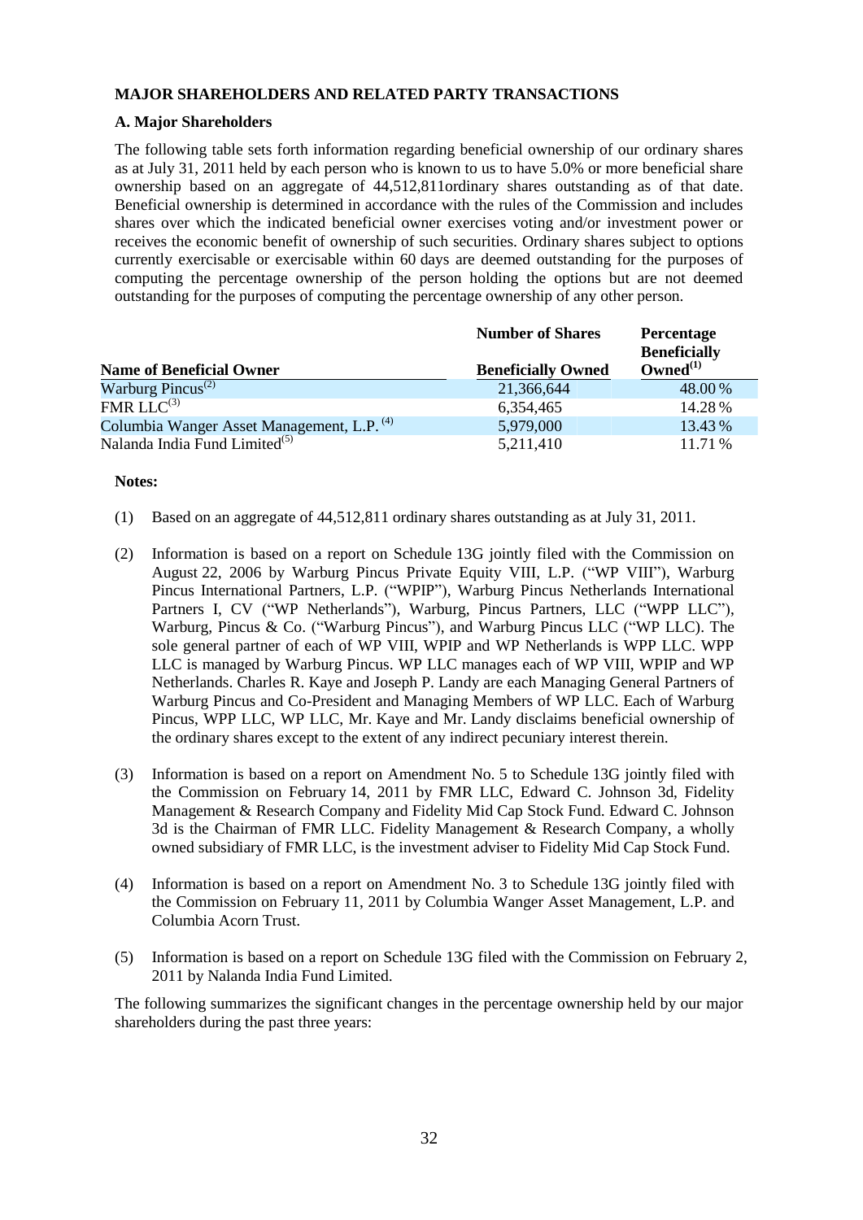## MAJOR SHAREHOLDERS AND RELATED PARTY TRANSACTIONS

### A. Major Shareholders

The following table sets forth information regarding beneficial ownership of our ordinary shares as at July 31, 2011 held by each person who is known to us to have 5.0% or more beneficial share ownership based on an aggregate of 44,512,811ordinary shares outstanding as of that date. Beneficial ownership is determined in accordance with the rules of the Commission and includes shares over which the indicated beneficial owner exercises voting and/or investment power or receives the economic benefit of ownership of such securities. Ordinary shares subject to options currently exercisable or exercisable within 60 days are deemed outstanding for the purposes of computing the percentage ownership of the person holding the options but are not deemed outstanding for the purposes of computing the percentage ownership of any other person.

| Name of Beneficial Owner | Number of Shares Beneficially Owned | Percentage Beneficially Owned[1] |
|---|---|---|
| Warburg Pincus[2] | 21,366,644 | 48.00 % |
| FMR LLC[3] | 6,354,465 | 14.28 % |
| Columbia Wanger Asset Management, L.P. [4] | 5,979,000 | 13.43 % |
| Nalanda India Fund Limited[5] | 5,211,410 | 11.71 % |

**Notes:**

(1) Based on an aggregate of 44,512,811 ordinary shares outstanding as at July 31, 2011.

(2) Information is based on a report on Schedule 13G jointly filed with the Commission on August 22, 2006 by Warburg Pincus Private Equity VIII, L.P. ("WP VIII"), Warburg Pincus International Partners, L.P. ("WPIP"), Warburg Pincus Netherlands International Partners I, CV ("WP Netherlands"), Warburg, Pincus Partners, LLC ("WPP LLC"), Warburg, Pincus & Co. ("Warburg Pincus"), and Warburg Pincus LLC ("WP LLC). The sole general partner of each of WP VIII, WPIP and WP Netherlands is WPP LLC. WPP LLC is managed by Warburg Pincus. WP LLC manages each of WP VIII, WPIP and WP Netherlands. Charles R. Kaye and Joseph P. Landy are each Managing General Partners of Warburg Pincus and Co-President and Managing Members of WP LLC. Each of Warburg Pincus, WPP LLC, WP LLC, Mr. Kaye and Mr. Landy disclaims beneficial ownership of the ordinary shares except to the extent of any indirect pecuniary interest therein.

(3) Information is based on a report on Amendment No. 5 to Schedule 13G jointly filed with the Commission on February 14, 2011 by FMR LLC, Edward C. Johnson 3d, Fidelity Management & Research Company and Fidelity Mid Cap Stock Fund. Edward C. Johnson 3d is the Chairman of FMR LLC. Fidelity Management & Research Company, a wholly owned subsidiary of FMR LLC, is the investment adviser to Fidelity Mid Cap Stock Fund.

(4) Information is based on a report on Amendment No. 3 to Schedule 13G jointly filed with the Commission on February 11, 2011 by Columbia Wanger Asset Management, L.P. and Columbia Acorn Trust.

(5) Information is based on a report on Schedule 13G filed with the Commission on February 2, 2011 by Nalanda India Fund Limited.

The following summarizes the significant changes in the percentage ownership held by our major shareholders during the past three years: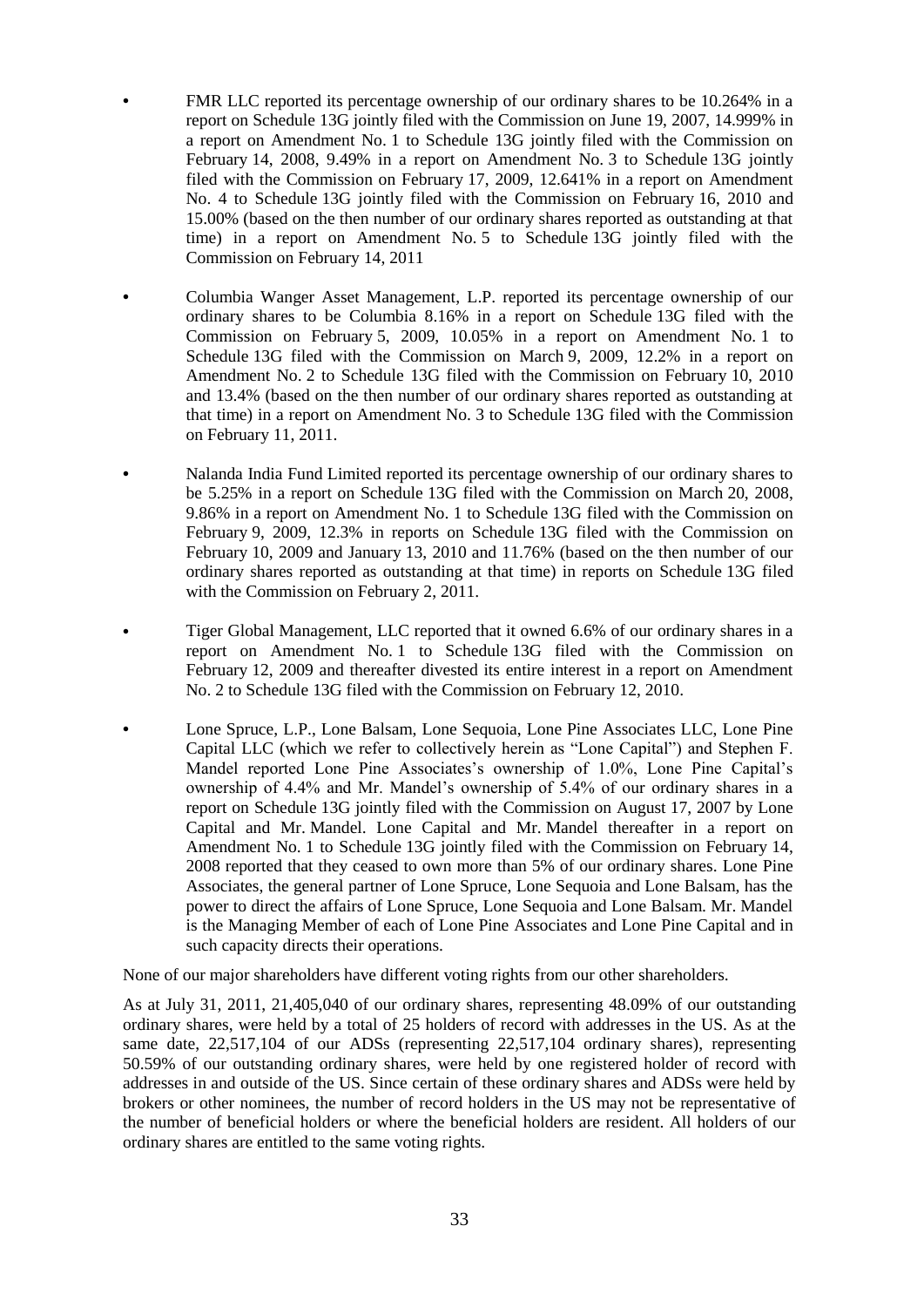- FMR LLC reported its percentage ownership of our ordinary shares to be 10.264% in a report on Schedule 13G jointly filed with the Commission on June 19, 2007, 14.999% in a report on Amendment No. 1 to Schedule 13G jointly filed with the Commission on February 14, 2008, 9.49% in a report on Amendment No. 3 to Schedule 13G jointly filed with the Commission on February 17, 2009, 12.641% in a report on Amendment No. 4 to Schedule 13G jointly filed with the Commission on February 16, 2010 and 15.00% (based on the then number of our ordinary shares reported as outstanding at that time) in a report on Amendment No. 5 to Schedule 13G jointly filed with the Commission on February 14, 2011

- Columbia Wanger Asset Management, L.P. reported its percentage ownership of our ordinary shares to be Columbia 8.16% in a report on Schedule 13G filed with the Commission on February 5, 2009, 10.05% in a report on Amendment No. 1 to Schedule 13G filed with the Commission on March 9, 2009, 12.2% in a report on Amendment No. 2 to Schedule 13G filed with the Commission on February 10, 2010 and 13.4% (based on the then number of our ordinary shares reported as outstanding at that time) in a report on Amendment No. 3 to Schedule 13G filed with the Commission on February 11, 2011.

- Nalanda India Fund Limited reported its percentage ownership of our ordinary shares to be 5.25% in a report on Schedule 13G filed with the Commission on March 20, 2008, 9.86% in a report on Amendment No. 1 to Schedule 13G filed with the Commission on February 9, 2009, 12.3% in reports on Schedule 13G filed with the Commission on February 10, 2009 and January 13, 2010 and 11.76% (based on the then number of our ordinary shares reported as outstanding at that time) in reports on Schedule 13G filed with the Commission on February 2, 2011.

- Tiger Global Management, LLC reported that it owned 6.6% of our ordinary shares in a report on Amendment No. 1 to Schedule 13G filed with the Commission on February 12, 2009 and thereafter divested its entire interest in a report on Amendment No. 2 to Schedule 13G filed with the Commission on February 12, 2010.

- Lone Spruce, L.P., Lone Balsam, Lone Sequoia, Lone Pine Associates LLC, Lone Pine Capital LLC (which we refer to collectively herein as "Lone Capital") and Stephen F. Mandel reported Lone Pine Associates's ownership of 1.0%, Lone Pine Capital's ownership of 4.4% and Mr. Mandel's ownership of 5.4% of our ordinary shares in a report on Schedule 13G jointly filed with the Commission on August 17, 2007 by Lone Capital and Mr. Mandel. Lone Capital and Mr. Mandel thereafter in a report on Amendment No. 1 to Schedule 13G jointly filed with the Commission on February 14, 2008 reported that they ceased to own more than 5% of our ordinary shares. Lone Pine Associates, the general partner of Lone Spruce, Lone Sequoia and Lone Balsam, has the power to direct the affairs of Lone Spruce, Lone Sequoia and Lone Balsam. Mr. Mandel is the Managing Member of each of Lone Pine Associates and Lone Pine Capital and in such capacity directs their operations.

None of our major shareholders have different voting rights from our other shareholders.

As at July 31, 2011, 21,405,040 of our ordinary shares, representing 48.09% of our outstanding ordinary shares, were held by a total of 25 holders of record with addresses in the US. As at the same date, 22,517,104 of our ADSs (representing 22,517,104 ordinary shares), representing 50.59% of our outstanding ordinary shares, were held by one registered holder of record with addresses in and outside of the US. Since certain of these ordinary shares and ADSs were held by brokers or other nominees, the number of record holders in the US may not be representative of the number of beneficial holders or where the beneficial holders are resident. All holders of our ordinary shares are entitled to the same voting rights.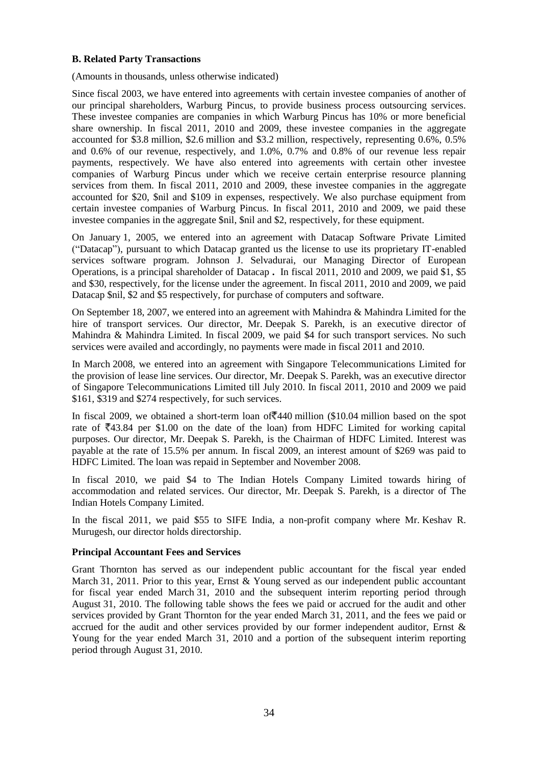**B. Related Party Transactions**

(Amounts in thousands, unless otherwise indicated)

Since fiscal 2003, we have entered into agreements with certain investee companies of another of our principal shareholders, Warburg Pincus, to provide business process outsourcing services. These investee companies are companies in which Warburg Pincus has 10% or more beneficial share ownership. In fiscal 2011, 2010 and 2009, these investee companies in the aggregate accounted for $3.8 million, $2.6 million and $3.2 million, respectively, representing 0.6%, 0.5% and 0.6% of our revenue, respectively, and 1.0%, 0.7% and 0.8% of our revenue less repair payments, respectively. We have also entered into agreements with certain other investee companies of Warburg Pincus under which we receive certain enterprise resource planning services from them. In fiscal 2011, 2010 and 2009, these investee companies in the aggregate accounted for $20, $nil and $109 in expenses, respectively. We also purchase equipment from certain investee companies of Warburg Pincus. In fiscal 2011, 2010 and 2009, we paid these investee companies in the aggregate $nil, $nil and $2, respectively, for these equipment.

On January 1, 2005, we entered into an agreement with Datacap Software Private Limited ("Datacap"), pursuant to which Datacap granted us the license to use its proprietary IT-enabled services software program. Johnson J. Selvadurai, our Managing Director of European Operations, is a principal shareholder of Datacap **.** In fiscal 2011, 2010 and 2009, we paid $1, $5 and $30, respectively, for the license under the agreement. In fiscal 2011, 2010 and 2009, we paid Datacap $nil, $2 and $5 respectively, for purchase of computers and software.

On September 18, 2007, we entered into an agreement with Mahindra & Mahindra Limited for the hire of transport services. Our director, Mr. Deepak S. Parekh, is an executive director of Mahindra & Mahindra Limited. In fiscal 2009, we paid $4 for such transport services. No such services were availed and accordingly, no payments were made in fiscal 2011 and 2010.

In March 2008, we entered into an agreement with Singapore Telecommunications Limited for the provision of lease line services. Our director, Mr. Deepak S. Parekh, was an executive director of Singapore Telecommunications Limited till July 2010. In fiscal 2011, 2010 and 2009 we paid $161, $319 and $274 respectively, for such services.

In fiscal 2009, we obtained a short-term loan of ₹440 million ($10.04 million based on the spot rate of ₹43.84 per $1.00 on the date of the loan) from HDFC Limited for working capital purposes. Our director, Mr. Deepak S. Parekh, is the Chairman of HDFC Limited. Interest was payable at the rate of 15.5% per annum. In fiscal 2009, an interest amount of $269 was paid to HDFC Limited. The loan was repaid in September and November 2008.

In fiscal 2010, we paid $4 to The Indian Hotels Company Limited towards hiring of accommodation and related services. Our director, Mr. Deepak S. Parekh, is a director of The Indian Hotels Company Limited.

In the fiscal 2011, we paid $55 to SIFE India, a non-profit company where Mr. Keshav R. Murugesh, our director holds directorship.

**Principal Accountant Fees and Services**

Grant Thornton has served as our independent public accountant for the fiscal year ended March 31, 2011. Prior to this year, Ernst & Young served as our independent public accountant for fiscal year ended March 31, 2010 and the subsequent interim reporting period through August 31, 2010. The following table shows the fees we paid or accrued for the audit and other services provided by Grant Thornton for the year ended March 31, 2011, and the fees we paid or accrued for the audit and other services provided by our former independent auditor, Ernst & Young for the year ended March 31, 2010 and a portion of the subsequent interim reporting period through August 31, 2010.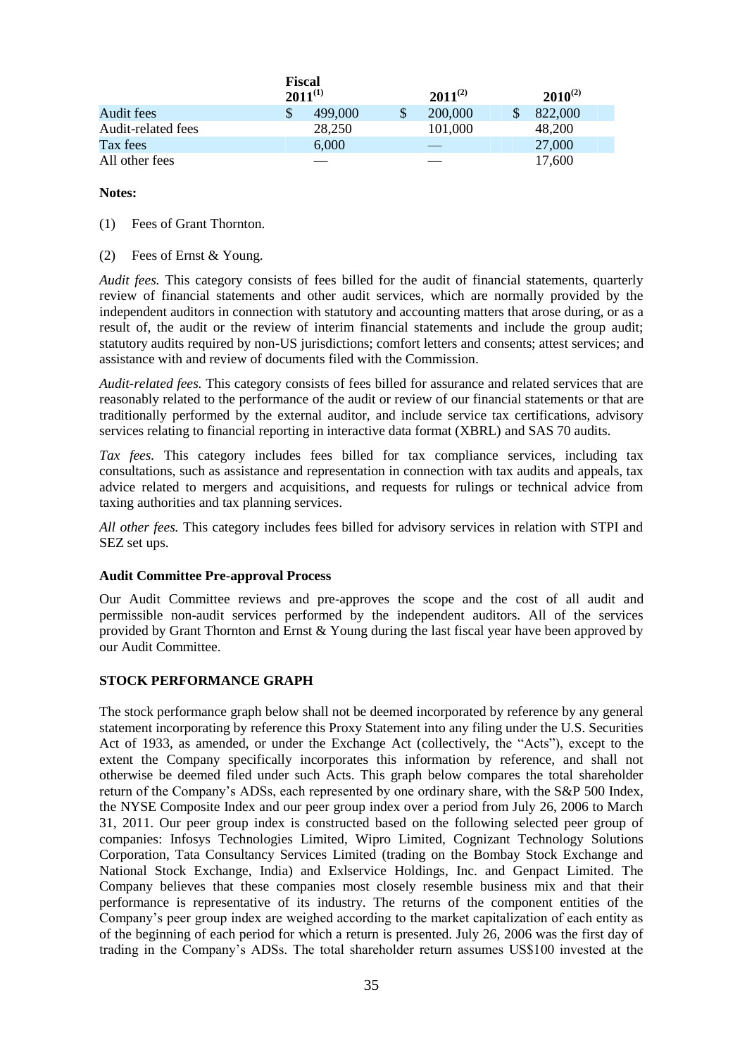| | Fiscal 2011[1] | 2011[2] | 2010[2] |
|---|---|---|---|
| Audit fees | $ 499,000 | $ 200,000 | $ 822,000 |
| Audit-related fees | 28,250 | 101,000 | 48,200 |
| Tax fees | 6,000 | — | 27,000 |
| All other fees | — | — | 17,600 |

**Notes:**

(1) Fees of Grant Thornton.

(2) Fees of Ernst & Young.

*Audit fees.* This category consists of fees billed for the audit of financial statements, quarterly review of financial statements and other audit services, which are normally provided by the independent auditors in connection with statutory and accounting matters that arose during, or as a result of, the audit or the review of interim financial statements and include the group audit; statutory audits required by non-US jurisdictions; comfort letters and consents; attest services; and assistance with and review of documents filed with the Commission.

*Audit-related fees.* This category consists of fees billed for assurance and related services that are reasonably related to the performance of the audit or review of our financial statements or that are traditionally performed by the external auditor, and include service tax certifications, advisory services relating to financial reporting in interactive data format (XBRL) and SAS 70 audits.

*Tax fees.* This category includes fees billed for tax compliance services, including tax consultations, such as assistance and representation in connection with tax audits and appeals, tax advice related to mergers and acquisitions, and requests for rulings or technical advice from taxing authorities and tax planning services.

*All other fees.* This category includes fees billed for advisory services in relation with STPI and SEZ set ups.

**Audit Committee Pre-approval Process**

Our Audit Committee reviews and pre-approves the scope and the cost of all audit and permissible non-audit services performed by the independent auditors. All of the services provided by Grant Thornton and Ernst & Young during the last fiscal year have been approved by our Audit Committee.

**STOCK PERFORMANCE GRAPH**

The stock performance graph below shall not be deemed incorporated by reference by any general statement incorporating by reference this Proxy Statement into any filing under the U.S. Securities Act of 1933, as amended, or under the Exchange Act (collectively, the "Acts"), except to the extent the Company specifically incorporates this information by reference, and shall not otherwise be deemed filed under such Acts. This graph below compares the total shareholder return of the Company's ADSs, each represented by one ordinary share, with the S&P 500 Index, the NYSE Composite Index and our peer group index over a period from July 26, 2006 to March 31, 2011. Our peer group index is constructed based on the following selected peer group of companies: Infosys Technologies Limited, Wipro Limited, Cognizant Technology Solutions Corporation, Tata Consultancy Services Limited (trading on the Bombay Stock Exchange and National Stock Exchange, India) and Exlservice Holdings, Inc. and Genpact Limited. The Company believes that these companies most closely resemble business mix and that their performance is representative of its industry. The returns of the component entities of the Company's peer group index are weighed according to the market capitalization of each entity as of the beginning of each period for which a return is presented. July 26, 2006 was the first day of trading in the Company's ADSs. The total shareholder return assumes US$100 invested at the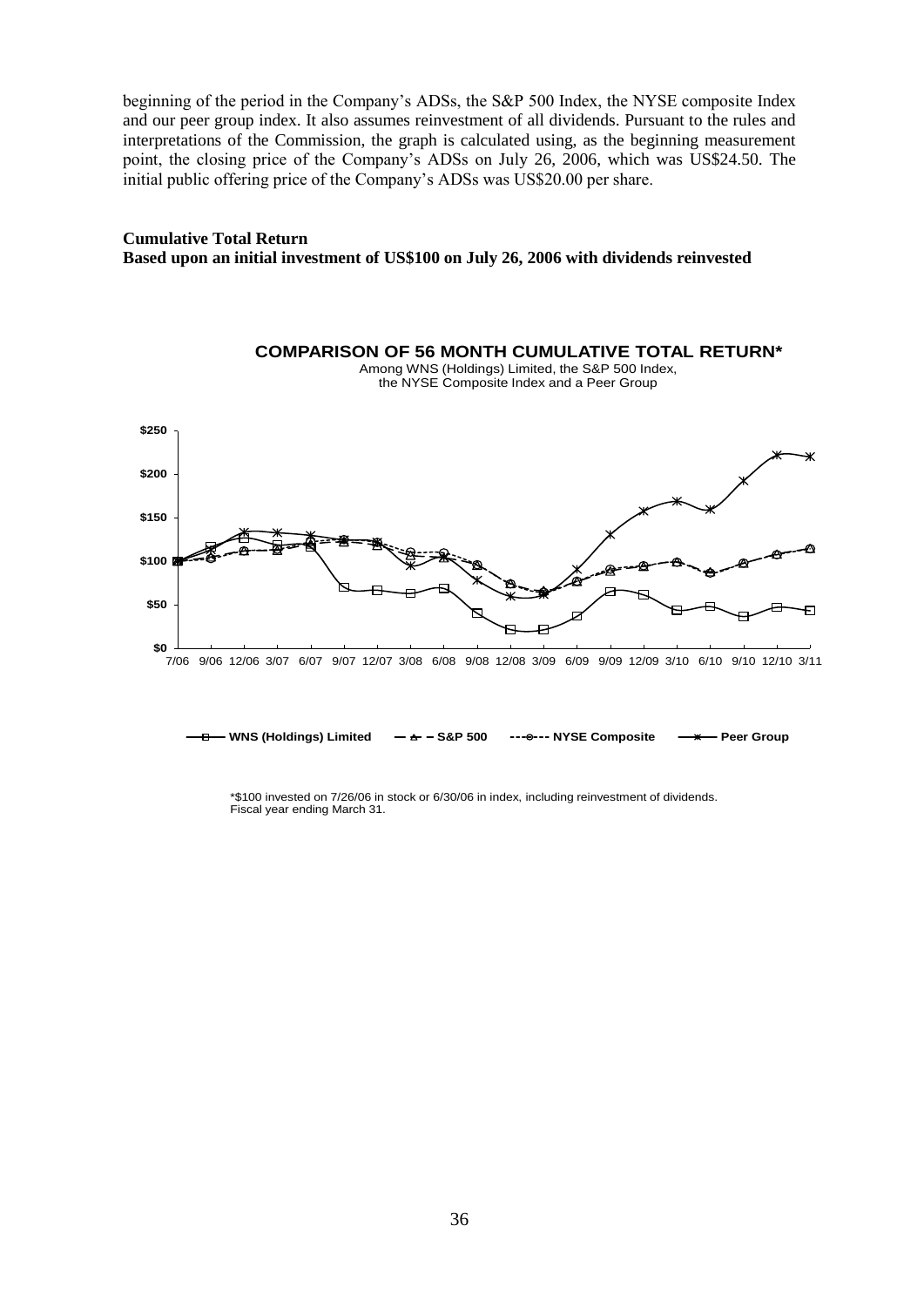beginning of the period in the Company's ADSs, the S&P 500 Index, the NYSE composite Index and our peer group index. It also assumes reinvestment of all dividends. Pursuant to the rules and interpretations of the Commission, the graph is calculated using, as the beginning measurement point, the closing price of the Company's ADSs on July 26, 2006, which was US$24.50. The initial public offering price of the Company's ADSs was US$20.00 per share.

**Cumulative Total Return**
**Based upon an initial investment of US$100 on July 26, 2006 with dividends reinvested**

**COMPARISON OF 56 MONTH CUMULATIVE TOTAL RETURN***

Among WNS (Holdings) Limited, the S&P 500 Index, the NYSE Composite Index and a Peer Group

WNS (Holdings) Limited — S&P 500 — NYSE Composite — Peer Group

*$100 invested on 7/26/06 in stock or 6/30/06 in index, including reinvestment of dividends.
Fiscal year ending March 31.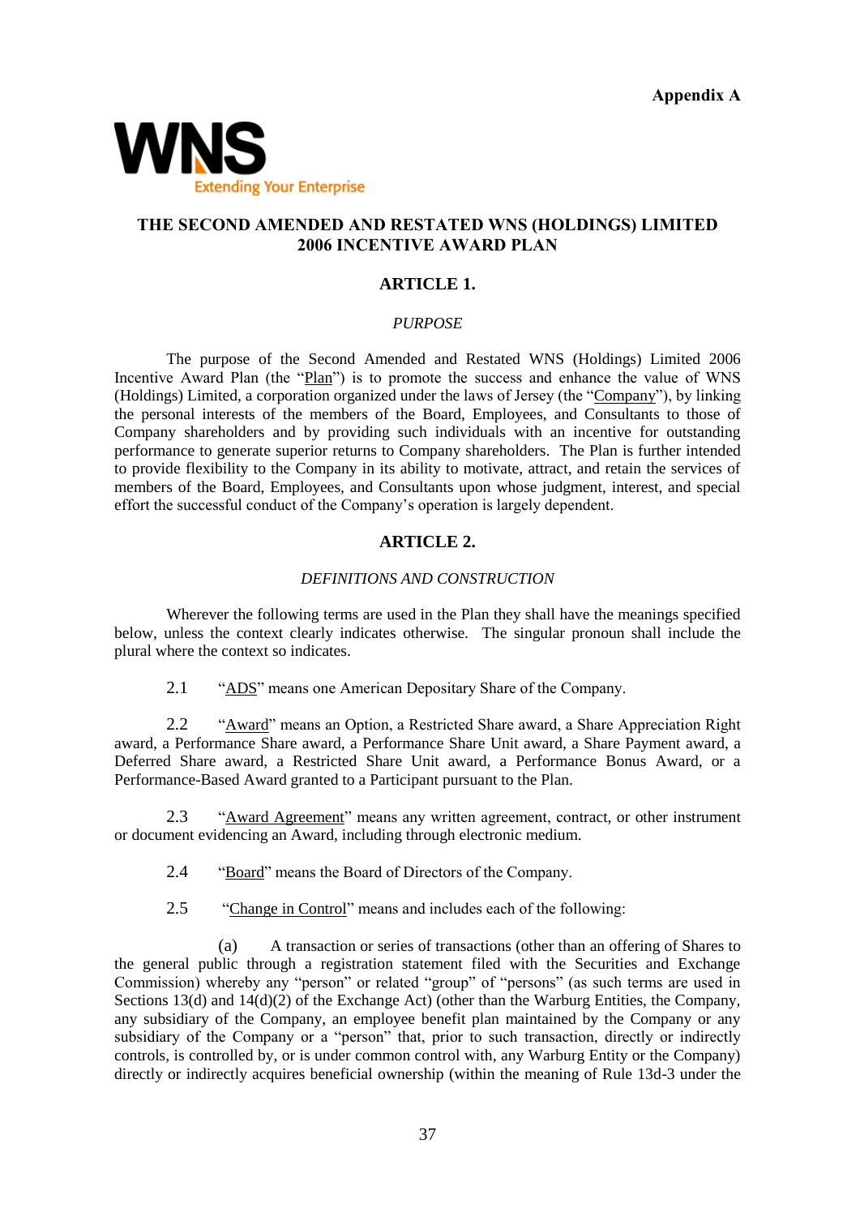**Appendix A**

WNS
Extending Your Enterprise

# THE SECOND AMENDED AND RESTATED WNS (HOLDINGS) LIMITED 2006 INCENTIVE AWARD PLAN

## ARTICLE 1.

### *PURPOSE*

The purpose of the Second Amended and Restated WNS (Holdings) Limited 2006 Incentive Award Plan (the "Plan") is to promote the success and enhance the value of WNS (Holdings) Limited, a corporation organized under the laws of Jersey (the "Company"), by linking the personal interests of the members of the Board, Employees, and Consultants to those of Company shareholders and by providing such individuals with an incentive for outstanding performance to generate superior returns to Company shareholders. The Plan is further intended to provide flexibility to the Company in its ability to motivate, attract, and retain the services of members of the Board, Employees, and Consultants upon whose judgment, interest, and special effort the successful conduct of the Company's operation is largely dependent.

## ARTICLE 2.

### *DEFINITIONS AND CONSTRUCTION*

Wherever the following terms are used in the Plan they shall have the meanings specified below, unless the context clearly indicates otherwise. The singular pronoun shall include the plural where the context so indicates.

2.1 "ADS" means one American Depositary Share of the Company.

2.2 "Award" means an Option, a Restricted Share award, a Share Appreciation Right award, a Performance Share award, a Performance Share Unit award, a Share Payment award, a Deferred Share award, a Restricted Share Unit award, a Performance Bonus Award, or a Performance-Based Award granted to a Participant pursuant to the Plan.

2.3 "Award Agreement" means any written agreement, contract, or other instrument or document evidencing an Award, including through electronic medium.

2.4 "Board" means the Board of Directors of the Company.

2.5 "Change in Control" means and includes each of the following:

(a) A transaction or series of transactions (other than an offering of Shares to the general public through a registration statement filed with the Securities and Exchange Commission) whereby any "person" or related "group" of "persons" (as such terms are used in Sections 13(d) and 14(d)(2) of the Exchange Act) (other than the Warburg Entities, the Company, any subsidiary of the Company, an employee benefit plan maintained by the Company or any subsidiary of the Company or a "person" that, prior to such transaction, directly or indirectly controls, is controlled by, or is under common control with, any Warburg Entity or the Company) directly or indirectly acquires beneficial ownership (within the meaning of Rule 13d-3 under the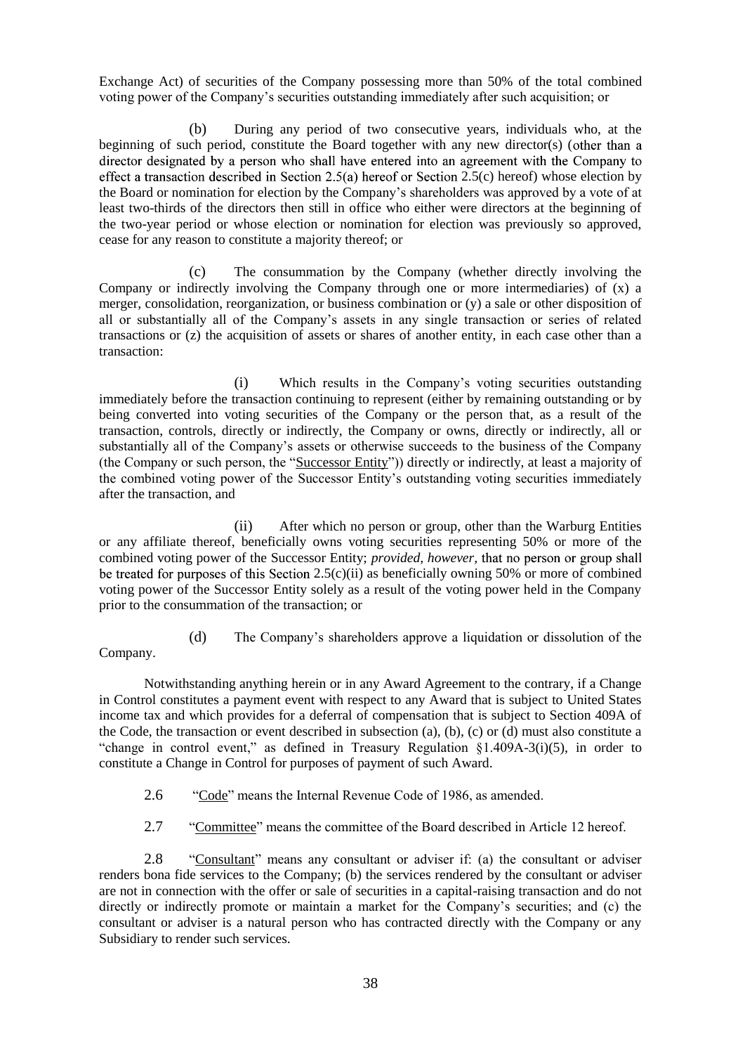Exchange Act) of securities of the Company possessing more than 50% of the total combined voting power of the Company's securities outstanding immediately after such acquisition; or

(b) During any period of two consecutive years, individuals who, at the beginning of such period, constitute the Board together with any new director(s) (other than a director designated by a person who shall have entered into an agreement with the Company to effect a transaction described in Section 2.5(a) hereof or Section 2.5(c) hereof) whose election by the Board or nomination for election by the Company's shareholders was approved by a vote of at least two-thirds of the directors then still in office who either were directors at the beginning of the two-year period or whose election or nomination for election was previously so approved, cease for any reason to constitute a majority thereof; or

(c) The consummation by the Company (whether directly involving the Company or indirectly involving the Company through one or more intermediaries) of (x) a merger, consolidation, reorganization, or business combination or (y) a sale or other disposition of all or substantially all of the Company's assets in any single transaction or series of related transactions or (z) the acquisition of assets or shares of another entity, in each case other than a transaction:

(i) Which results in the Company's voting securities outstanding immediately before the transaction continuing to represent (either by remaining outstanding or by being converted into voting securities of the Company or the person that, as a result of the transaction, controls, directly or indirectly, the Company or owns, directly or indirectly, all or substantially all of the Company's assets or otherwise succeeds to the business of the Company (the Company or such person, the "Successor Entity")) directly or indirectly, at least a majority of the combined voting power of the Successor Entity's outstanding voting securities immediately after the transaction, and

(ii) After which no person or group, other than the Warburg Entities or any affiliate thereof, beneficially owns voting securities representing 50% or more of the combined voting power of the Successor Entity; *provided, however*, that no person or group shall be treated for purposes of this Section 2.5(c)(ii) as beneficially owning 50% or more of combined voting power of the Successor Entity solely as a result of the voting power held in the Company prior to the consummation of the transaction; or

(d) The Company's shareholders approve a liquidation or dissolution of the Company.

Notwithstanding anything herein or in any Award Agreement to the contrary, if a Change in Control constitutes a payment event with respect to any Award that is subject to United States income tax and which provides for a deferral of compensation that is subject to Section 409A of the Code, the transaction or event described in subsection (a), (b), (c) or (d) must also constitute a "change in control event," as defined in Treasury Regulation §1.409A-3(i)(5), in order to constitute a Change in Control for purposes of payment of such Award.

2.6 "Code" means the Internal Revenue Code of 1986, as amended.

2.7 "Committee" means the committee of the Board described in Article 12 hereof.

2.8 "Consultant" means any consultant or adviser if: (a) the consultant or adviser renders bona fide services to the Company; (b) the services rendered by the consultant or adviser are not in connection with the offer or sale of securities in a capital-raising transaction and do not directly or indirectly promote or maintain a market for the Company's securities; and (c) the consultant or adviser is a natural person who has contracted directly with the Company or any Subsidiary to render such services.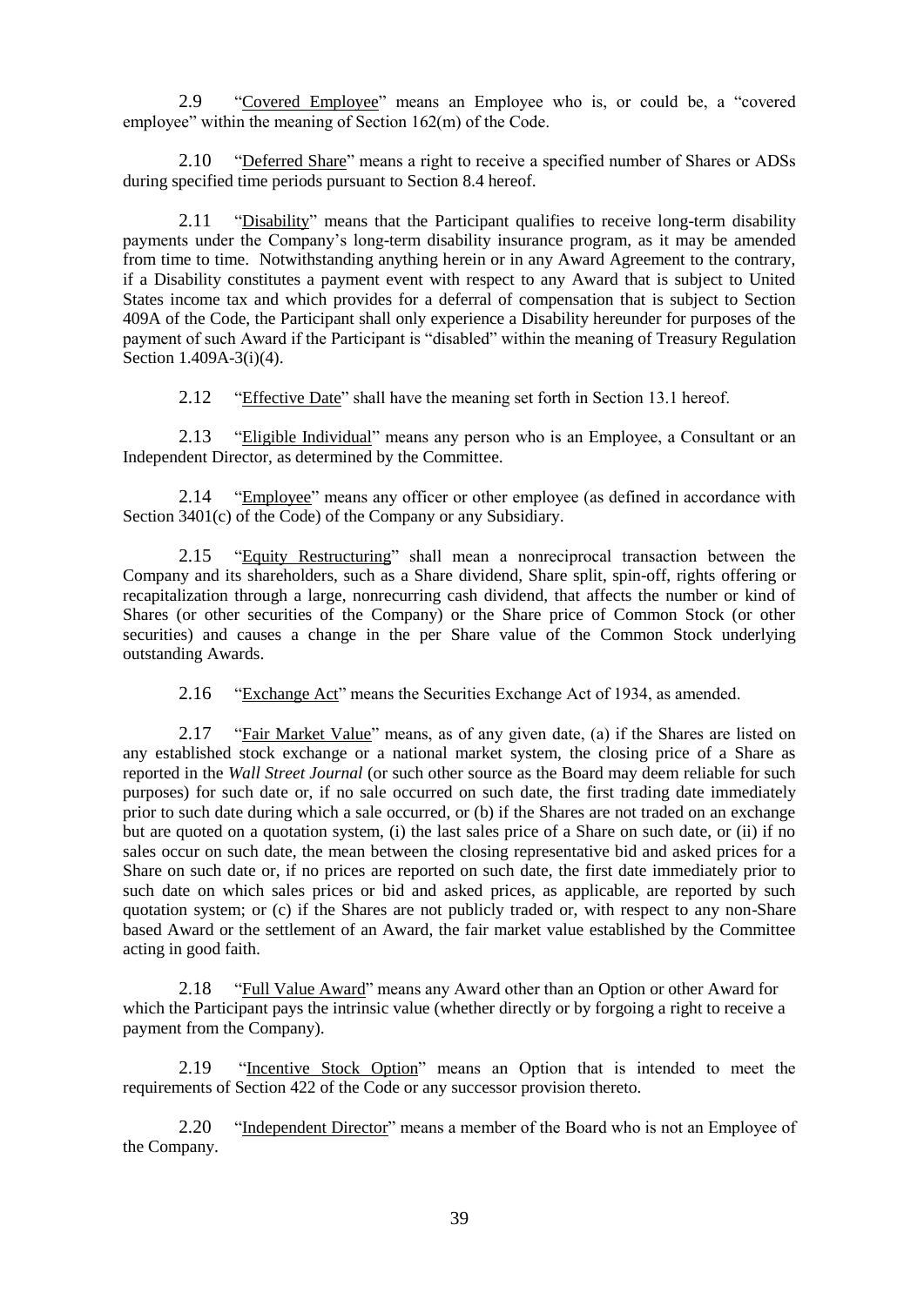2.9 "Covered Employee" means an Employee who is, or could be, a "covered employee" within the meaning of Section 162(m) of the Code.

2.10 "Deferred Share" means a right to receive a specified number of Shares or ADSs during specified time periods pursuant to Section 8.4 hereof.

2.11 "Disability" means that the Participant qualifies to receive long-term disability payments under the Company's long-term disability insurance program, as it may be amended from time to time. Notwithstanding anything herein or in any Award Agreement to the contrary, if a Disability constitutes a payment event with respect to any Award that is subject to United States income tax and which provides for a deferral of compensation that is subject to Section 409A of the Code, the Participant shall only experience a Disability hereunder for purposes of the payment of such Award if the Participant is "disabled" within the meaning of Treasury Regulation Section 1.409A-3(i)(4).

2.12 "Effective Date" shall have the meaning set forth in Section 13.1 hereof.

2.13 "Eligible Individual" means any person who is an Employee, a Consultant or an Independent Director, as determined by the Committee.

2.14 "Employee" means any officer or other employee (as defined in accordance with Section 3401(c) of the Code) of the Company or any Subsidiary.

2.15 "Equity Restructuring" shall mean a nonreciprocal transaction between the Company and its shareholders, such as a Share dividend, Share split, spin-off, rights offering or recapitalization through a large, nonrecurring cash dividend, that affects the number or kind of Shares (or other securities of the Company) or the Share price of Common Stock (or other securities) and causes a change in the per Share value of the Common Stock underlying outstanding Awards.

2.16 "Exchange Act" means the Securities Exchange Act of 1934, as amended.

2.17 "Fair Market Value" means, as of any given date, (a) if the Shares are listed on any established stock exchange or a national market system, the closing price of a Share as reported in the *Wall Street Journal* (or such other source as the Board may deem reliable for such purposes) for such date or, if no sale occurred on such date, the first trading date immediately prior to such date during which a sale occurred, or (b) if the Shares are not traded on an exchange but are quoted on a quotation system, (i) the last sales price of a Share on such date, or (ii) if no sales occur on such date, the mean between the closing representative bid and asked prices for a Share on such date or, if no prices are reported on such date, the first date immediately prior to such date on which sales prices or bid and asked prices, as applicable, are reported by such quotation system; or (c) if the Shares are not publicly traded or, with respect to any non-Share based Award or the settlement of an Award, the fair market value established by the Committee acting in good faith.

2.18 "Full Value Award" means any Award other than an Option or other Award for which the Participant pays the intrinsic value (whether directly or by forgoing a right to receive a payment from the Company).

2.19 "Incentive Stock Option" means an Option that is intended to meet the requirements of Section 422 of the Code or any successor provision thereto.

2.20 "Independent Director" means a member of the Board who is not an Employee of the Company.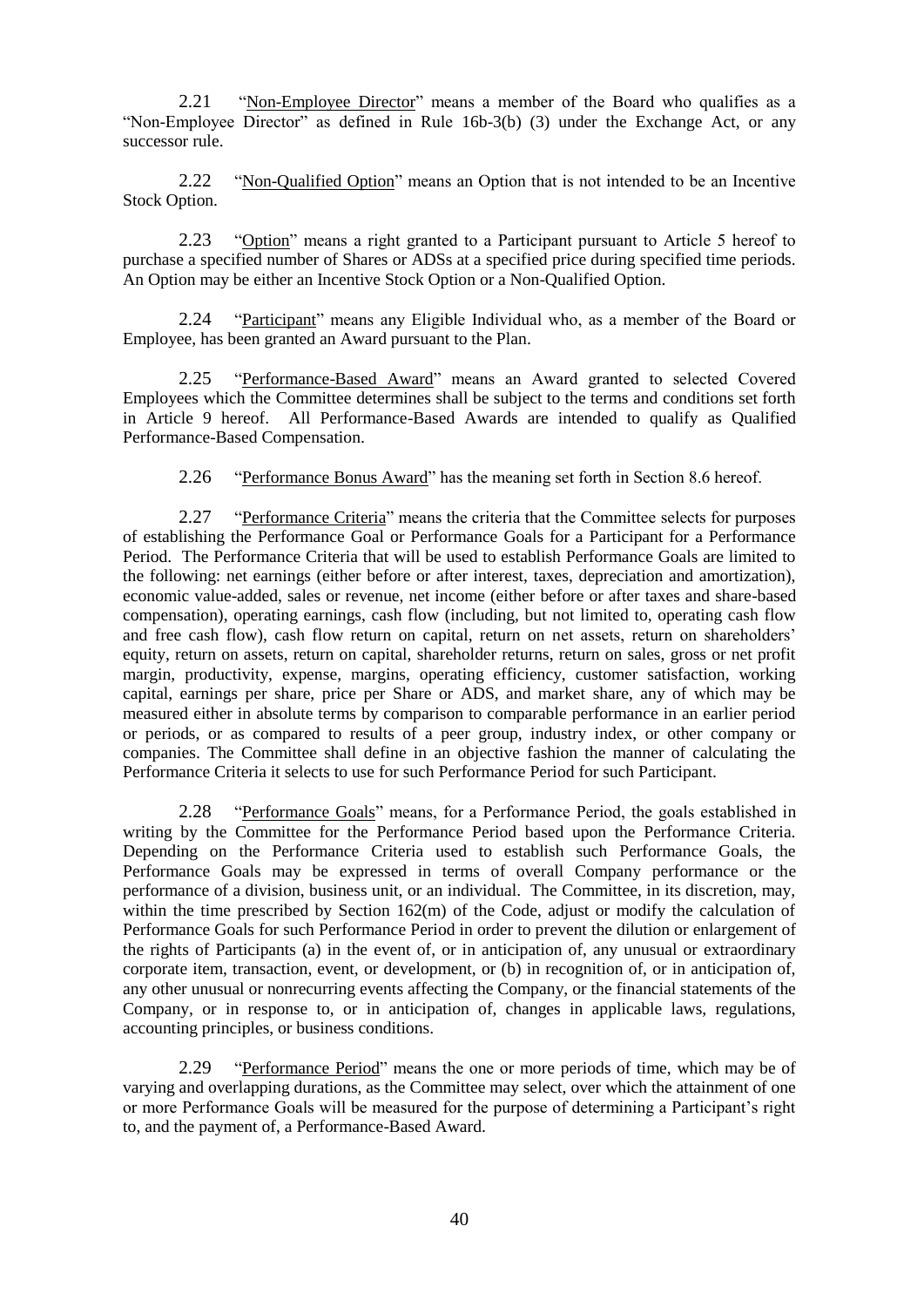2.21 "Non-Employee Director" means a member of the Board who qualifies as a "Non-Employee Director" as defined in Rule 16b-3(b) (3) under the Exchange Act, or any successor rule.

2.22 "Non-Qualified Option" means an Option that is not intended to be an Incentive Stock Option.

2.23 "Option" means a right granted to a Participant pursuant to Article 5 hereof to purchase a specified number of Shares or ADSs at a specified price during specified time periods. An Option may be either an Incentive Stock Option or a Non-Qualified Option.

2.24 "Participant" means any Eligible Individual who, as a member of the Board or Employee, has been granted an Award pursuant to the Plan.

2.25 "Performance-Based Award" means an Award granted to selected Covered Employees which the Committee determines shall be subject to the terms and conditions set forth in Article 9 hereof. All Performance-Based Awards are intended to qualify as Qualified Performance-Based Compensation.

2.26 "Performance Bonus Award" has the meaning set forth in Section 8.6 hereof.

2.27 "Performance Criteria" means the criteria that the Committee selects for purposes of establishing the Performance Goal or Performance Goals for a Participant for a Performance Period. The Performance Criteria that will be used to establish Performance Goals are limited to the following: net earnings (either before or after interest, taxes, depreciation and amortization), economic value-added, sales or revenue, net income (either before or after taxes and share-based compensation), operating earnings, cash flow (including, but not limited to, operating cash flow and free cash flow), cash flow return on capital, return on net assets, return on shareholders' equity, return on assets, return on capital, shareholder returns, return on sales, gross or net profit margin, productivity, expense, margins, operating efficiency, customer satisfaction, working capital, earnings per share, price per Share or ADS, and market share, any of which may be measured either in absolute terms by comparison to comparable performance in an earlier period or periods, or as compared to results of a peer group, industry index, or other company or companies. The Committee shall define in an objective fashion the manner of calculating the Performance Criteria it selects to use for such Performance Period for such Participant.

2.28 "Performance Goals" means, for a Performance Period, the goals established in writing by the Committee for the Performance Period based upon the Performance Criteria. Depending on the Performance Criteria used to establish such Performance Goals, the Performance Goals may be expressed in terms of overall Company performance or the performance of a division, business unit, or an individual. The Committee, in its discretion, may, within the time prescribed by Section 162(m) of the Code, adjust or modify the calculation of Performance Goals for such Performance Period in order to prevent the dilution or enlargement of the rights of Participants (a) in the event of, or in anticipation of, any unusual or extraordinary corporate item, transaction, event, or development, or (b) in recognition of, or in anticipation of, any other unusual or nonrecurring events affecting the Company, or the financial statements of the Company, or in response to, or in anticipation of, changes in applicable laws, regulations, accounting principles, or business conditions.

2.29 "Performance Period" means the one or more periods of time, which may be of varying and overlapping durations, as the Committee may select, over which the attainment of one or more Performance Goals will be measured for the purpose of determining a Participant's right to, and the payment of, a Performance-Based Award.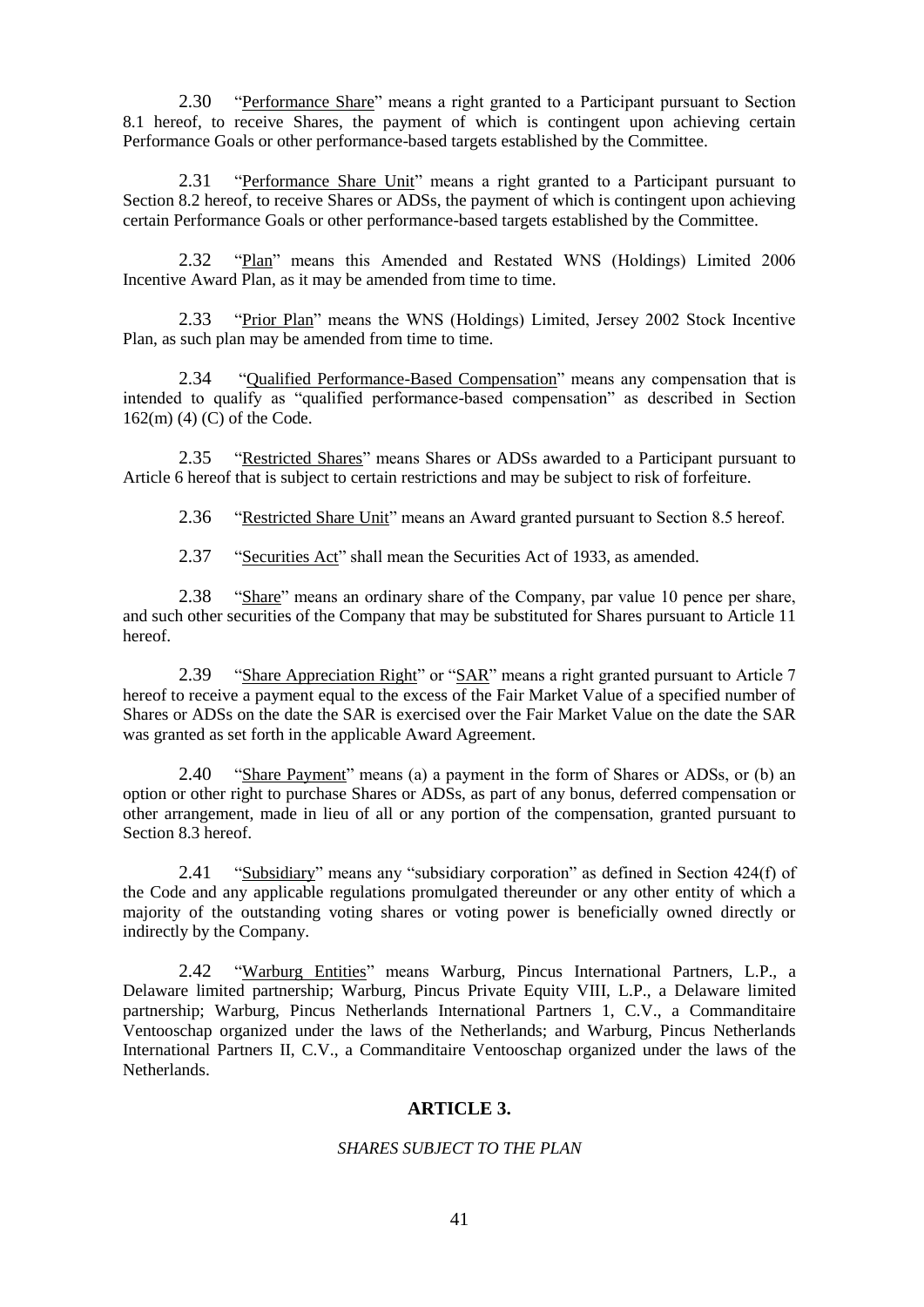2.30 "Performance Share" means a right granted to a Participant pursuant to Section 8.1 hereof, to receive Shares, the payment of which is contingent upon achieving certain Performance Goals or other performance-based targets established by the Committee.

2.31 "Performance Share Unit" means a right granted to a Participant pursuant to Section 8.2 hereof, to receive Shares or ADSs, the payment of which is contingent upon achieving certain Performance Goals or other performance-based targets established by the Committee.

2.32 "Plan" means this Amended and Restated WNS (Holdings) Limited 2006 Incentive Award Plan, as it may be amended from time to time.

2.33 "Prior Plan" means the WNS (Holdings) Limited, Jersey 2002 Stock Incentive Plan, as such plan may be amended from time to time.

2.34 "Qualified Performance-Based Compensation" means any compensation that is intended to qualify as "qualified performance-based compensation" as described in Section 162(m) (4) (C) of the Code.

2.35 "Restricted Shares" means Shares or ADSs awarded to a Participant pursuant to Article 6 hereof that is subject to certain restrictions and may be subject to risk of forfeiture.

2.36 "Restricted Share Unit" means an Award granted pursuant to Section 8.5 hereof.

2.37 "Securities Act" shall mean the Securities Act of 1933, as amended.

2.38 "Share" means an ordinary share of the Company, par value 10 pence per share, and such other securities of the Company that may be substituted for Shares pursuant to Article 11 hereof.

2.39 "Share Appreciation Right" or "SAR" means a right granted pursuant to Article 7 hereof to receive a payment equal to the excess of the Fair Market Value of a specified number of Shares or ADSs on the date the SAR is exercised over the Fair Market Value on the date the SAR was granted as set forth in the applicable Award Agreement.

2.40 "Share Payment" means (a) a payment in the form of Shares or ADSs, or (b) an option or other right to purchase Shares or ADSs, as part of any bonus, deferred compensation or other arrangement, made in lieu of all or any portion of the compensation, granted pursuant to Section 8.3 hereof.

2.41 "Subsidiary" means any "subsidiary corporation" as defined in Section 424(f) of the Code and any applicable regulations promulgated thereunder or any other entity of which a majority of the outstanding voting shares or voting power is beneficially owned directly or indirectly by the Company.

2.42 "Warburg Entities" means Warburg, Pincus International Partners, L.P., a Delaware limited partnership; Warburg, Pincus Private Equity VIII, L.P., a Delaware limited partnership; Warburg, Pincus Netherlands International Partners 1, C.V., a Commanditaire Ventooschap organized under the laws of the Netherlands; and Warburg, Pincus Netherlands International Partners II, C.V., a Commanditaire Ventooschap organized under the laws of the Netherlands.

## ARTICLE 3.

*SHARES SUBJECT TO THE PLAN*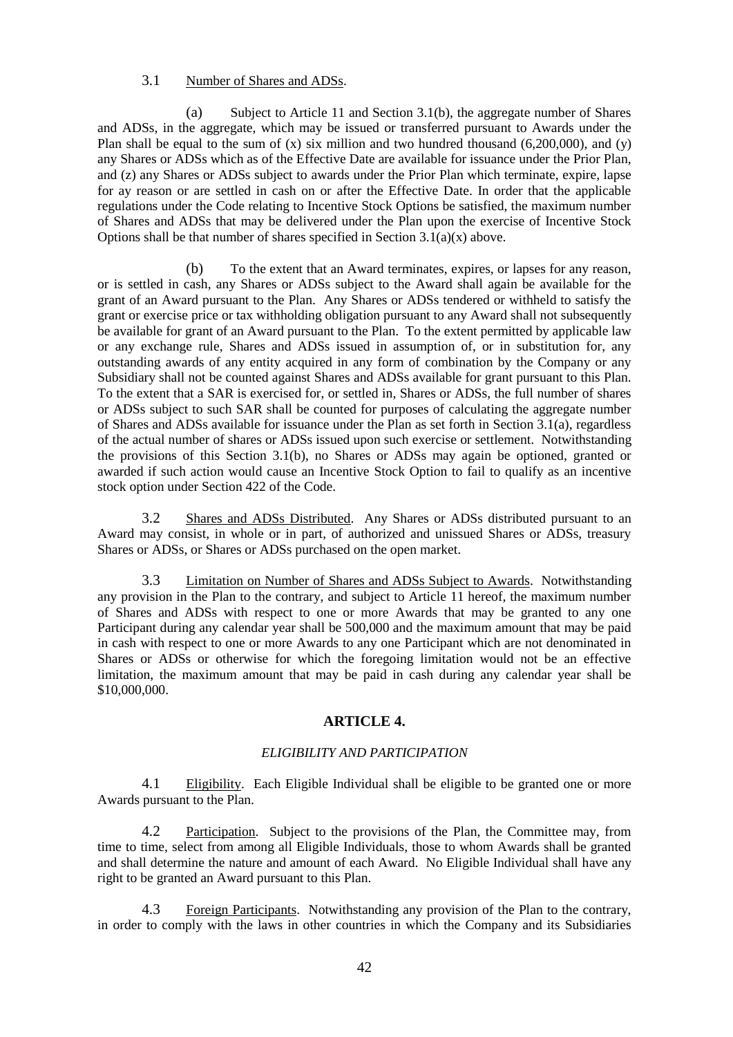3.1 Number of Shares and ADSs.

(a) Subject to Article 11 and Section 3.1(b), the aggregate number of Shares and ADSs, in the aggregate, which may be issued or transferred pursuant to Awards under the Plan shall be equal to the sum of (x) six million and two hundred thousand (6,200,000), and (y) any Shares or ADSs which as of the Effective Date are available for issuance under the Prior Plan, and (z) any Shares or ADSs subject to awards under the Prior Plan which terminate, expire, lapse for ay reason or are settled in cash on or after the Effective Date. In order that the applicable regulations under the Code relating to Incentive Stock Options be satisfied, the maximum number of Shares and ADSs that may be delivered under the Plan upon the exercise of Incentive Stock Options shall be that number of shares specified in Section 3.1(a)(x) above.

(b) To the extent that an Award terminates, expires, or lapses for any reason, or is settled in cash, any Shares or ADSs subject to the Award shall again be available for the grant of an Award pursuant to the Plan. Any Shares or ADSs tendered or withheld to satisfy the grant or exercise price or tax withholding obligation pursuant to any Award shall not subsequently be available for grant of an Award pursuant to the Plan. To the extent permitted by applicable law or any exchange rule, Shares and ADSs issued in assumption of, or in substitution for, any outstanding awards of any entity acquired in any form of combination by the Company or any Subsidiary shall not be counted against Shares and ADSs available for grant pursuant to this Plan. To the extent that a SAR is exercised for, or settled in, Shares or ADSs, the full number of shares or ADSs subject to such SAR shall be counted for purposes of calculating the aggregate number of Shares and ADSs available for issuance under the Plan as set forth in Section 3.1(a), regardless of the actual number of shares or ADSs issued upon such exercise or settlement. Notwithstanding the provisions of this Section 3.1(b), no Shares or ADSs may again be optioned, granted or awarded if such action would cause an Incentive Stock Option to fail to qualify as an incentive stock option under Section 422 of the Code.

3.2 Shares and ADSs Distributed. Any Shares or ADSs distributed pursuant to an Award may consist, in whole or in part, of authorized and unissued Shares or ADSs, treasury Shares or ADSs, or Shares or ADSs purchased on the open market.

3.3 Limitation on Number of Shares and ADSs Subject to Awards. Notwithstanding any provision in the Plan to the contrary, and subject to Article 11 hereof, the maximum number of Shares and ADSs with respect to one or more Awards that may be granted to any one Participant during any calendar year shall be 500,000 and the maximum amount that may be paid in cash with respect to one or more Awards to any one Participant which are not denominated in Shares or ADSs or otherwise for which the foregoing limitation would not be an effective limitation, the maximum amount that may be paid in cash during any calendar year shall be $10,000,000.

## ARTICLE 4.

*ELIGIBILITY AND PARTICIPATION*

4.1 Eligibility. Each Eligible Individual shall be eligible to be granted one or more Awards pursuant to the Plan.

4.2 Participation. Subject to the provisions of the Plan, the Committee may, from time to time, select from among all Eligible Individuals, those to whom Awards shall be granted and shall determine the nature and amount of each Award. No Eligible Individual shall have any right to be granted an Award pursuant to this Plan.

4.3 Foreign Participants. Notwithstanding any provision of the Plan to the contrary, in order to comply with the laws in other countries in which the Company and its Subsidiaries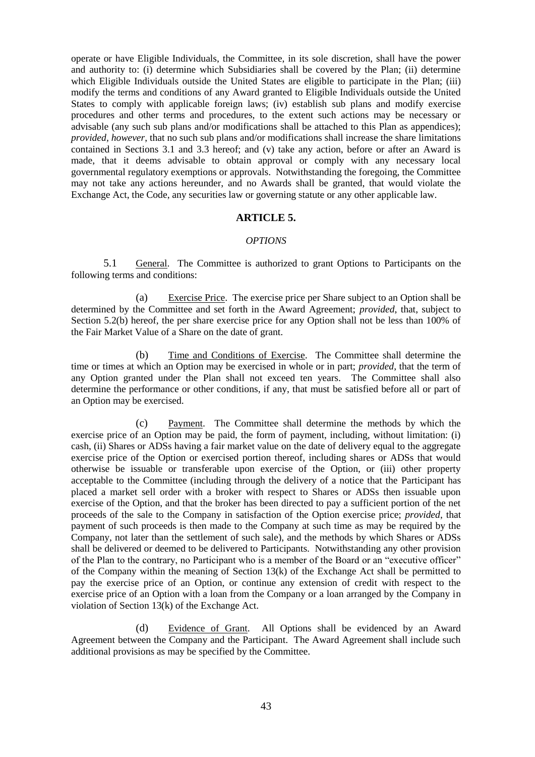operate or have Eligible Individuals, the Committee, in its sole discretion, shall have the power and authority to: (i) determine which Subsidiaries shall be covered by the Plan; (ii) determine which Eligible Individuals outside the United States are eligible to participate in the Plan; (iii) modify the terms and conditions of any Award granted to Eligible Individuals outside the United States to comply with applicable foreign laws; (iv) establish sub plans and modify exercise procedures and other terms and procedures, to the extent such actions may be necessary or advisable (any such sub plans and/or modifications shall be attached to this Plan as appendices); *provided*, *however*, that no such sub plans and/or modifications shall increase the share limitations contained in Sections 3.1 and 3.3 hereof; and (v) take any action, before or after an Award is made, that it deems advisable to obtain approval or comply with any necessary local governmental regulatory exemptions or approvals. Notwithstanding the foregoing, the Committee may not take any actions hereunder, and no Awards shall be granted, that would violate the Exchange Act, the Code, any securities law or governing statute or any other applicable law.

## ARTICLE 5.

### *OPTIONS*

5.1 General. The Committee is authorized to grant Options to Participants on the following terms and conditions:

(a) Exercise Price. The exercise price per Share subject to an Option shall be determined by the Committee and set forth in the Award Agreement; *provided*, that, subject to Section 5.2(b) hereof, the per share exercise price for any Option shall not be less than 100% of the Fair Market Value of a Share on the date of grant.

(b) Time and Conditions of Exercise. The Committee shall determine the time or times at which an Option may be exercised in whole or in part; *provided*, that the term of any Option granted under the Plan shall not exceed ten years. The Committee shall also determine the performance or other conditions, if any, that must be satisfied before all or part of an Option may be exercised.

(c) Payment. The Committee shall determine the methods by which the exercise price of an Option may be paid, the form of payment, including, without limitation: (i) cash, (ii) Shares or ADSs having a fair market value on the date of delivery equal to the aggregate exercise price of the Option or exercised portion thereof, including shares or ADSs that would otherwise be issuable or transferable upon exercise of the Option, or (iii) other property acceptable to the Committee (including through the delivery of a notice that the Participant has placed a market sell order with a broker with respect to Shares or ADSs then issuable upon exercise of the Option, and that the broker has been directed to pay a sufficient portion of the net proceeds of the sale to the Company in satisfaction of the Option exercise price; *provided*, that payment of such proceeds is then made to the Company at such time as may be required by the Company, not later than the settlement of such sale), and the methods by which Shares or ADSs shall be delivered or deemed to be delivered to Participants. Notwithstanding any other provision of the Plan to the contrary, no Participant who is a member of the Board or an "executive officer" of the Company within the meaning of Section 13(k) of the Exchange Act shall be permitted to pay the exercise price of an Option, or continue any extension of credit with respect to the exercise price of an Option with a loan from the Company or a loan arranged by the Company in violation of Section 13(k) of the Exchange Act.

(d) Evidence of Grant. All Options shall be evidenced by an Award Agreement between the Company and the Participant. The Award Agreement shall include such additional provisions as may be specified by the Committee.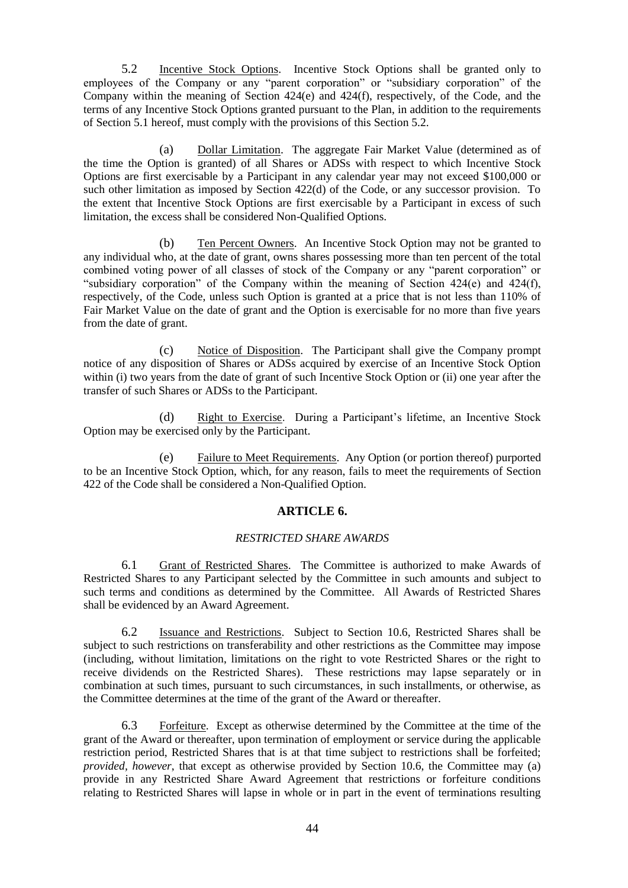5.2 Incentive Stock Options. Incentive Stock Options shall be granted only to employees of the Company or any "parent corporation" or "subsidiary corporation" of the Company within the meaning of Section 424(e) and 424(f), respectively, of the Code, and the terms of any Incentive Stock Options granted pursuant to the Plan, in addition to the requirements of Section 5.1 hereof, must comply with the provisions of this Section 5.2.

(a) Dollar Limitation. The aggregate Fair Market Value (determined as of the time the Option is granted) of all Shares or ADSs with respect to which Incentive Stock Options are first exercisable by a Participant in any calendar year may not exceed $100,000 or such other limitation as imposed by Section 422(d) of the Code, or any successor provision. To the extent that Incentive Stock Options are first exercisable by a Participant in excess of such limitation, the excess shall be considered Non-Qualified Options.

(b) Ten Percent Owners. An Incentive Stock Option may not be granted to any individual who, at the date of grant, owns shares possessing more than ten percent of the total combined voting power of all classes of stock of the Company or any "parent corporation" or "subsidiary corporation" of the Company within the meaning of Section 424(e) and 424(f), respectively, of the Code, unless such Option is granted at a price that is not less than 110% of Fair Market Value on the date of grant and the Option is exercisable for no more than five years from the date of grant.

(c) Notice of Disposition. The Participant shall give the Company prompt notice of any disposition of Shares or ADSs acquired by exercise of an Incentive Stock Option within (i) two years from the date of grant of such Incentive Stock Option or (ii) one year after the transfer of such Shares or ADSs to the Participant.

(d) Right to Exercise. During a Participant's lifetime, an Incentive Stock Option may be exercised only by the Participant.

(e) Failure to Meet Requirements. Any Option (or portion thereof) purported to be an Incentive Stock Option, which, for any reason, fails to meet the requirements of Section 422 of the Code shall be considered a Non-Qualified Option.

## ARTICLE 6.

*RESTRICTED SHARE AWARDS*

6.1 Grant of Restricted Shares. The Committee is authorized to make Awards of Restricted Shares to any Participant selected by the Committee in such amounts and subject to such terms and conditions as determined by the Committee. All Awards of Restricted Shares shall be evidenced by an Award Agreement.

6.2 Issuance and Restrictions. Subject to Section 10.6, Restricted Shares shall be subject to such restrictions on transferability and other restrictions as the Committee may impose (including, without limitation, limitations on the right to vote Restricted Shares or the right to receive dividends on the Restricted Shares). These restrictions may lapse separately or in combination at such times, pursuant to such circumstances, in such installments, or otherwise, as the Committee determines at the time of the grant of the Award or thereafter.

6.3 Forfeiture. Except as otherwise determined by the Committee at the time of the grant of the Award or thereafter, upon termination of employment or service during the applicable restriction period, Restricted Shares that is at that time subject to restrictions shall be forfeited; *provided*, *however*, that except as otherwise provided by Section 10.6, the Committee may (a) provide in any Restricted Share Award Agreement that restrictions or forfeiture conditions relating to Restricted Shares will lapse in whole or in part in the event of terminations resulting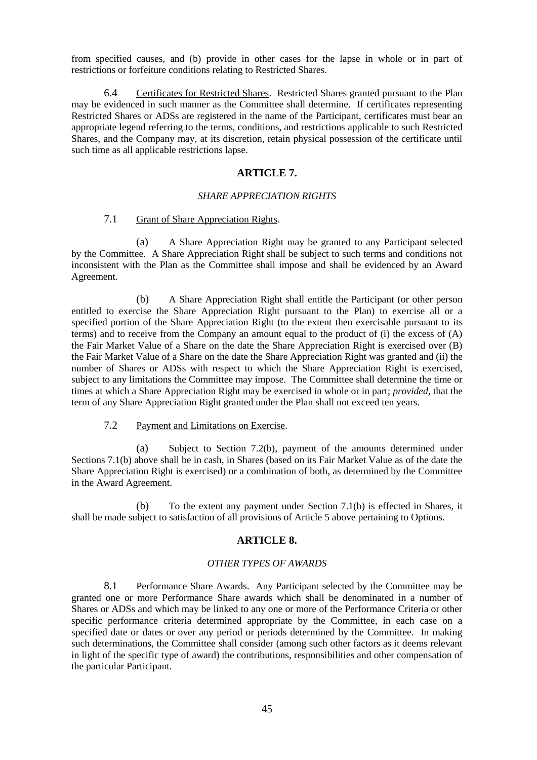from specified causes, and (b) provide in other cases for the lapse in whole or in part of restrictions or forfeiture conditions relating to Restricted Shares.

6.4 Certificates for Restricted Shares. Restricted Shares granted pursuant to the Plan may be evidenced in such manner as the Committee shall determine. If certificates representing Restricted Shares or ADSs are registered in the name of the Participant, certificates must bear an appropriate legend referring to the terms, conditions, and restrictions applicable to such Restricted Shares, and the Company may, at its discretion, retain physical possession of the certificate until such time as all applicable restrictions lapse.

## ARTICLE 7.

*SHARE APPRECIATION RIGHTS*

7.1 Grant of Share Appreciation Rights.

(a) A Share Appreciation Right may be granted to any Participant selected by the Committee. A Share Appreciation Right shall be subject to such terms and conditions not inconsistent with the Plan as the Committee shall impose and shall be evidenced by an Award Agreement.

(b) A Share Appreciation Right shall entitle the Participant (or other person entitled to exercise the Share Appreciation Right pursuant to the Plan) to exercise all or a specified portion of the Share Appreciation Right (to the extent then exercisable pursuant to its terms) and to receive from the Company an amount equal to the product of (i) the excess of (A) the Fair Market Value of a Share on the date the Share Appreciation Right is exercised over (B) the Fair Market Value of a Share on the date the Share Appreciation Right was granted and (ii) the number of Shares or ADSs with respect to which the Share Appreciation Right is exercised, subject to any limitations the Committee may impose. The Committee shall determine the time or times at which a Share Appreciation Right may be exercised in whole or in part; *provided*, that the term of any Share Appreciation Right granted under the Plan shall not exceed ten years.

7.2 Payment and Limitations on Exercise.

(a) Subject to Section 7.2(b), payment of the amounts determined under Sections 7.1(b) above shall be in cash, in Shares (based on its Fair Market Value as of the date the Share Appreciation Right is exercised) or a combination of both, as determined by the Committee in the Award Agreement.

(b) To the extent any payment under Section 7.1(b) is effected in Shares, it shall be made subject to satisfaction of all provisions of Article 5 above pertaining to Options.

## ARTICLE 8.

*OTHER TYPES OF AWARDS*

8.1 Performance Share Awards. Any Participant selected by the Committee may be granted one or more Performance Share awards which shall be denominated in a number of Shares or ADSs and which may be linked to any one or more of the Performance Criteria or other specific performance criteria determined appropriate by the Committee, in each case on a specified date or dates or over any period or periods determined by the Committee. In making such determinations, the Committee shall consider (among such other factors as it deems relevant in light of the specific type of award) the contributions, responsibilities and other compensation of the particular Participant.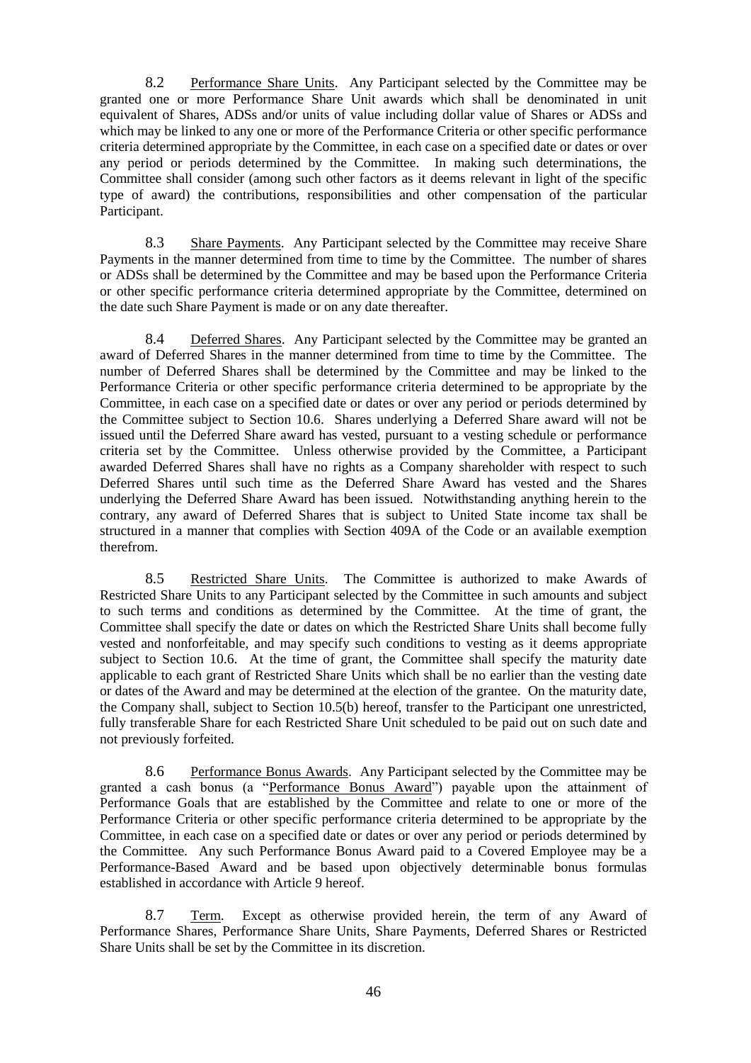8.2 Performance Share Units. Any Participant selected by the Committee may be granted one or more Performance Share Unit awards which shall be denominated in unit equivalent of Shares, ADSs and/or units of value including dollar value of Shares or ADSs and which may be linked to any one or more of the Performance Criteria or other specific performance criteria determined appropriate by the Committee, in each case on a specified date or dates or over any period or periods determined by the Committee. In making such determinations, the Committee shall consider (among such other factors as it deems relevant in light of the specific type of award) the contributions, responsibilities and other compensation of the particular Participant.

8.3 Share Payments. Any Participant selected by the Committee may receive Share Payments in the manner determined from time to time by the Committee. The number of shares or ADSs shall be determined by the Committee and may be based upon the Performance Criteria or other specific performance criteria determined appropriate by the Committee, determined on the date such Share Payment is made or on any date thereafter.

8.4 Deferred Shares. Any Participant selected by the Committee may be granted an award of Deferred Shares in the manner determined from time to time by the Committee. The number of Deferred Shares shall be determined by the Committee and may be linked to the Performance Criteria or other specific performance criteria determined to be appropriate by the Committee, in each case on a specified date or dates or over any period or periods determined by the Committee subject to Section 10.6. Shares underlying a Deferred Share award will not be issued until the Deferred Share award has vested, pursuant to a vesting schedule or performance criteria set by the Committee. Unless otherwise provided by the Committee, a Participant awarded Deferred Shares shall have no rights as a Company shareholder with respect to such Deferred Shares until such time as the Deferred Share Award has vested and the Shares underlying the Deferred Share Award has been issued. Notwithstanding anything herein to the contrary, any award of Deferred Shares that is subject to United State income tax shall be structured in a manner that complies with Section 409A of the Code or an available exemption therefrom.

8.5 Restricted Share Units. The Committee is authorized to make Awards of Restricted Share Units to any Participant selected by the Committee in such amounts and subject to such terms and conditions as determined by the Committee. At the time of grant, the Committee shall specify the date or dates on which the Restricted Share Units shall become fully vested and nonforfeitable, and may specify such conditions to vesting as it deems appropriate subject to Section 10.6. At the time of grant, the Committee shall specify the maturity date applicable to each grant of Restricted Share Units which shall be no earlier than the vesting date or dates of the Award and may be determined at the election of the grantee. On the maturity date, the Company shall, subject to Section 10.5(b) hereof, transfer to the Participant one unrestricted, fully transferable Share for each Restricted Share Unit scheduled to be paid out on such date and not previously forfeited.

8.6 Performance Bonus Awards. Any Participant selected by the Committee may be granted a cash bonus (a "Performance Bonus Award") payable upon the attainment of Performance Goals that are established by the Committee and relate to one or more of the Performance Criteria or other specific performance criteria determined to be appropriate by the Committee, in each case on a specified date or dates or over any period or periods determined by the Committee. Any such Performance Bonus Award paid to a Covered Employee may be a Performance-Based Award and be based upon objectively determinable bonus formulas established in accordance with Article 9 hereof.

8.7 Term. Except as otherwise provided herein, the term of any Award of Performance Shares, Performance Share Units, Share Payments, Deferred Shares or Restricted Share Units shall be set by the Committee in its discretion.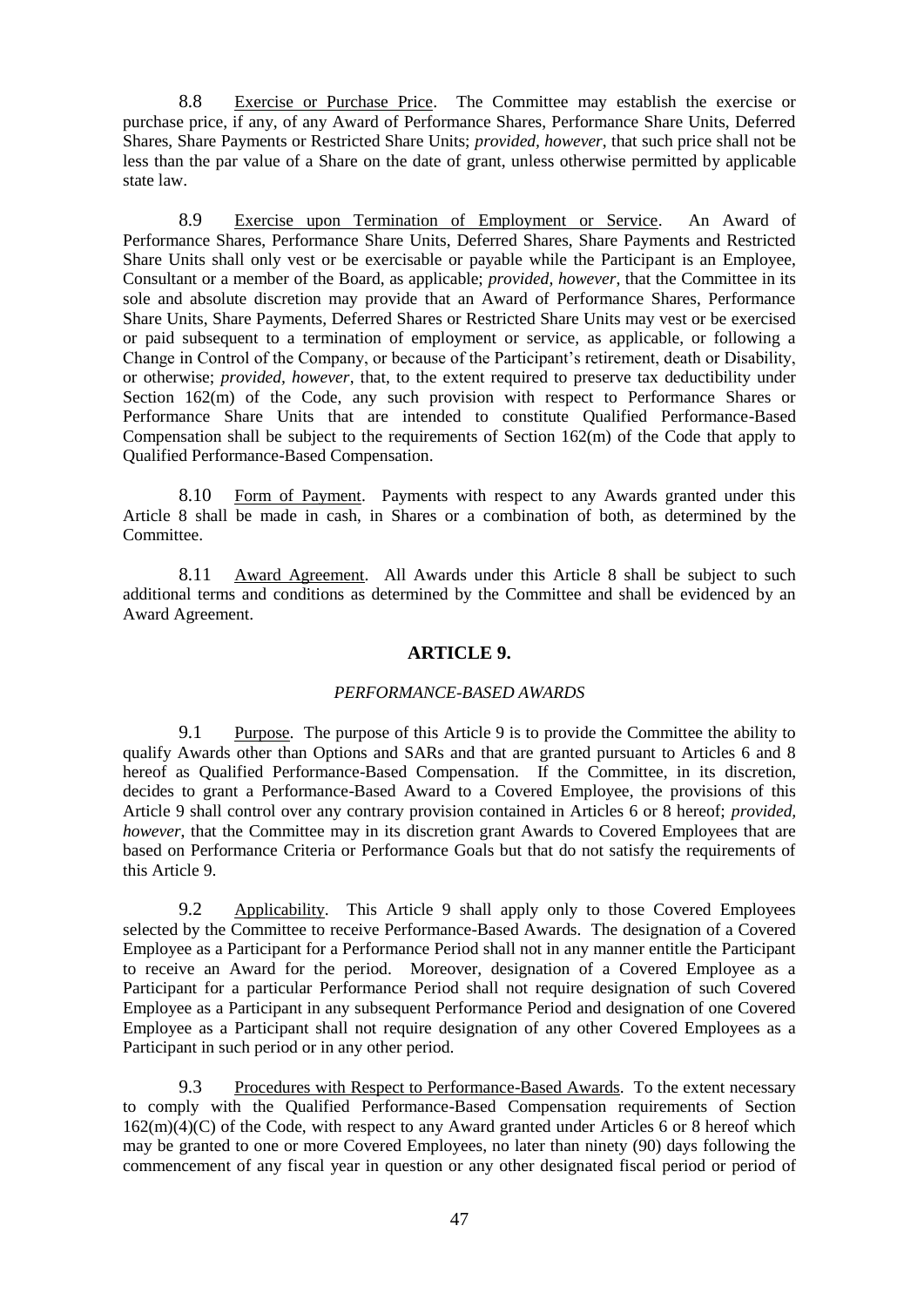8.8 Exercise or Purchase Price. The Committee may establish the exercise or purchase price, if any, of any Award of Performance Shares, Performance Share Units, Deferred Shares, Share Payments or Restricted Share Units; *provided, however*, that such price shall not be less than the par value of a Share on the date of grant, unless otherwise permitted by applicable state law.

8.9 Exercise upon Termination of Employment or Service. An Award of Performance Shares, Performance Share Units, Deferred Shares, Share Payments and Restricted Share Units shall only vest or be exercisable or payable while the Participant is an Employee, Consultant or a member of the Board, as applicable; *provided, however*, that the Committee in its sole and absolute discretion may provide that an Award of Performance Shares, Performance Share Units, Share Payments, Deferred Shares or Restricted Share Units may vest or be exercised or paid subsequent to a termination of employment or service, as applicable, or following a Change in Control of the Company, or because of the Participant's retirement, death or Disability, or otherwise; *provided, however*, that, to the extent required to preserve tax deductibility under Section 162(m) of the Code, any such provision with respect to Performance Shares or Performance Share Units that are intended to constitute Qualified Performance-Based Compensation shall be subject to the requirements of Section 162(m) of the Code that apply to Qualified Performance-Based Compensation.

8.10 Form of Payment. Payments with respect to any Awards granted under this Article 8 shall be made in cash, in Shares or a combination of both, as determined by the Committee.

8.11 Award Agreement. All Awards under this Article 8 shall be subject to such additional terms and conditions as determined by the Committee and shall be evidenced by an Award Agreement.

## ARTICLE 9.

### *PERFORMANCE-BASED AWARDS*

9.1 Purpose. The purpose of this Article 9 is to provide the Committee the ability to qualify Awards other than Options and SARs and that are granted pursuant to Articles 6 and 8 hereof as Qualified Performance-Based Compensation. If the Committee, in its discretion, decides to grant a Performance-Based Award to a Covered Employee, the provisions of this Article 9 shall control over any contrary provision contained in Articles 6 or 8 hereof; *provided, however*, that the Committee may in its discretion grant Awards to Covered Employees that are based on Performance Criteria or Performance Goals but that do not satisfy the requirements of this Article 9.

9.2 Applicability. This Article 9 shall apply only to those Covered Employees selected by the Committee to receive Performance-Based Awards. The designation of a Covered Employee as a Participant for a Performance Period shall not in any manner entitle the Participant to receive an Award for the period. Moreover, designation of a Covered Employee as a Participant for a particular Performance Period shall not require designation of such Covered Employee as a Participant in any subsequent Performance Period and designation of one Covered Employee as a Participant shall not require designation of any other Covered Employees as a Participant in such period or in any other period.

9.3 Procedures with Respect to Performance-Based Awards. To the extent necessary to comply with the Qualified Performance-Based Compensation requirements of Section 162(m)(4)(C) of the Code, with respect to any Award granted under Articles 6 or 8 hereof which may be granted to one or more Covered Employees, no later than ninety (90) days following the commencement of any fiscal year in question or any other designated fiscal period or period of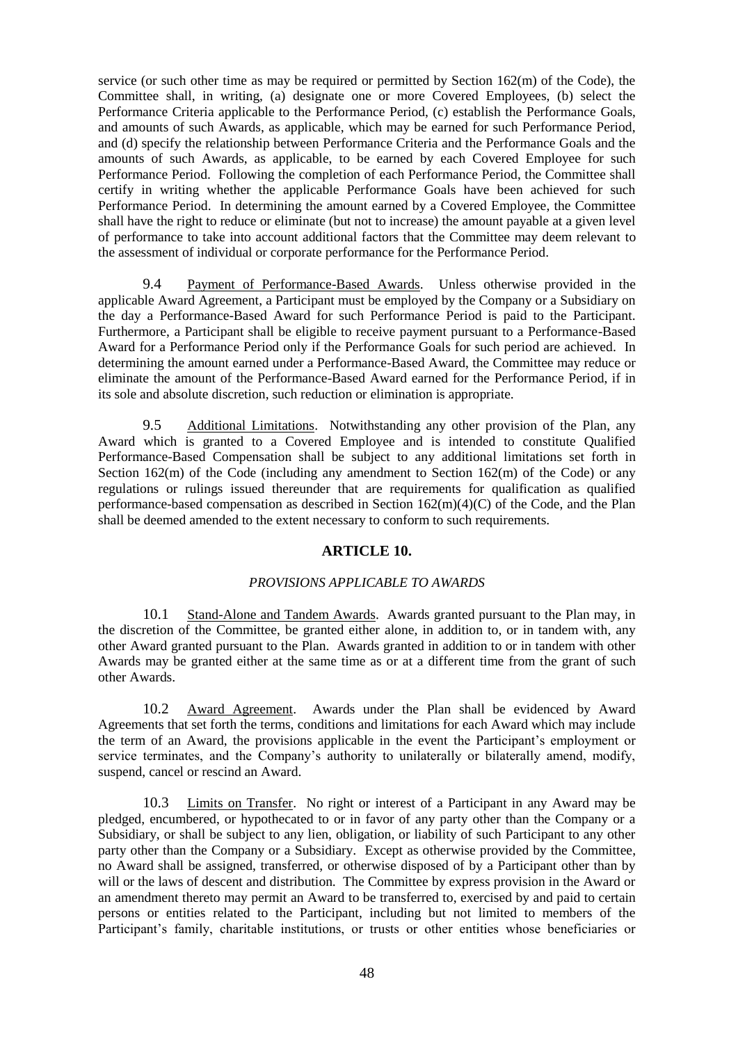service (or such other time as may be required or permitted by Section 162(m) of the Code), the Committee shall, in writing, (a) designate one or more Covered Employees, (b) select the Performance Criteria applicable to the Performance Period, (c) establish the Performance Goals, and amounts of such Awards, as applicable, which may be earned for such Performance Period, and (d) specify the relationship between Performance Criteria and the Performance Goals and the amounts of such Awards, as applicable, to be earned by each Covered Employee for such Performance Period. Following the completion of each Performance Period, the Committee shall certify in writing whether the applicable Performance Goals have been achieved for such Performance Period. In determining the amount earned by a Covered Employee, the Committee shall have the right to reduce or eliminate (but not to increase) the amount payable at a given level of performance to take into account additional factors that the Committee may deem relevant to the assessment of individual or corporate performance for the Performance Period.

9.4 Payment of Performance-Based Awards. Unless otherwise provided in the applicable Award Agreement, a Participant must be employed by the Company or a Subsidiary on the day a Performance-Based Award for such Performance Period is paid to the Participant. Furthermore, a Participant shall be eligible to receive payment pursuant to a Performance-Based Award for a Performance Period only if the Performance Goals for such period are achieved. In determining the amount earned under a Performance-Based Award, the Committee may reduce or eliminate the amount of the Performance-Based Award earned for the Performance Period, if in its sole and absolute discretion, such reduction or elimination is appropriate.

9.5 Additional Limitations. Notwithstanding any other provision of the Plan, any Award which is granted to a Covered Employee and is intended to constitute Qualified Performance-Based Compensation shall be subject to any additional limitations set forth in Section 162(m) of the Code (including any amendment to Section 162(m) of the Code) or any regulations or rulings issued thereunder that are requirements for qualification as qualified performance-based compensation as described in Section 162(m)(4)(C) of the Code, and the Plan shall be deemed amended to the extent necessary to conform to such requirements.

## ARTICLE 10.

### *PROVISIONS APPLICABLE TO AWARDS*

10.1 Stand-Alone and Tandem Awards. Awards granted pursuant to the Plan may, in the discretion of the Committee, be granted either alone, in addition to, or in tandem with, any other Award granted pursuant to the Plan. Awards granted in addition to or in tandem with other Awards may be granted either at the same time as or at a different time from the grant of such other Awards.

10.2 Award Agreement. Awards under the Plan shall be evidenced by Award Agreements that set forth the terms, conditions and limitations for each Award which may include the term of an Award, the provisions applicable in the event the Participant's employment or service terminates, and the Company's authority to unilaterally or bilaterally amend, modify, suspend, cancel or rescind an Award.

10.3 Limits on Transfer. No right or interest of a Participant in any Award may be pledged, encumbered, or hypothecated to or in favor of any party other than the Company or a Subsidiary, or shall be subject to any lien, obligation, or liability of such Participant to any other party other than the Company or a Subsidiary. Except as otherwise provided by the Committee, no Award shall be assigned, transferred, or otherwise disposed of by a Participant other than by will or the laws of descent and distribution. The Committee by express provision in the Award or an amendment thereto may permit an Award to be transferred to, exercised by and paid to certain persons or entities related to the Participant, including but not limited to members of the Participant's family, charitable institutions, or trusts or other entities whose beneficiaries or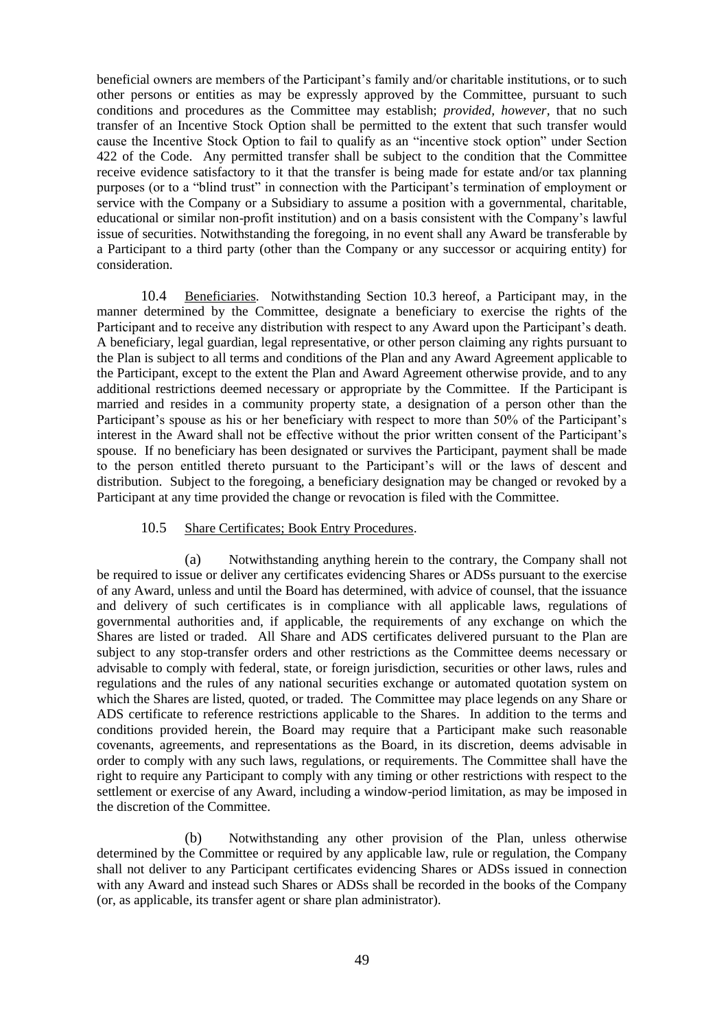beneficial owners are members of the Participant's family and/or charitable institutions, or to such other persons or entities as may be expressly approved by the Committee, pursuant to such conditions and procedures as the Committee may establish; *provided*, *however*, that no such transfer of an Incentive Stock Option shall be permitted to the extent that such transfer would cause the Incentive Stock Option to fail to qualify as an "incentive stock option" under Section 422 of the Code. Any permitted transfer shall be subject to the condition that the Committee receive evidence satisfactory to it that the transfer is being made for estate and/or tax planning purposes (or to a "blind trust" in connection with the Participant's termination of employment or service with the Company or a Subsidiary to assume a position with a governmental, charitable, educational or similar non-profit institution) and on a basis consistent with the Company's lawful issue of securities. Notwithstanding the foregoing, in no event shall any Award be transferable by a Participant to a third party (other than the Company or any successor or acquiring entity) for consideration.

10.4 Beneficiaries. Notwithstanding Section 10.3 hereof, a Participant may, in the manner determined by the Committee, designate a beneficiary to exercise the rights of the Participant and to receive any distribution with respect to any Award upon the Participant's death. A beneficiary, legal guardian, legal representative, or other person claiming any rights pursuant to the Plan is subject to all terms and conditions of the Plan and any Award Agreement applicable to the Participant, except to the extent the Plan and Award Agreement otherwise provide, and to any additional restrictions deemed necessary or appropriate by the Committee. If the Participant is married and resides in a community property state, a designation of a person other than the Participant's spouse as his or her beneficiary with respect to more than 50% of the Participant's interest in the Award shall not be effective without the prior written consent of the Participant's spouse. If no beneficiary has been designated or survives the Participant, payment shall be made to the person entitled thereto pursuant to the Participant's will or the laws of descent and distribution. Subject to the foregoing, a beneficiary designation may be changed or revoked by a Participant at any time provided the change or revocation is filed with the Committee.

10.5 Share Certificates; Book Entry Procedures.

(a) Notwithstanding anything herein to the contrary, the Company shall not be required to issue or deliver any certificates evidencing Shares or ADSs pursuant to the exercise of any Award, unless and until the Board has determined, with advice of counsel, that the issuance and delivery of such certificates is in compliance with all applicable laws, regulations of governmental authorities and, if applicable, the requirements of any exchange on which the Shares are listed or traded. All Share and ADS certificates delivered pursuant to the Plan are subject to any stop-transfer orders and other restrictions as the Committee deems necessary or advisable to comply with federal, state, or foreign jurisdiction, securities or other laws, rules and regulations and the rules of any national securities exchange or automated quotation system on which the Shares are listed, quoted, or traded. The Committee may place legends on any Share or ADS certificate to reference restrictions applicable to the Shares. In addition to the terms and conditions provided herein, the Board may require that a Participant make such reasonable covenants, agreements, and representations as the Board, in its discretion, deems advisable in order to comply with any such laws, regulations, or requirements. The Committee shall have the right to require any Participant to comply with any timing or other restrictions with respect to the settlement or exercise of any Award, including a window-period limitation, as may be imposed in the discretion of the Committee.

(b) Notwithstanding any other provision of the Plan, unless otherwise determined by the Committee or required by any applicable law, rule or regulation, the Company shall not deliver to any Participant certificates evidencing Shares or ADSs issued in connection with any Award and instead such Shares or ADSs shall be recorded in the books of the Company (or, as applicable, its transfer agent or share plan administrator).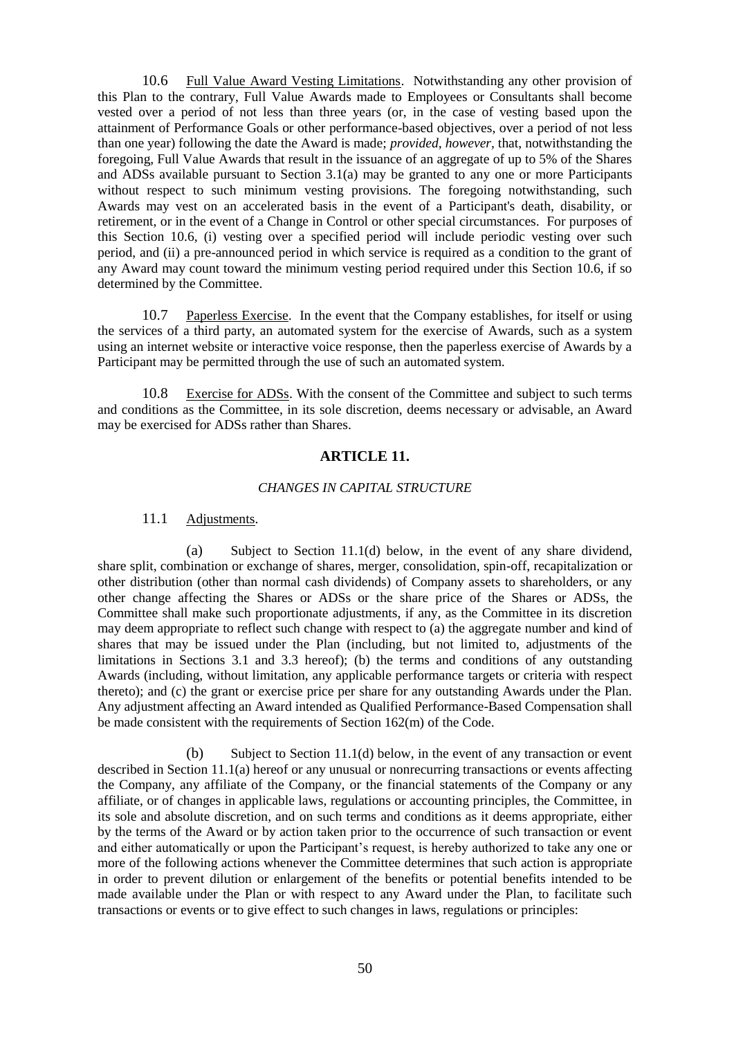10.6 Full Value Award Vesting Limitations. Notwithstanding any other provision of this Plan to the contrary, Full Value Awards made to Employees or Consultants shall become vested over a period of not less than three years (or, in the case of vesting based upon the attainment of Performance Goals or other performance-based objectives, over a period of not less than one year) following the date the Award is made; *provided, however,* that, notwithstanding the foregoing, Full Value Awards that result in the issuance of an aggregate of up to 5% of the Shares and ADSs available pursuant to Section 3.1(a) may be granted to any one or more Participants without respect to such minimum vesting provisions. The foregoing notwithstanding, such Awards may vest on an accelerated basis in the event of a Participant's death, disability, or retirement, or in the event of a Change in Control or other special circumstances. For purposes of this Section 10.6, (i) vesting over a specified period will include periodic vesting over such period, and (ii) a pre-announced period in which service is required as a condition to the grant of any Award may count toward the minimum vesting period required under this Section 10.6, if so determined by the Committee.

10.7 Paperless Exercise. In the event that the Company establishes, for itself or using the services of a third party, an automated system for the exercise of Awards, such as a system using an internet website or interactive voice response, then the paperless exercise of Awards by a Participant may be permitted through the use of such an automated system.

10.8 Exercise for ADSs. With the consent of the Committee and subject to such terms and conditions as the Committee, in its sole discretion, deems necessary or advisable, an Award may be exercised for ADSs rather than Shares.

## ARTICLE 11.

### *CHANGES IN CAPITAL STRUCTURE*

11.1 Adjustments.

(a) Subject to Section 11.1(d) below, in the event of any share dividend, share split, combination or exchange of shares, merger, consolidation, spin-off, recapitalization or other distribution (other than normal cash dividends) of Company assets to shareholders, or any other change affecting the Shares or ADSs or the share price of the Shares or ADSs, the Committee shall make such proportionate adjustments, if any, as the Committee in its discretion may deem appropriate to reflect such change with respect to (a) the aggregate number and kind of shares that may be issued under the Plan (including, but not limited to, adjustments of the limitations in Sections 3.1 and 3.3 hereof); (b) the terms and conditions of any outstanding Awards (including, without limitation, any applicable performance targets or criteria with respect thereto); and (c) the grant or exercise price per share for any outstanding Awards under the Plan. Any adjustment affecting an Award intended as Qualified Performance-Based Compensation shall be made consistent with the requirements of Section 162(m) of the Code.

(b) Subject to Section 11.1(d) below, in the event of any transaction or event described in Section 11.1(a) hereof or any unusual or nonrecurring transactions or events affecting the Company, any affiliate of the Company, or the financial statements of the Company or any affiliate, or of changes in applicable laws, regulations or accounting principles, the Committee, in its sole and absolute discretion, and on such terms and conditions as it deems appropriate, either by the terms of the Award or by action taken prior to the occurrence of such transaction or event and either automatically or upon the Participant's request, is hereby authorized to take any one or more of the following actions whenever the Committee determines that such action is appropriate in order to prevent dilution or enlargement of the benefits or potential benefits intended to be made available under the Plan or with respect to any Award under the Plan, to facilitate such transactions or events or to give effect to such changes in laws, regulations or principles: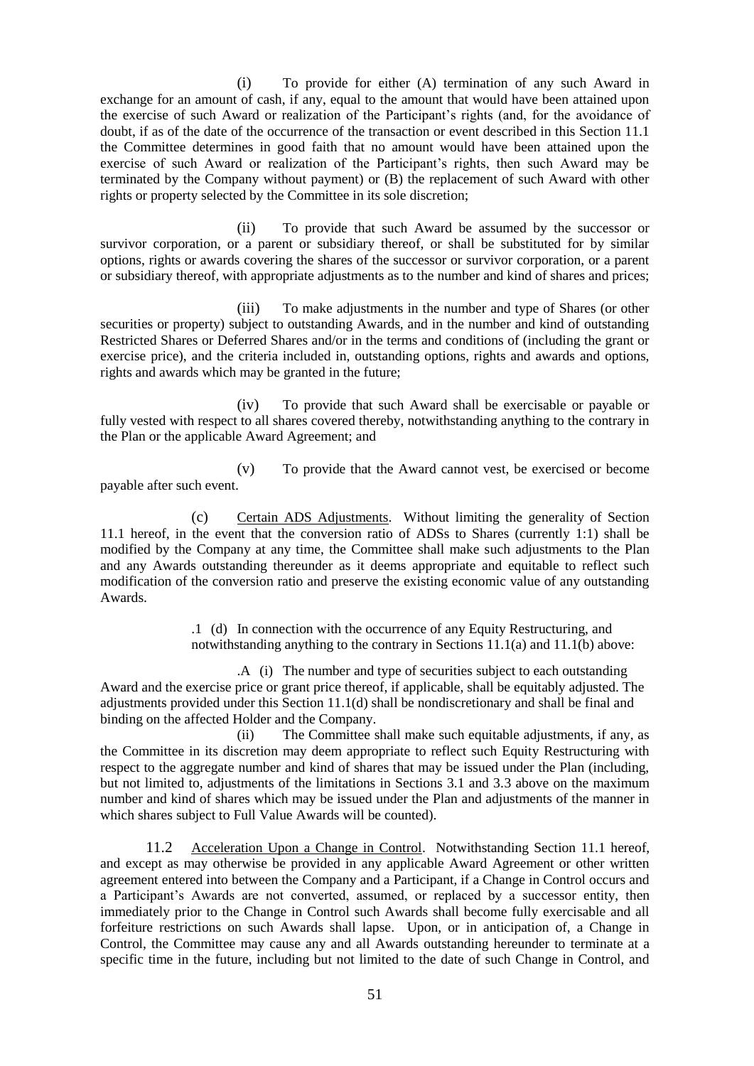(i) To provide for either (A) termination of any such Award in exchange for an amount of cash, if any, equal to the amount that would have been attained upon the exercise of such Award or realization of the Participant's rights (and, for the avoidance of doubt, if as of the date of the occurrence of the transaction or event described in this Section 11.1 the Committee determines in good faith that no amount would have been attained upon the exercise of such Award or realization of the Participant's rights, then such Award may be terminated by the Company without payment) or (B) the replacement of such Award with other rights or property selected by the Committee in its sole discretion;

(ii) To provide that such Award be assumed by the successor or survivor corporation, or a parent or subsidiary thereof, or shall be substituted for by similar options, rights or awards covering the shares of the successor or survivor corporation, or a parent or subsidiary thereof, with appropriate adjustments as to the number and kind of shares and prices;

(iii) To make adjustments in the number and type of Shares (or other securities or property) subject to outstanding Awards, and in the number and kind of outstanding Restricted Shares or Deferred Shares and/or in the terms and conditions of (including the grant or exercise price), and the criteria included in, outstanding options, rights and awards and options, rights and awards which may be granted in the future;

(iv) To provide that such Award shall be exercisable or payable or fully vested with respect to all shares covered thereby, notwithstanding anything to the contrary in the Plan or the applicable Award Agreement; and

(v) To provide that the Award cannot vest, be exercised or become payable after such event.

(c) Certain ADS Adjustments. Without limiting the generality of Section 11.1 hereof, in the event that the conversion ratio of ADSs to Shares (currently 1:1) shall be modified by the Company at any time, the Committee shall make such adjustments to the Plan and any Awards outstanding thereunder as it deems appropriate and equitable to reflect such modification of the conversion ratio and preserve the existing economic value of any outstanding Awards.

.1 (d) In connection with the occurrence of any Equity Restructuring, and notwithstanding anything to the contrary in Sections 11.1(a) and 11.1(b) above:

.A (i) The number and type of securities subject to each outstanding Award and the exercise price or grant price thereof, if applicable, shall be equitably adjusted. The adjustments provided under this Section 11.1(d) shall be nondiscretionary and shall be final and binding on the affected Holder and the Company.

(ii) The Committee shall make such equitable adjustments, if any, as the Committee in its discretion may deem appropriate to reflect such Equity Restructuring with respect to the aggregate number and kind of shares that may be issued under the Plan (including, but not limited to, adjustments of the limitations in Sections 3.1 and 3.3 above on the maximum number and kind of shares which may be issued under the Plan and adjustments of the manner in which shares subject to Full Value Awards will be counted).

11.2 Acceleration Upon a Change in Control. Notwithstanding Section 11.1 hereof, and except as may otherwise be provided in any applicable Award Agreement or other written agreement entered into between the Company and a Participant, if a Change in Control occurs and a Participant's Awards are not converted, assumed, or replaced by a successor entity, then immediately prior to the Change in Control such Awards shall become fully exercisable and all forfeiture restrictions on such Awards shall lapse. Upon, or in anticipation of, a Change in Control, the Committee may cause any and all Awards outstanding hereunder to terminate at a specific time in the future, including but not limited to the date of such Change in Control, and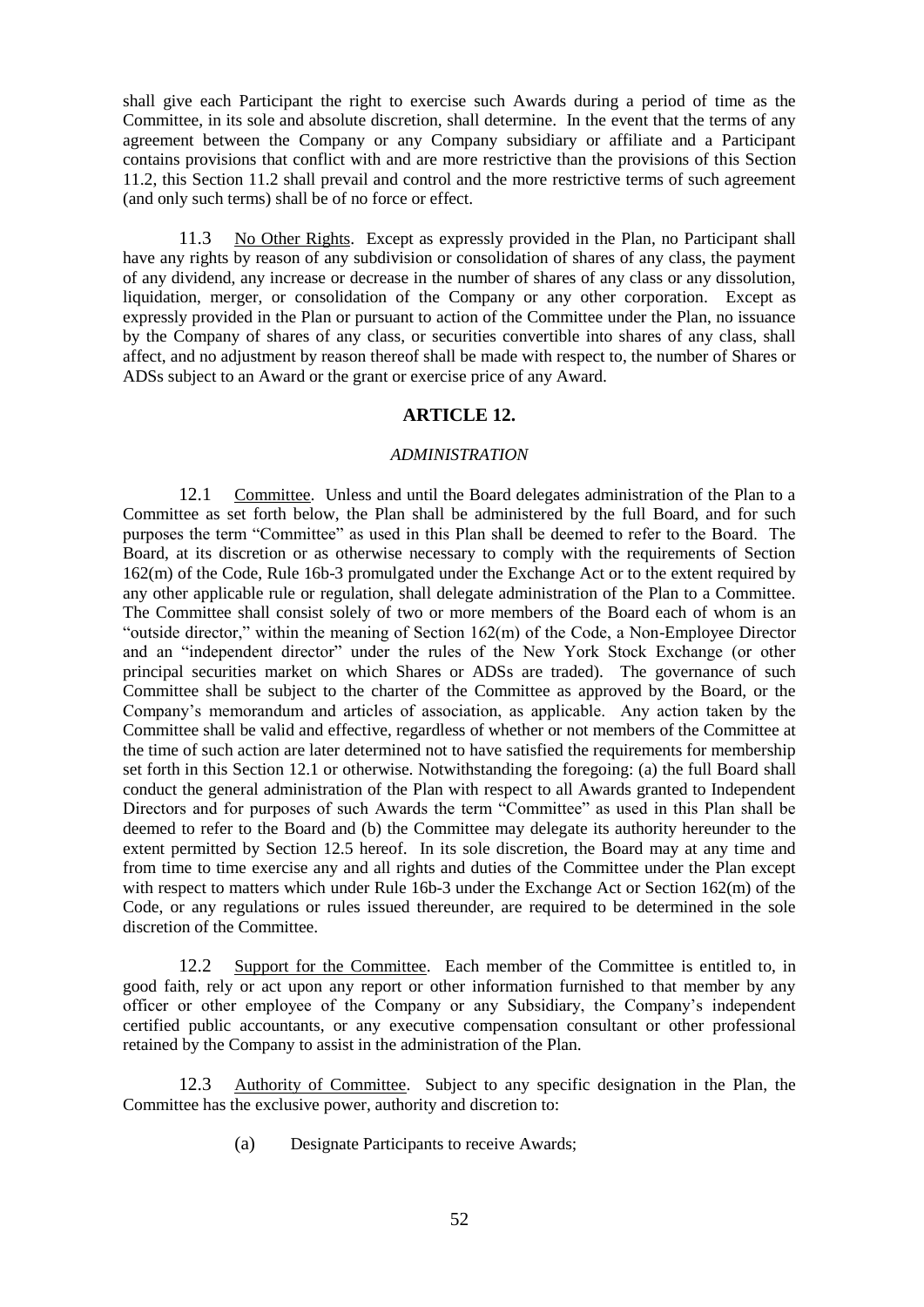shall give each Participant the right to exercise such Awards during a period of time as the Committee, in its sole and absolute discretion, shall determine. In the event that the terms of any agreement between the Company or any Company subsidiary or affiliate and a Participant contains provisions that conflict with and are more restrictive than the provisions of this Section 11.2, this Section 11.2 shall prevail and control and the more restrictive terms of such agreement (and only such terms) shall be of no force or effect.

11.3 No Other Rights. Except as expressly provided in the Plan, no Participant shall have any rights by reason of any subdivision or consolidation of shares of any class, the payment of any dividend, any increase or decrease in the number of shares of any class or any dissolution, liquidation, merger, or consolidation of the Company or any other corporation. Except as expressly provided in the Plan or pursuant to action of the Committee under the Plan, no issuance by the Company of shares of any class, or securities convertible into shares of any class, shall affect, and no adjustment by reason thereof shall be made with respect to, the number of Shares or ADSs subject to an Award or the grant or exercise price of any Award.

## ARTICLE 12.

*ADMINISTRATION*

12.1 Committee. Unless and until the Board delegates administration of the Plan to a Committee as set forth below, the Plan shall be administered by the full Board, and for such purposes the term "Committee" as used in this Plan shall be deemed to refer to the Board. The Board, at its discretion or as otherwise necessary to comply with the requirements of Section 162(m) of the Code, Rule 16b-3 promulgated under the Exchange Act or to the extent required by any other applicable rule or regulation, shall delegate administration of the Plan to a Committee. The Committee shall consist solely of two or more members of the Board each of whom is an "outside director," within the meaning of Section 162(m) of the Code, a Non-Employee Director and an "independent director" under the rules of the New York Stock Exchange (or other principal securities market on which Shares or ADSs are traded). The governance of such Committee shall be subject to the charter of the Committee as approved by the Board, or the Company's memorandum and articles of association, as applicable. Any action taken by the Committee shall be valid and effective, regardless of whether or not members of the Committee at the time of such action are later determined not to have satisfied the requirements for membership set forth in this Section 12.1 or otherwise. Notwithstanding the foregoing: (a) the full Board shall conduct the general administration of the Plan with respect to all Awards granted to Independent Directors and for purposes of such Awards the term "Committee" as used in this Plan shall be deemed to refer to the Board and (b) the Committee may delegate its authority hereunder to the extent permitted by Section 12.5 hereof. In its sole discretion, the Board may at any time and from time to time exercise any and all rights and duties of the Committee under the Plan except with respect to matters which under Rule 16b-3 under the Exchange Act or Section 162(m) of the Code, or any regulations or rules issued thereunder, are required to be determined in the sole discretion of the Committee.

12.2 Support for the Committee. Each member of the Committee is entitled to, in good faith, rely or act upon any report or other information furnished to that member by any officer or other employee of the Company or any Subsidiary, the Company's independent certified public accountants, or any executive compensation consultant or other professional retained by the Company to assist in the administration of the Plan.

12.3 Authority of Committee. Subject to any specific designation in the Plan, the Committee has the exclusive power, authority and discretion to:

(a) Designate Participants to receive Awards;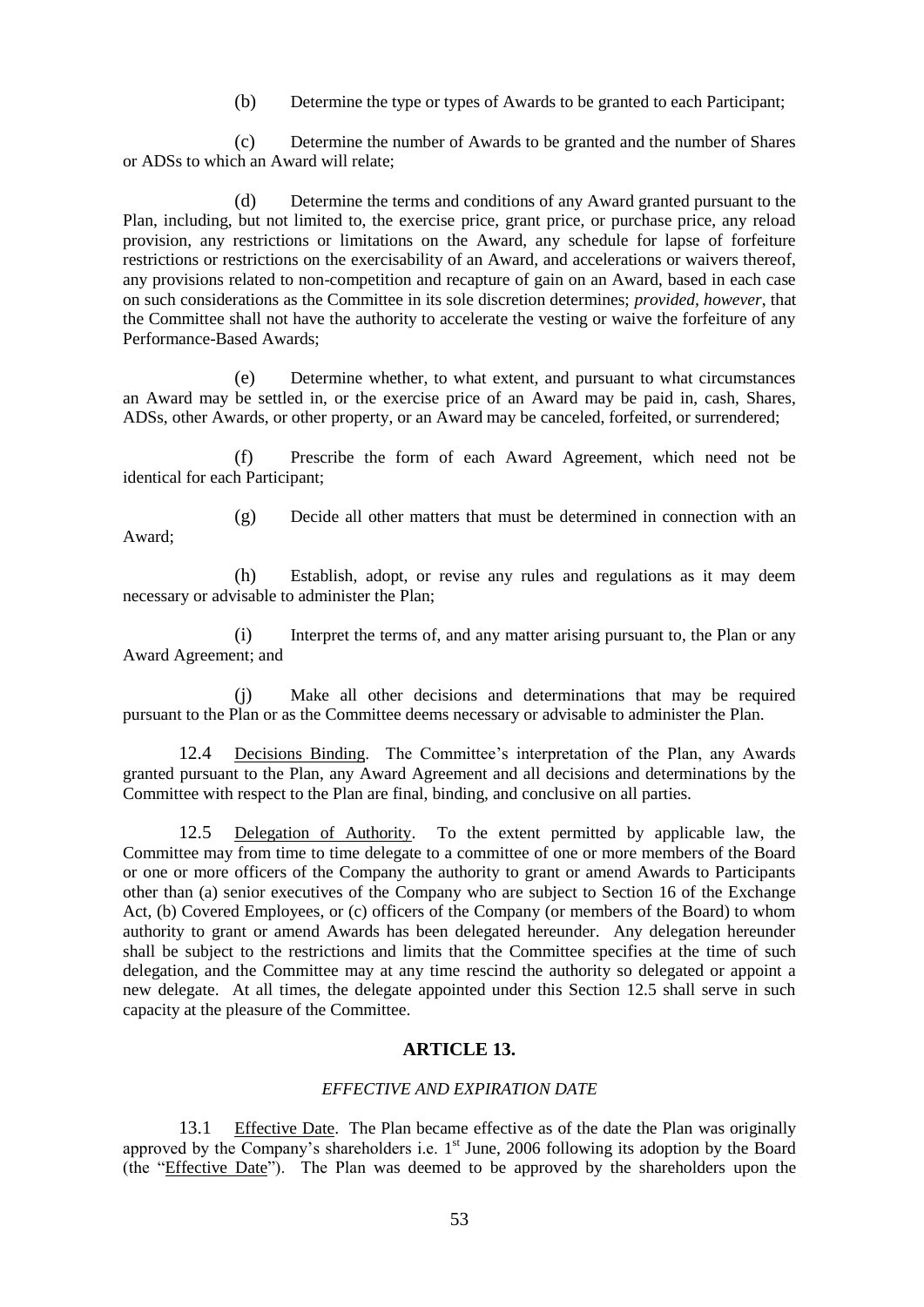(b) Determine the type or types of Awards to be granted to each Participant;

(c) Determine the number of Awards to be granted and the number of Shares or ADSs to which an Award will relate;

(d) Determine the terms and conditions of any Award granted pursuant to the Plan, including, but not limited to, the exercise price, grant price, or purchase price, any reload provision, any restrictions or limitations on the Award, any schedule for lapse of forfeiture restrictions or restrictions on the exercisability of an Award, and accelerations or waivers thereof, any provisions related to non-competition and recapture of gain on an Award, based in each case on such considerations as the Committee in its sole discretion determines; *provided, however*, that the Committee shall not have the authority to accelerate the vesting or waive the forfeiture of any Performance-Based Awards;

(e) Determine whether, to what extent, and pursuant to what circumstances an Award may be settled in, or the exercise price of an Award may be paid in, cash, Shares, ADSs, other Awards, or other property, or an Award may be canceled, forfeited, or surrendered;

(f) Prescribe the form of each Award Agreement, which need not be identical for each Participant;

(g) Decide all other matters that must be determined in connection with an Award;

(h) Establish, adopt, or revise any rules and regulations as it may deem necessary or advisable to administer the Plan;

(i) Interpret the terms of, and any matter arising pursuant to, the Plan or any Award Agreement; and

(j) Make all other decisions and determinations that may be required pursuant to the Plan or as the Committee deems necessary or advisable to administer the Plan.

12.4 Decisions Binding. The Committee's interpretation of the Plan, any Awards granted pursuant to the Plan, any Award Agreement and all decisions and determinations by the Committee with respect to the Plan are final, binding, and conclusive on all parties.

12.5 Delegation of Authority. To the extent permitted by applicable law, the Committee may from time to time delegate to a committee of one or more members of the Board or one or more officers of the Company the authority to grant or amend Awards to Participants other than (a) senior executives of the Company who are subject to Section 16 of the Exchange Act, (b) Covered Employees, or (c) officers of the Company (or members of the Board) to whom authority to grant or amend Awards has been delegated hereunder. Any delegation hereunder shall be subject to the restrictions and limits that the Committee specifies at the time of such delegation, and the Committee may at any time rescind the authority so delegated or appoint a new delegate. At all times, the delegate appointed under this Section 12.5 shall serve in such capacity at the pleasure of the Committee.

## ARTICLE 13.

### *EFFECTIVE AND EXPIRATION DATE*

13.1 Effective Date. The Plan became effective as of the date the Plan was originally approved by the Company's shareholders i.e. 1st June, 2006 following its adoption by the Board (the "Effective Date"). The Plan was deemed to be approved by the shareholders upon the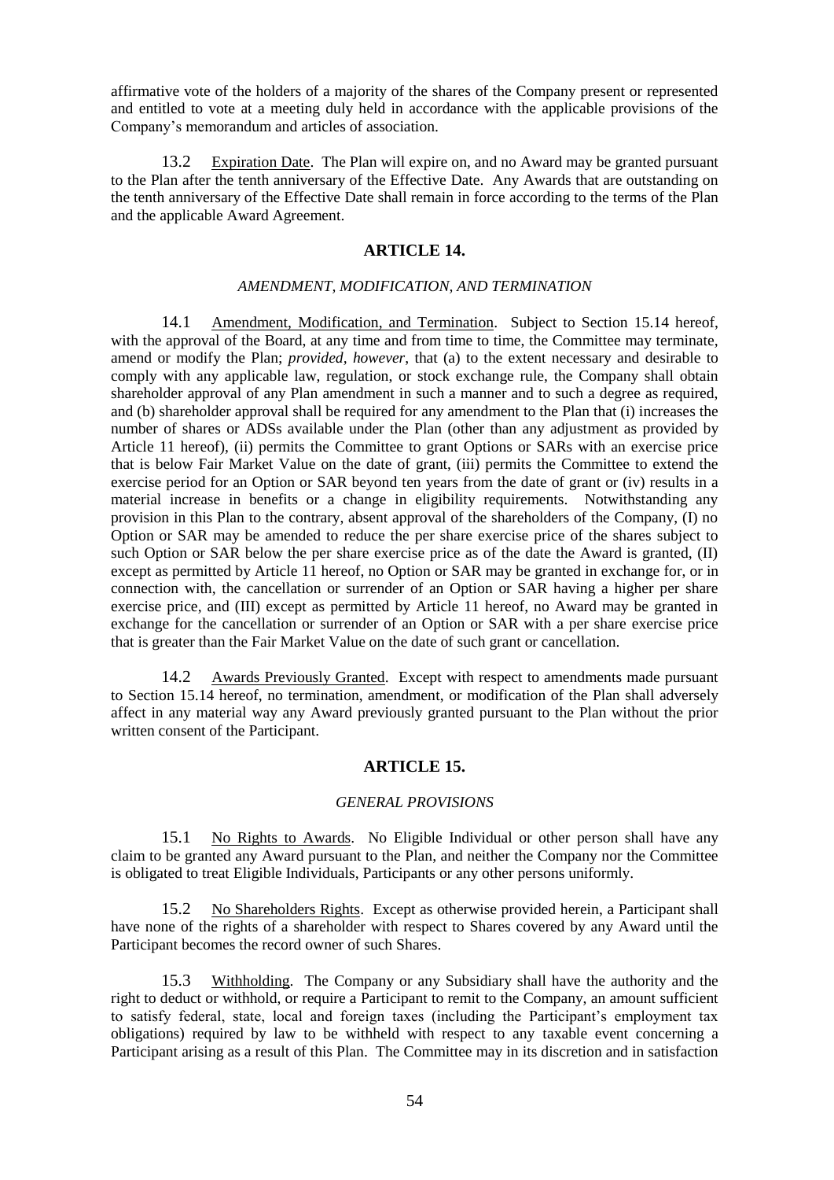affirmative vote of the holders of a majority of the shares of the Company present or represented and entitled to vote at a meeting duly held in accordance with the applicable provisions of the Company's memorandum and articles of association.

13.2 Expiration Date. The Plan will expire on, and no Award may be granted pursuant to the Plan after the tenth anniversary of the Effective Date. Any Awards that are outstanding on the tenth anniversary of the Effective Date shall remain in force according to the terms of the Plan and the applicable Award Agreement.

## ARTICLE 14.

### *AMENDMENT, MODIFICATION, AND TERMINATION*

14.1 Amendment, Modification, and Termination. Subject to Section 15.14 hereof, with the approval of the Board, at any time and from time to time, the Committee may terminate, amend or modify the Plan; *provided*, *however*, that (a) to the extent necessary and desirable to comply with any applicable law, regulation, or stock exchange rule, the Company shall obtain shareholder approval of any Plan amendment in such a manner and to such a degree as required, and (b) shareholder approval shall be required for any amendment to the Plan that (i) increases the number of shares or ADSs available under the Plan (other than any adjustment as provided by Article 11 hereof), (ii) permits the Committee to grant Options or SARs with an exercise price that is below Fair Market Value on the date of grant, (iii) permits the Committee to extend the exercise period for an Option or SAR beyond ten years from the date of grant or (iv) results in a material increase in benefits or a change in eligibility requirements. Notwithstanding any provision in this Plan to the contrary, absent approval of the shareholders of the Company, (I) no Option or SAR may be amended to reduce the per share exercise price of the shares subject to such Option or SAR below the per share exercise price as of the date the Award is granted, (II) except as permitted by Article 11 hereof, no Option or SAR may be granted in exchange for, or in connection with, the cancellation or surrender of an Option or SAR having a higher per share exercise price, and (III) except as permitted by Article 11 hereof, no Award may be granted in exchange for the cancellation or surrender of an Option or SAR with a per share exercise price that is greater than the Fair Market Value on the date of such grant or cancellation.

14.2 Awards Previously Granted. Except with respect to amendments made pursuant to Section 15.14 hereof, no termination, amendment, or modification of the Plan shall adversely affect in any material way any Award previously granted pursuant to the Plan without the prior written consent of the Participant.

## ARTICLE 15.

### *GENERAL PROVISIONS*

15.1 No Rights to Awards. No Eligible Individual or other person shall have any claim to be granted any Award pursuant to the Plan, and neither the Company nor the Committee is obligated to treat Eligible Individuals, Participants or any other persons uniformly.

15.2 No Shareholders Rights. Except as otherwise provided herein, a Participant shall have none of the rights of a shareholder with respect to Shares covered by any Award until the Participant becomes the record owner of such Shares.

15.3 Withholding. The Company or any Subsidiary shall have the authority and the right to deduct or withhold, or require a Participant to remit to the Company, an amount sufficient to satisfy federal, state, local and foreign taxes (including the Participant's employment tax obligations) required by law to be withheld with respect to any taxable event concerning a Participant arising as a result of this Plan. The Committee may in its discretion and in satisfaction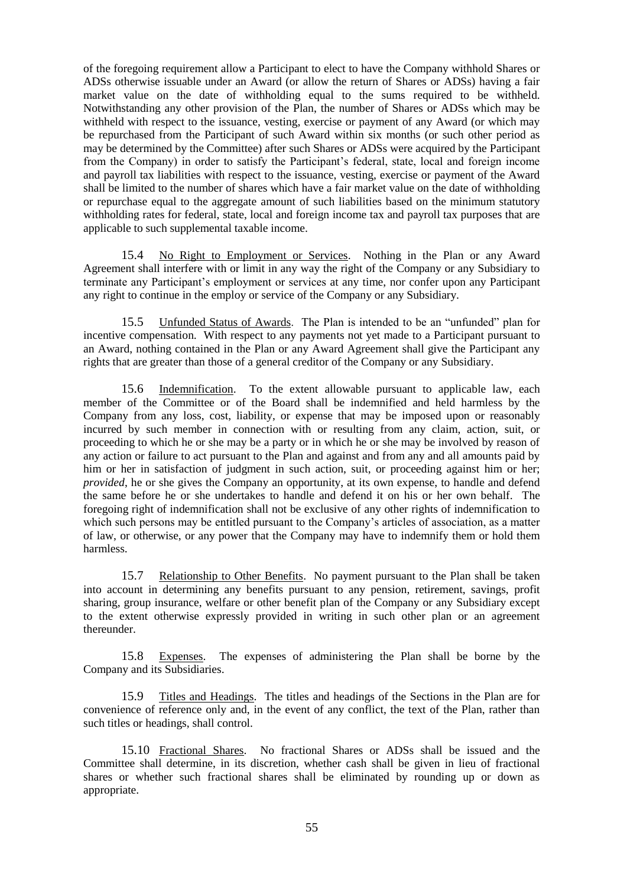of the foregoing requirement allow a Participant to elect to have the Company withhold Shares or ADSs otherwise issuable under an Award (or allow the return of Shares or ADSs) having a fair market value on the date of withholding equal to the sums required to be withheld. Notwithstanding any other provision of the Plan, the number of Shares or ADSs which may be withheld with respect to the issuance, vesting, exercise or payment of any Award (or which may be repurchased from the Participant of such Award within six months (or such other period as may be determined by the Committee) after such Shares or ADSs were acquired by the Participant from the Company) in order to satisfy the Participant's federal, state, local and foreign income and payroll tax liabilities with respect to the issuance, vesting, exercise or payment of the Award shall be limited to the number of shares which have a fair market value on the date of withholding or repurchase equal to the aggregate amount of such liabilities based on the minimum statutory withholding rates for federal, state, local and foreign income tax and payroll tax purposes that are applicable to such supplemental taxable income.

15.4 No Right to Employment or Services. Nothing in the Plan or any Award Agreement shall interfere with or limit in any way the right of the Company or any Subsidiary to terminate any Participant's employment or services at any time, nor confer upon any Participant any right to continue in the employ or service of the Company or any Subsidiary.

15.5 Unfunded Status of Awards. The Plan is intended to be an "unfunded" plan for incentive compensation. With respect to any payments not yet made to a Participant pursuant to an Award, nothing contained in the Plan or any Award Agreement shall give the Participant any rights that are greater than those of a general creditor of the Company or any Subsidiary.

15.6 Indemnification. To the extent allowable pursuant to applicable law, each member of the Committee or of the Board shall be indemnified and held harmless by the Company from any loss, cost, liability, or expense that may be imposed upon or reasonably incurred by such member in connection with or resulting from any claim, action, suit, or proceeding to which he or she may be a party or in which he or she may be involved by reason of any action or failure to act pursuant to the Plan and against and from any and all amounts paid by him or her in satisfaction of judgment in such action, suit, or proceeding against him or her; *provided*, he or she gives the Company an opportunity, at its own expense, to handle and defend the same before he or she undertakes to handle and defend it on his or her own behalf. The foregoing right of indemnification shall not be exclusive of any other rights of indemnification to which such persons may be entitled pursuant to the Company's articles of association, as a matter of law, or otherwise, or any power that the Company may have to indemnify them or hold them harmless.

15.7 Relationship to Other Benefits. No payment pursuant to the Plan shall be taken into account in determining any benefits pursuant to any pension, retirement, savings, profit sharing, group insurance, welfare or other benefit plan of the Company or any Subsidiary except to the extent otherwise expressly provided in writing in such other plan or an agreement thereunder.

15.8 Expenses. The expenses of administering the Plan shall be borne by the Company and its Subsidiaries.

15.9 Titles and Headings. The titles and headings of the Sections in the Plan are for convenience of reference only and, in the event of any conflict, the text of the Plan, rather than such titles or headings, shall control.

15.10 Fractional Shares. No fractional Shares or ADSs shall be issued and the Committee shall determine, in its discretion, whether cash shall be given in lieu of fractional shares or whether such fractional shares shall be eliminated by rounding up or down as appropriate.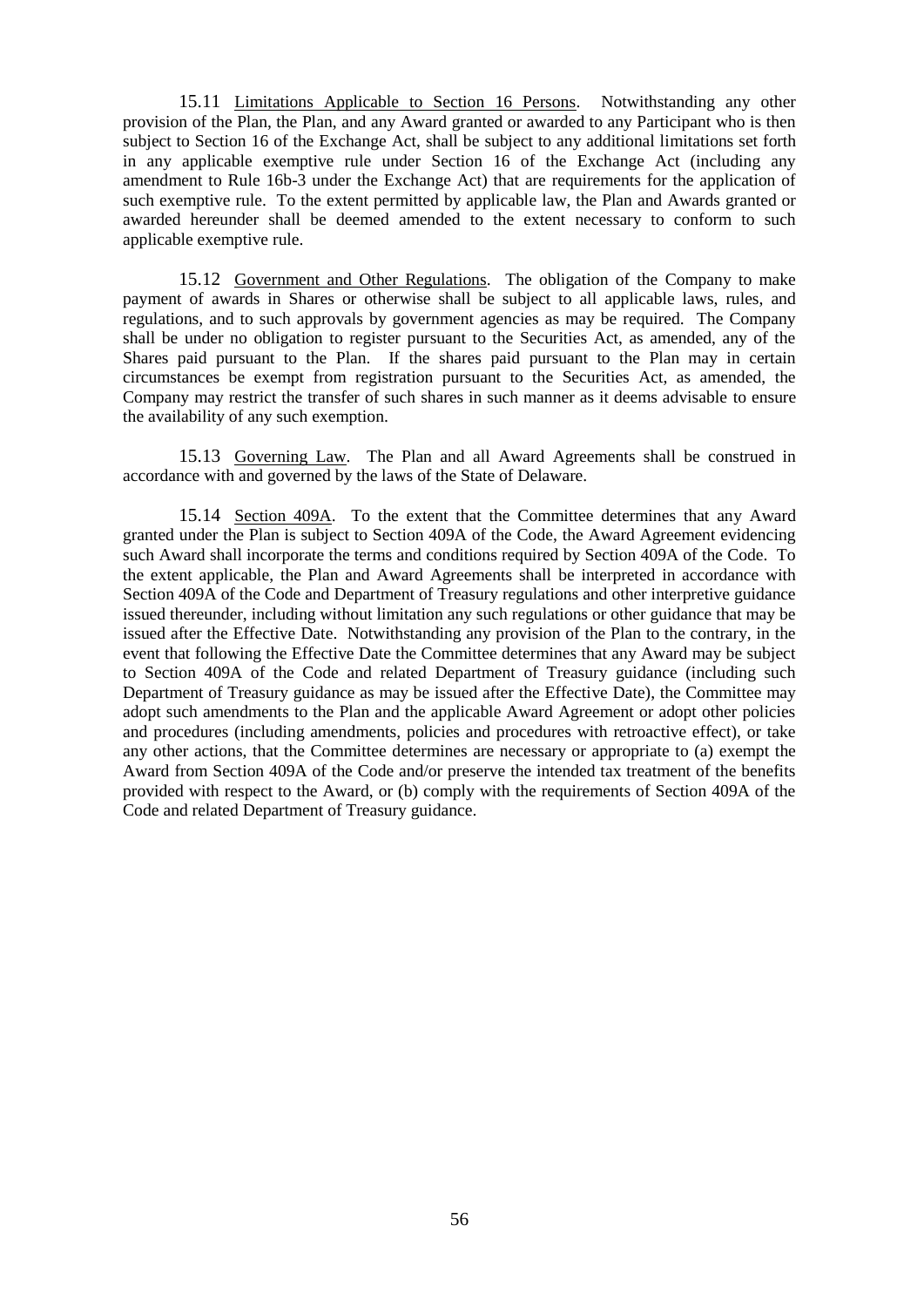15.11 Limitations Applicable to Section 16 Persons. Notwithstanding any other provision of the Plan, the Plan, and any Award granted or awarded to any Participant who is then subject to Section 16 of the Exchange Act, shall be subject to any additional limitations set forth in any applicable exemptive rule under Section 16 of the Exchange Act (including any amendment to Rule 16b-3 under the Exchange Act) that are requirements for the application of such exemptive rule. To the extent permitted by applicable law, the Plan and Awards granted or awarded hereunder shall be deemed amended to the extent necessary to conform to such applicable exemptive rule.

15.12 Government and Other Regulations. The obligation of the Company to make payment of awards in Shares or otherwise shall be subject to all applicable laws, rules, and regulations, and to such approvals by government agencies as may be required. The Company shall be under no obligation to register pursuant to the Securities Act, as amended, any of the Shares paid pursuant to the Plan. If the shares paid pursuant to the Plan may in certain circumstances be exempt from registration pursuant to the Securities Act, as amended, the Company may restrict the transfer of such shares in such manner as it deems advisable to ensure the availability of any such exemption.

15.13 Governing Law. The Plan and all Award Agreements shall be construed in accordance with and governed by the laws of the State of Delaware.

15.14 Section 409A. To the extent that the Committee determines that any Award granted under the Plan is subject to Section 409A of the Code, the Award Agreement evidencing such Award shall incorporate the terms and conditions required by Section 409A of the Code. To the extent applicable, the Plan and Award Agreements shall be interpreted in accordance with Section 409A of the Code and Department of Treasury regulations and other interpretive guidance issued thereunder, including without limitation any such regulations or other guidance that may be issued after the Effective Date. Notwithstanding any provision of the Plan to the contrary, in the event that following the Effective Date the Committee determines that any Award may be subject to Section 409A of the Code and related Department of Treasury guidance (including such Department of Treasury guidance as may be issued after the Effective Date), the Committee may adopt such amendments to the Plan and the applicable Award Agreement or adopt other policies and procedures (including amendments, policies and procedures with retroactive effect), or take any other actions, that the Committee determines are necessary or appropriate to (a) exempt the Award from Section 409A of the Code and/or preserve the intended tax treatment of the benefits provided with respect to the Award, or (b) comply with the requirements of Section 409A of the Code and related Department of Treasury guidance.